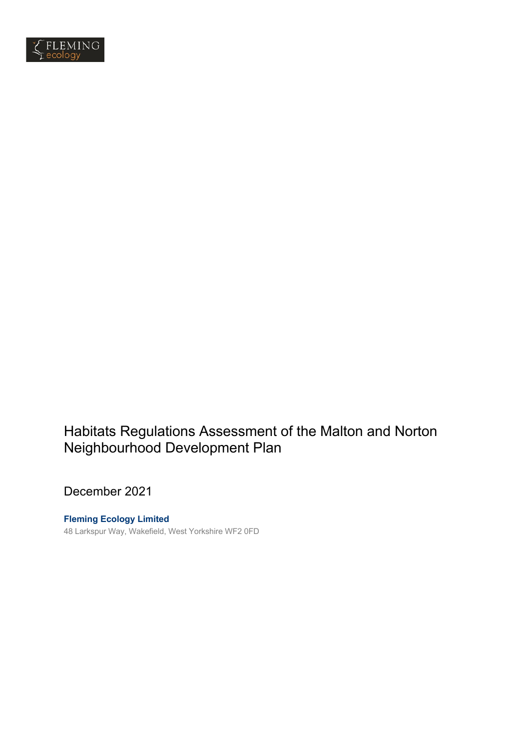FLEMING ecology

# Habitats Regulations Assessment of the Malton and Norton Neighbourhood Development Plan

December 2021

**Fleming Ecology Limited**

48 Larkspur Way, Wakefield, West Yorkshire WF2 0FD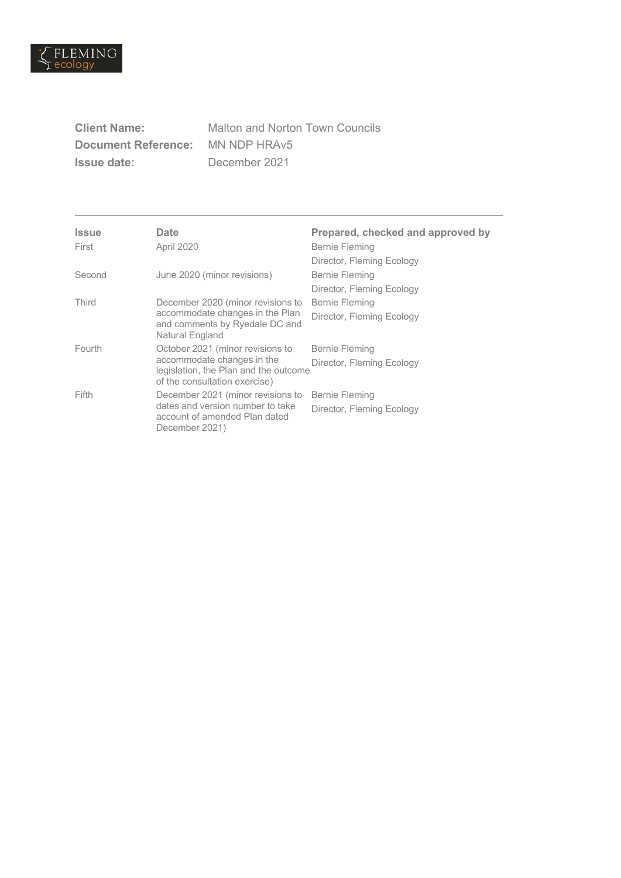FLEMING ecology

**Client Name:** Malton and Norton Town Councils
**Document Reference:** MN NDP HRAv5
**Issue date:** December 2021

| Issue | Date | Prepared, checked and approved by |
| --- | --- | --- |
| First | April 2020 | Bernie Fleming<br>Director, Fleming Ecology |
| Second | June 2020 (minor revisions) | Bernie Fleming<br>Director, Fleming Ecology |
| Third | December 2020 (minor revisions to accommodate changes in the Plan and comments by Ryedale DC and Natural England | Bernie Fleming<br>Director, Fleming Ecology |
| Fourth | October 2021 (minor revisions to accommodate changes in the legislation, the Plan and the outcome of the consultation exercise) | Bernie Fleming<br>Director, Fleming Ecology |
| Fifth | December 2021 (minor revisions to dates and version number to take account of amended Plan dated December 2021) | Bernie Fleming<br>Director, Fleming Ecology |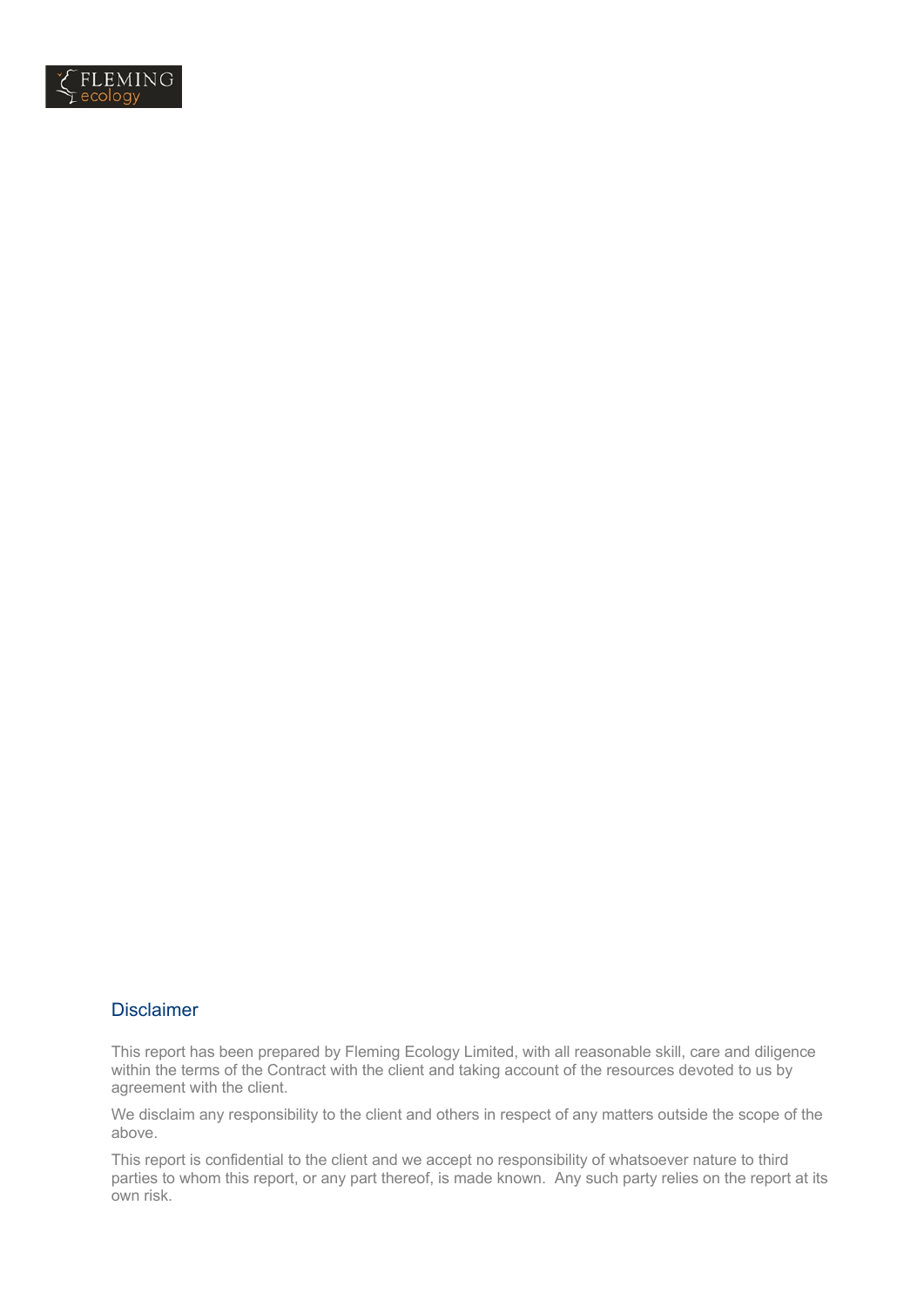## Disclaimer

This report has been prepared by Fleming Ecology Limited, with all reasonable skill, care and diligence within the terms of the Contract with the client and taking account of the resources devoted to us by agreement with the client.

We disclaim any responsibility to the client and others in respect of any matters outside the scope of the above.

This report is confidential to the client and we accept no responsibility of whatsoever nature to third parties to whom this report, or any part thereof, is made known. Any such party relies on the report at its own risk.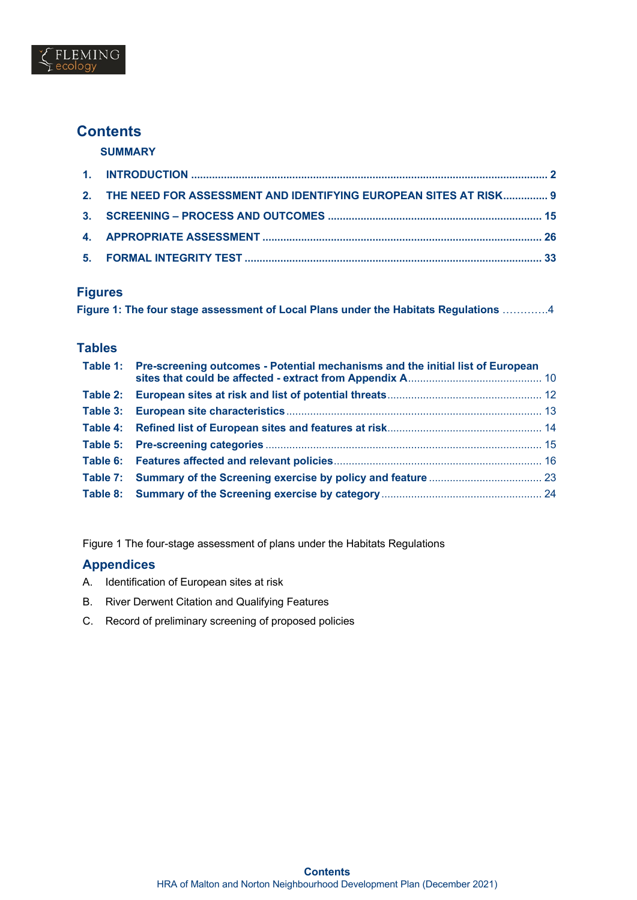## Contents

**SUMMARY**

1. **INTRODUCTION** ........................................................................ 2
2. **THE NEED FOR ASSESSMENT AND IDENTIFYING EUROPEAN SITES AT RISK**............... 9
3. **SCREENING – PROCESS AND OUTCOMES** ........................................................ 15
4. **APPROPRIATE ASSESSMENT** ........................................................................ 26
5. **FORMAL INTEGRITY TEST** ........................................................................ 33

## Figures

**Figure 1: The four stage assessment of Local Plans under the Habitats Regulations** ………….4

## Tables

| | |
|---|---|
| **Table 1:** | **Pre-screening outcomes - Potential mechanisms and the initial list of European sites that could be affected - extract from Appendix A**.......................... 10 |
| **Table 2:** | **European sites at risk and list of potential threats**.................................. 12 |
| **Table 3:** | **European site characteristics**........................................................ 13 |
| **Table 4:** | **Refined list of European sites and features at risk**.................................. 14 |
| **Table 5:** | **Pre-screening categories**........................................................ 15 |
| **Table 6:** | **Features affected and relevant policies**........................................ 16 |
| **Table 7:** | **Summary of the Screening exercise by policy and feature**........................ 23 |
| **Table 8:** | **Summary of the Screening exercise by category**................................ 24 |

Figure 1 The four-stage assessment of plans under the Habitats Regulations

## Appendices

A. Identification of European sites at risk

B. River Derwent Citation and Qualifying Features

C. Record of preliminary screening of proposed policies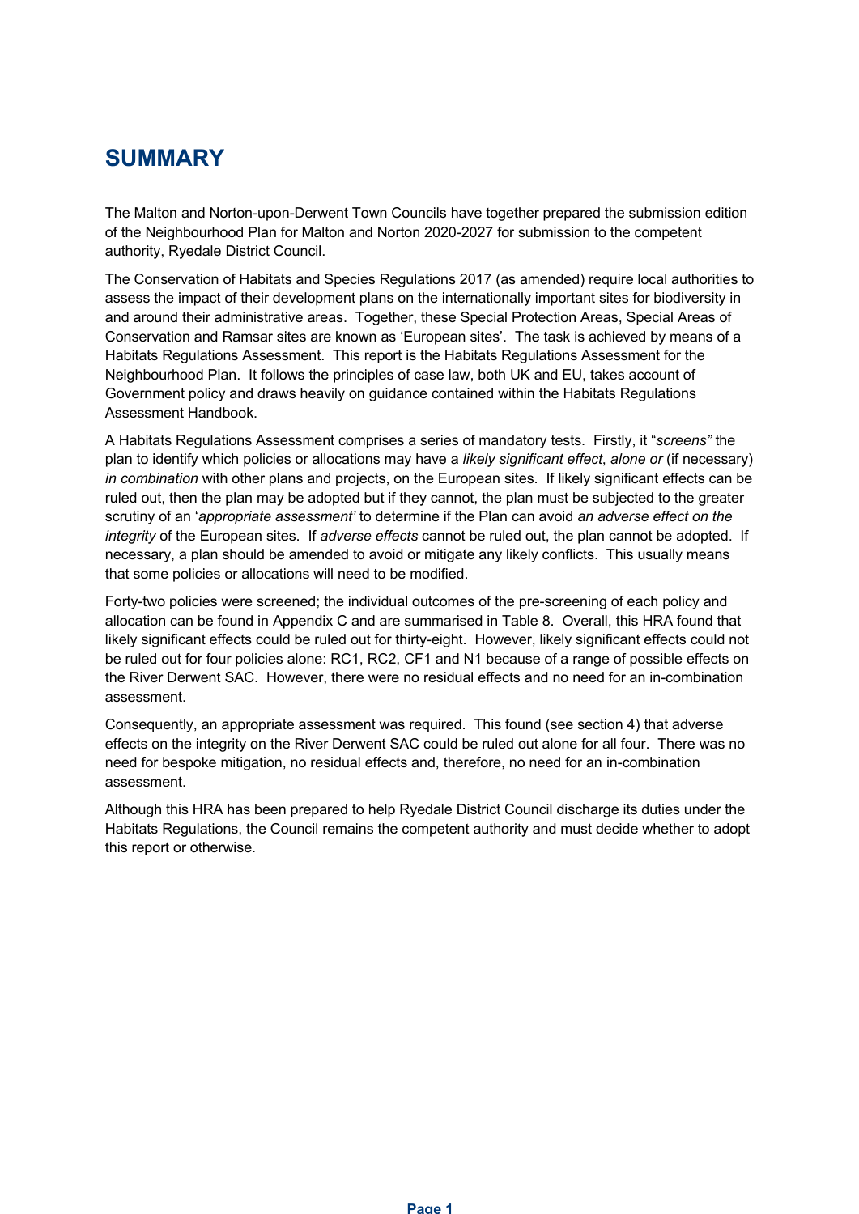# SUMMARY

The Malton and Norton-upon-Derwent Town Councils have together prepared the submission edition of the Neighbourhood Plan for Malton and Norton 2020-2027 for submission to the competent authority, Ryedale District Council.

The Conservation of Habitats and Species Regulations 2017 (as amended) require local authorities to assess the impact of their development plans on the internationally important sites for biodiversity in and around their administrative areas. Together, these Special Protection Areas, Special Areas of Conservation and Ramsar sites are known as 'European sites'. The task is achieved by means of a Habitats Regulations Assessment. This report is the Habitats Regulations Assessment for the Neighbourhood Plan. It follows the principles of case law, both UK and EU, takes account of Government policy and draws heavily on guidance contained within the Habitats Regulations Assessment Handbook.

A Habitats Regulations Assessment comprises a series of mandatory tests. Firstly, it "*screens"* the plan to identify which policies or allocations may have a *likely significant effect*, *alone or* (if necessary) *in combination* with other plans and projects, on the European sites. If likely significant effects can be ruled out, then the plan may be adopted but if they cannot, the plan must be subjected to the greater scrutiny of an '*appropriate assessment'* to determine if the Plan can avoid *an adverse effect on the integrity* of the European sites. If *adverse effects* cannot be ruled out, the plan cannot be adopted. If necessary, a plan should be amended to avoid or mitigate any likely conflicts. This usually means that some policies or allocations will need to be modified.

Forty-two policies were screened; the individual outcomes of the pre-screening of each policy and allocation can be found in Appendix C and are summarised in Table 8. Overall, this HRA found that likely significant effects could be ruled out for thirty-eight. However, likely significant effects could not be ruled out for four policies alone: RC1, RC2, CF1 and N1 because of a range of possible effects on the River Derwent SAC. However, there were no residual effects and no need for an in-combination assessment.

Consequently, an appropriate assessment was required. This found (see section 4) that adverse effects on the integrity on the River Derwent SAC could be ruled out alone for all four. There was no need for bespoke mitigation, no residual effects and, therefore, no need for an in-combination assessment.

Although this HRA has been prepared to help Ryedale District Council discharge its duties under the Habitats Regulations, the Council remains the competent authority and must decide whether to adopt this report or otherwise.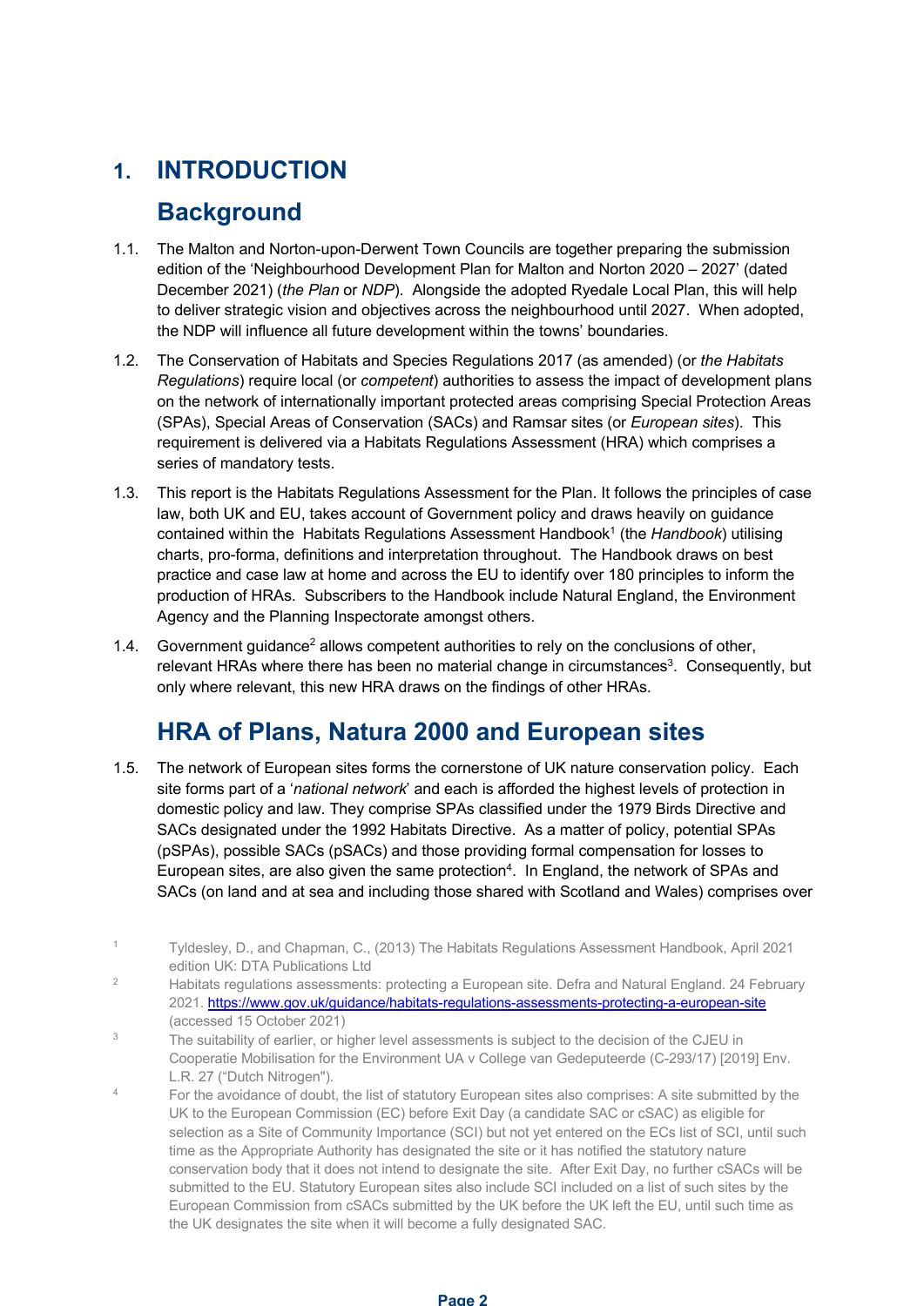# 1. INTRODUCTION

## Background

1.1. The Malton and Norton-upon-Derwent Town Councils are together preparing the submission edition of the 'Neighbourhood Development Plan for Malton and Norton 2020 – 2027' (dated December 2021) (*the Plan* or *NDP*). Alongside the adopted Ryedale Local Plan, this will help to deliver strategic vision and objectives across the neighbourhood until 2027. When adopted, the NDP will influence all future development within the towns' boundaries.

1.2. The Conservation of Habitats and Species Regulations 2017 (as amended) (or *the Habitats Regulations*) require local (or *competent*) authorities to assess the impact of development plans on the network of internationally important protected areas comprising Special Protection Areas (SPAs), Special Areas of Conservation (SACs) and Ramsar sites (or *European sites*). This requirement is delivered via a Habitats Regulations Assessment (HRA) which comprises a series of mandatory tests.

1.3. This report is the Habitats Regulations Assessment for the Plan. It follows the principles of case law, both UK and EU, takes account of Government policy and draws heavily on guidance contained within the Habitats Regulations Assessment Handbook[1] (the *Handbook*) utilising charts, pro-forma, definitions and interpretation throughout. The Handbook draws on best practice and case law at home and across the EU to identify over 180 principles to inform the production of HRAs. Subscribers to the Handbook include Natural England, the Environment Agency and the Planning Inspectorate amongst others.

1.4. Government guidance[2] allows competent authorities to rely on the conclusions of other, relevant HRAs where there has been no material change in circumstances[3]. Consequently, but only where relevant, this new HRA draws on the findings of other HRAs.

## HRA of Plans, Natura 2000 and European sites

1.5. The network of European sites forms the cornerstone of UK nature conservation policy. Each site forms part of a '*national network*' and each is afforded the highest levels of protection in domestic policy and law. They comprise SPAs classified under the 1979 Birds Directive and SACs designated under the 1992 Habitats Directive. As a matter of policy, potential SPAs (pSPAs), possible SACs (pSACs) and those providing formal compensation for losses to European sites, are also given the same protection[4]. In England, the network of SPAs and SACs (on land and at sea and including those shared with Scotland and Wales) comprises over

---

[1] Tyldesley, D., and Chapman, C., (2013) The Habitats Regulations Assessment Handbook, April 2021 edition UK: DTA Publications Ltd

[2] Habitats regulations assessments: protecting a European site. Defra and Natural England. 24 February 2021. https://www.gov.uk/guidance/habitats-regulations-assessments-protecting-a-european-site (accessed 15 October 2021)

[3] The suitability of earlier, or higher level assessments is subject to the decision of the CJEU in Cooperatie Mobilisation for the Environment UA v College van Gedeputeerde (C-293/17) [2019] Env. L.R. 27 ("Dutch Nitrogen").

[4] For the avoidance of doubt, the list of statutory European sites also comprises: A site submitted by the UK to the European Commission (EC) before Exit Day (a candidate SAC or cSAC) as eligible for selection as a Site of Community Importance (SCI) but not yet entered on the ECs list of SCI, until such time as the Appropriate Authority has designated the site or it has notified the statutory nature conservation body that it does not intend to designate the site. After Exit Day, no further cSACs will be submitted to the EU. Statutory European sites also include SCI included on a list of such sites by the European Commission from cSACs submitted by the UK before the UK left the EU, until such time as the UK designates the site when it will become a fully designated SAC.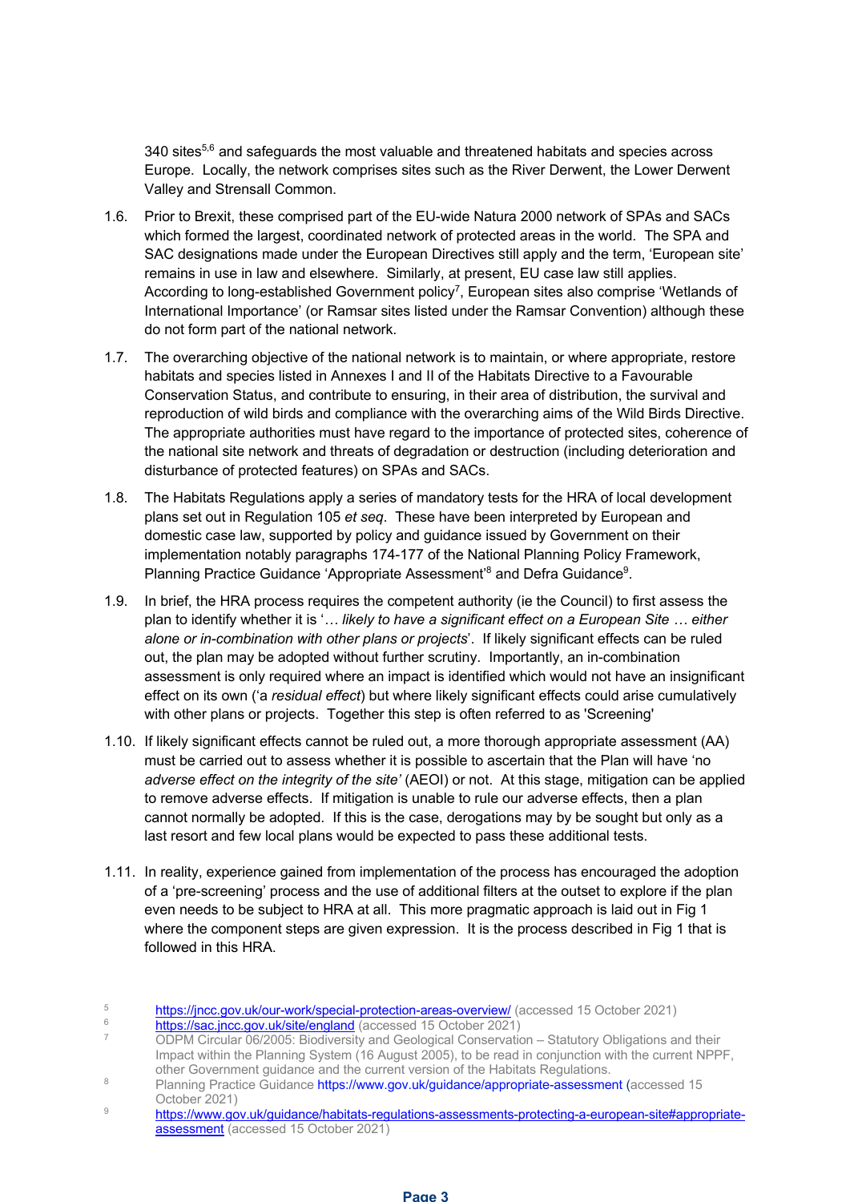340 sites[5,6] and safeguards the most valuable and threatened habitats and species across Europe. Locally, the network comprises sites such as the River Derwent, the Lower Derwent Valley and Strensall Common.

1.6. Prior to Brexit, these comprised part of the EU-wide Natura 2000 network of SPAs and SACs which formed the largest, coordinated network of protected areas in the world. The SPA and SAC designations made under the European Directives still apply and the term, 'European site' remains in use in law and elsewhere. Similarly, at present, EU case law still applies. According to long-established Government policy[7], European sites also comprise 'Wetlands of International Importance' (or Ramsar sites listed under the Ramsar Convention) although these do not form part of the national network.

1.7. The overarching objective of the national network is to maintain, or where appropriate, restore habitats and species listed in Annexes I and II of the Habitats Directive to a Favourable Conservation Status, and contribute to ensuring, in their area of distribution, the survival and reproduction of wild birds and compliance with the overarching aims of the Wild Birds Directive. The appropriate authorities must have regard to the importance of protected sites, coherence of the national site network and threats of degradation or destruction (including deterioration and disturbance of protected features) on SPAs and SACs.

1.8. The Habitats Regulations apply a series of mandatory tests for the HRA of local development plans set out in Regulation 105 *et seq*. These have been interpreted by European and domestic case law, supported by policy and guidance issued by Government on their implementation notably paragraphs 174-177 of the National Planning Policy Framework, Planning Practice Guidance 'Appropriate Assessment'[8] and Defra Guidance[9].

1.9. In brief, the HRA process requires the competent authority (ie the Council) to first assess the plan to identify whether it is '*… likely to have a significant effect on a European Site … either alone or in-combination with other plans or projects*'. If likely significant effects can be ruled out, the plan may be adopted without further scrutiny. Importantly, an in-combination assessment is only required where an impact is identified which would not have an insignificant effect on its own ('a *residual effect*) but where likely significant effects could arise cumulatively with other plans or projects. Together this step is often referred to as 'Screening'

1.10. If likely significant effects cannot be ruled out, a more thorough appropriate assessment (AA) must be carried out to assess whether it is possible to ascertain that the Plan will have '*no adverse effect on the integrity of the site'* (AEOI) or not. At this stage, mitigation can be applied to remove adverse effects. If mitigation is unable to rule our adverse effects, then a plan cannot normally be adopted. If this is the case, derogations may by be sought but only as a last resort and few local plans would be expected to pass these additional tests.

1.11. In reality, experience gained from implementation of the process has encouraged the adoption of a 'pre-screening' process and the use of additional filters at the outset to explore if the plan even needs to be subject to HRA at all. This more pragmatic approach is laid out in Fig 1 where the component steps are given expression. It is the process described in Fig 1 that is followed in this HRA.

---

[5] https://jncc.gov.uk/our-work/special-protection-areas-overview/ (accessed 15 October 2021)

[6] https://sac.jncc.gov.uk/site/england (accessed 15 October 2021)

[7] ODPM Circular 06/2005: Biodiversity and Geological Conservation – Statutory Obligations and their Impact within the Planning System (16 August 2005), to be read in conjunction with the current NPPF, other Government guidance and the current version of the Habitats Regulations.

[8] Planning Practice Guidance https://www.gov.uk/guidance/appropriate-assessment (accessed 15 October 2021)

[9] https://www.gov.uk/guidance/habitats-regulations-assessments-protecting-a-european-site#appropriate-assessment (accessed 15 October 2021)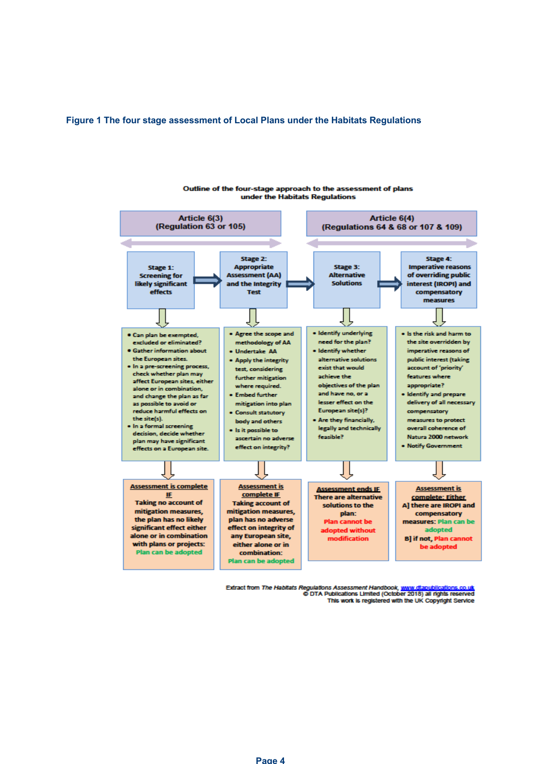**Figure 1 The four stage assessment of Local Plans under the Habitats Regulations**

**Outline of the four-stage approach to the assessment of plans under the Habitats Regulations**

| Article 6(3) (Regulation 63 or 105) | | Article 6(4) (Regulations 64 & 68 or 107 & 109) | |
|---|---|---|---|
| **Stage 1: Screening for likely significant effects** | **Stage 2: Appropriate Assessment (AA) and the Integrity Test** | **Stage 3: Alternative Solutions** | **Stage 4: Imperative reasons of overriding public interest (IROPI) and compensatory measures** |
| • Can plan be exempted, excluded or eliminated? • Gather information about the European sites. • In a pre-screening process, check whether plan may affect European sites, either alone or in combination, and change the plan as far as possible to avoid or reduce harmful effects on the site(s). • In a formal screening decision, decide whether plan may have significant effects on a European site. | • Agree the scope and methodology of AA • Undertake AA • Apply the integrity test, considering further mitigation where required. • Embed further mitigation into plan • Consult statutory body and others • Is it possible to ascertain no adverse effect on integrity? | • Identify underlying need for the plan? • Identify whether alternative solutions exist that would achieve the objectives of the plan and have no, or a lesser effect on the European site(s)? • Are they financially, legally and technically feasible? | • Is the risk and harm to the site overridden by imperative reasons of public interest (taking account of 'priority' features where appropriate? • Identify and prepare delivery of all necessary compensatory measures to protect overall coherence of Natura 2000 network • Notify Government |
| Assessment is complete IF Taking no account of mitigation measures, the plan has no likely significant effect either alone or in combination with plans or projects: Plan can be adopted | Assessment is complete IF Taking account of mitigation measures, plan has no adverse effect on integrity of any European site, either alone or in combination: Plan can be adopted | Assessment ends IF There are alternative solutions to the plan: Plan cannot be adopted without modification | Assessment is complete: Either A] there are IROPI and compensatory measures: Plan can be adopted B] if not, Plan cannot be adopted |

Extract from *The Habitats Regulations Assessment Handbook*, www.dtapublications.co.uk
© DTA Publications Limited (October 2018) all rights reserved
This work is registered with the UK Copyright Service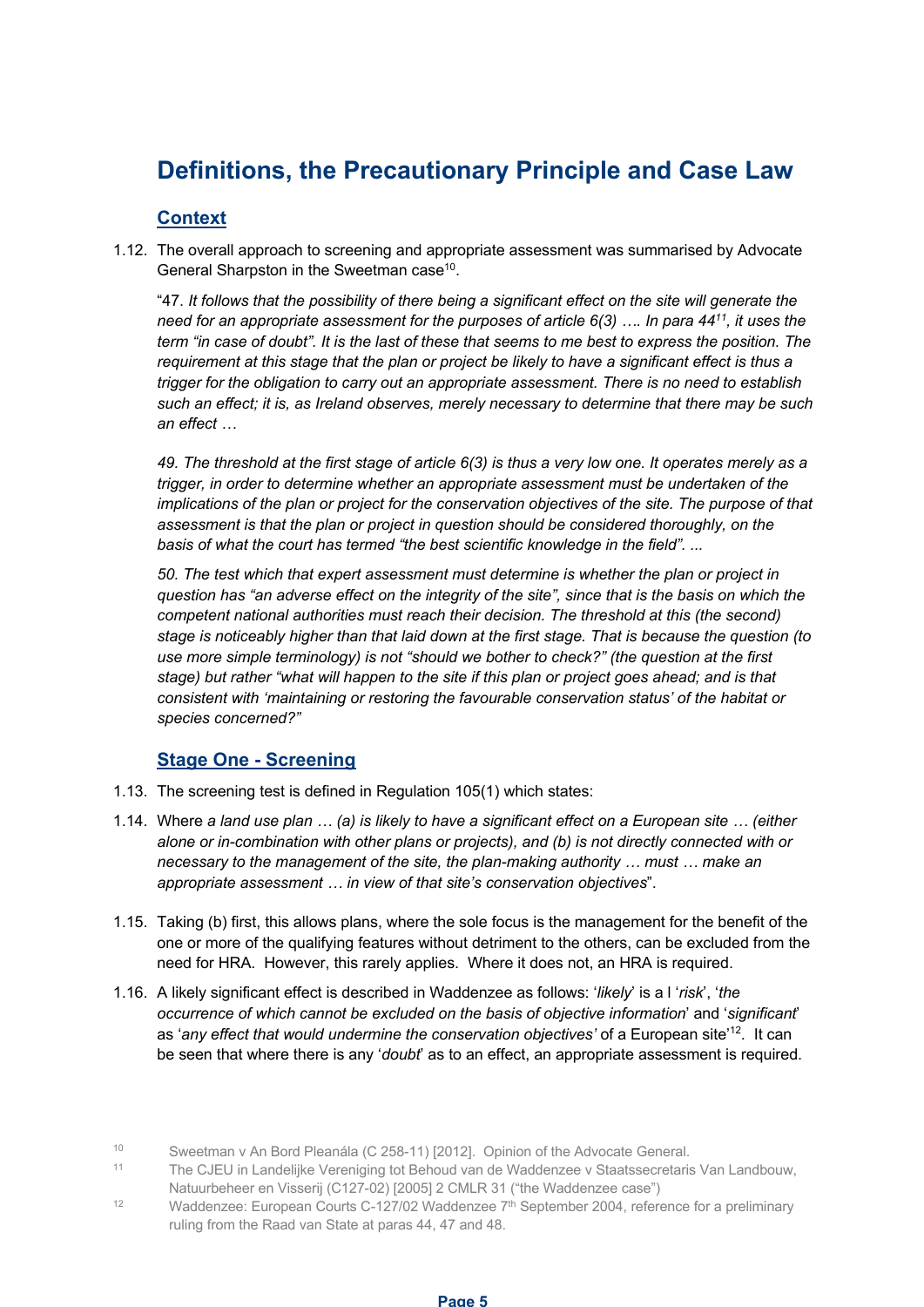# Definitions, the Precautionary Principle and Case Law

## Context

1.12. The overall approach to screening and appropriate assessment was summarised by Advocate General Sharpston in the Sweetman case[10].

"47. *It follows that the possibility of there being a significant effect on the site will generate the need for an appropriate assessment for the purposes of article 6(3) …. In para 44[11], it uses the term "in case of doubt". It is the last of these that seems to me best to express the position. The requirement at this stage that the plan or project be likely to have a significant effect is thus a trigger for the obligation to carry out an appropriate assessment. There is no need to establish such an effect; it is, as Ireland observes, merely necessary to determine that there may be such an effect …*

*49. The threshold at the first stage of article 6(3) is thus a very low one. It operates merely as a trigger, in order to determine whether an appropriate assessment must be undertaken of the implications of the plan or project for the conservation objectives of the site. The purpose of that assessment is that the plan or project in question should be considered thoroughly, on the basis of what the court has termed "the best scientific knowledge in the field". ...*

*50. The test which that expert assessment must determine is whether the plan or project in question has "an adverse effect on the integrity of the site", since that is the basis on which the competent national authorities must reach their decision. The threshold at this (the second) stage is noticeably higher than that laid down at the first stage. That is because the question (to use more simple terminology) is not "should we bother to check?" (the question at the first stage) but rather "what will happen to the site if this plan or project goes ahead; and is that consistent with 'maintaining or restoring the favourable conservation status' of the habitat or species concerned?"*

## Stage One - Screening

1.13. The screening test is defined in Regulation 105(1) which states:

1.14. Where *a land use plan … (a) is likely to have a significant effect on a European site … (either alone or in-combination with other plans or projects), and (b) is not directly connected with or necessary to the management of the site, the plan-making authority … must … make an appropriate assessment … in view of that site's conservation objectives*".

1.15. Taking (b) first, this allows plans, where the sole focus is the management for the benefit of the one or more of the qualifying features without detriment to the others, can be excluded from the need for HRA. However, this rarely applies. Where it does not, an HRA is required.

1.16. A likely significant effect is described in Waddenzee as follows: '*likely*' is a l '*risk*', '*the occurrence of which cannot be excluded on the basis of objective information*' and '*significant*' as '*any effect that would undermine the conservation objectives'* of a European site'[12]. It can be seen that where there is any '*doubt*' as to an effect, an appropriate assessment is required.

---

[10] Sweetman v An Bord Pleanála (C 258-11) [2012]. Opinion of the Advocate General.

[11] The CJEU in Landelijke Vereniging tot Behoud van de Waddenzee v Staatssecretaris Van Landbouw, Natuurbeheer en Visserij (C127-02) [2005] 2 CMLR 31 ("the Waddenzee case")

[12] Waddenzee: European Courts C-127/02 Waddenzee 7th September 2004, reference for a preliminary ruling from the Raad van State at paras 44, 47 and 48.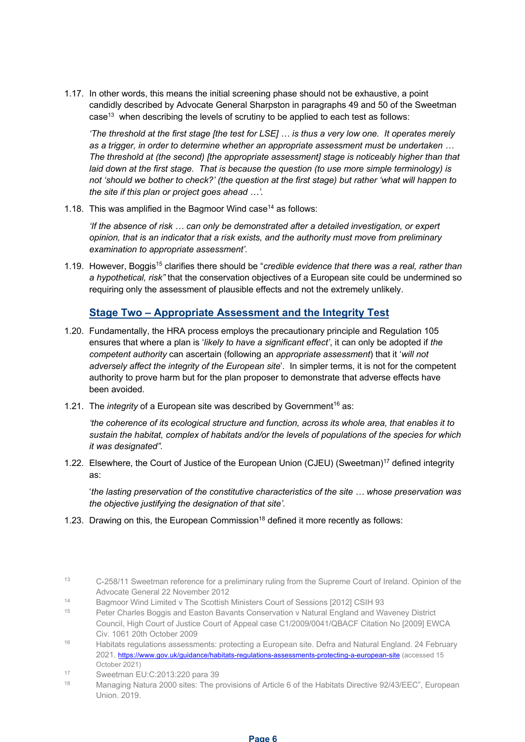1.17. In other words, this means the initial screening phase should not be exhaustive, a point candidly described by Advocate General Sharpston in paragraphs 49 and 50 of the Sweetman case[13] when describing the levels of scrutiny to be applied to each test as follows:

*'The threshold at the first stage [the test for LSE] … is thus a very low one. It operates merely as a trigger, in order to determine whether an appropriate assessment must be undertaken … The threshold at (the second) [the appropriate assessment] stage is noticeably higher than that laid down at the first stage. That is because the question (to use more simple terminology) is not 'should we bother to check?' (the question at the first stage) but rather 'what will happen to the site if this plan or project goes ahead …'.*

1.18. This was amplified in the Bagmoor Wind case[14] as follows:

*'If the absence of risk … can only be demonstrated after a detailed investigation, or expert opinion, that is an indicator that a risk exists, and the authority must move from preliminary examination to appropriate assessment'.*

1.19. However, Boggis[15] clarifies there should be "*credible evidence that there was a real, rather than a hypothetical, risk"* that the conservation objectives of a European site could be undermined so requiring only the assessment of plausible effects and not the extremely unlikely.

### Stage Two – Appropriate Assessment and the Integrity Test

1.20. Fundamentally, the HRA process employs the precautionary principle and Regulation 105 ensures that where a plan is '*likely to have a significant effect'*, it can only be adopted if *the competent authority* can ascertain (following an *appropriate assessment*) that it '*will not adversely affect the integrity of the European site*'. In simpler terms, it is not for the competent authority to prove harm but for the plan proposer to demonstrate that adverse effects have been avoided.

1.21. The *integrity* of a European site was described by Government[16] as:

*'the coherence of its ecological structure and function, across its whole area, that enables it to sustain the habitat, complex of habitats and/or the levels of populations of the species for which it was designated".*

1.22. Elsewhere, the Court of Justice of the European Union (CJEU) (Sweetman)[17] defined integrity as:

'*the lasting preservation of the constitutive characteristics of the site … whose preservation was the objective justifying the designation of that site'.*

1.23. Drawing on this, the European Commission[18] defined it more recently as follows:

---

[13] C-258/11 Sweetman reference for a preliminary ruling from the Supreme Court of Ireland. Opinion of the Advocate General 22 November 2012

[14] Bagmoor Wind Limited v The Scottish Ministers Court of Sessions [2012] CSIH 93

[15] Peter Charles Boggis and Easton Bavants Conservation v Natural England and Waveney District Council, High Court of Justice Court of Appeal case C1/2009/0041/QBACF Citation No [2009] EWCA Civ. 1061 20th October 2009

[16] Habitats regulations assessments: protecting a European site. Defra and Natural England. 24 February 2021. https://www.gov.uk/guidance/habitats-regulations-assessments-protecting-a-european-site (accessed 15 October 2021)

[17] Sweetman EU:C:2013:220 para 39

[18] Managing Natura 2000 sites: The provisions of Article 6 of the Habitats Directive 92/43/EEC", European Union. 2019.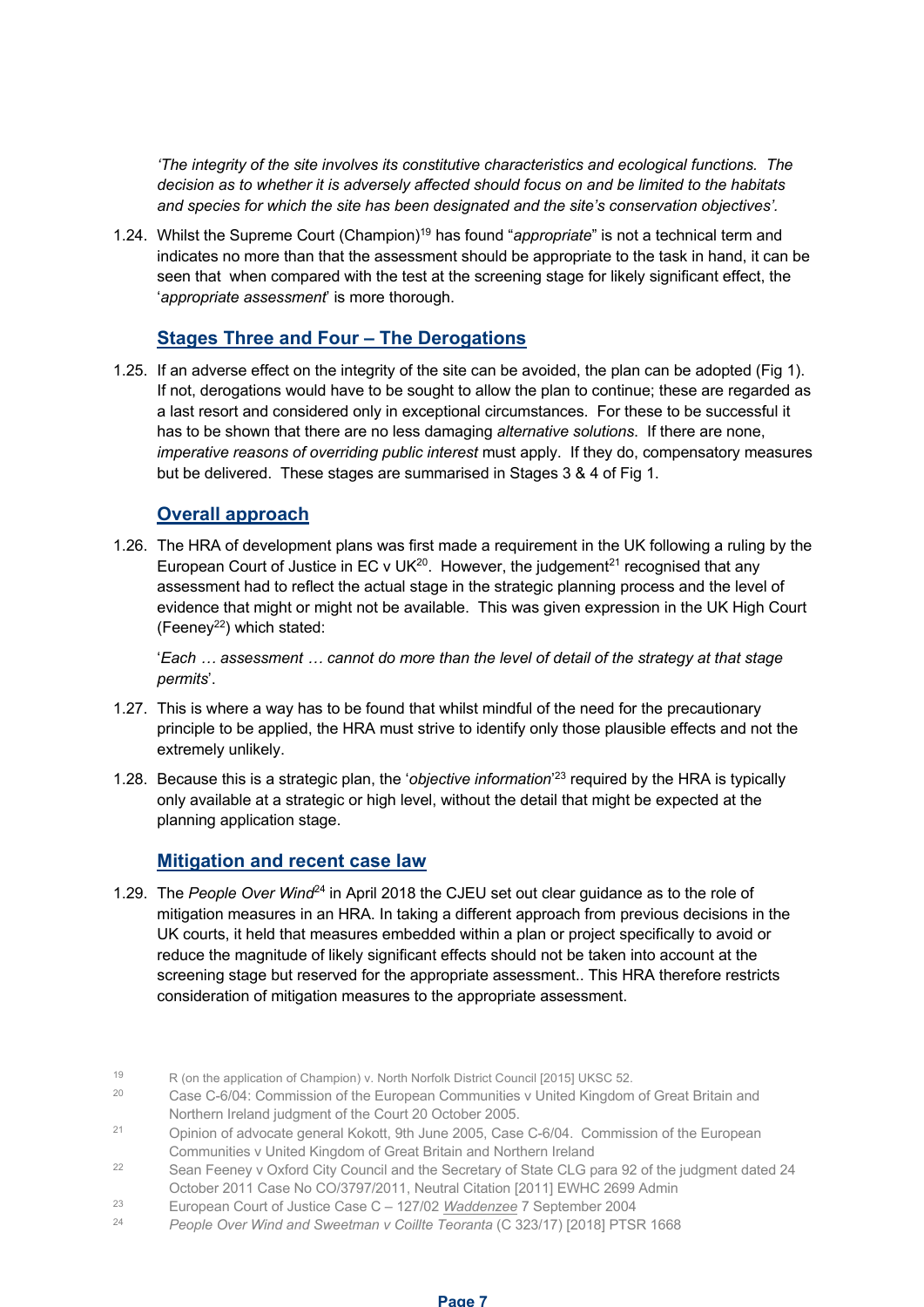*'The integrity of the site involves its constitutive characteristics and ecological functions. The decision as to whether it is adversely affected should focus on and be limited to the habitats and species for which the site has been designated and the site's conservation objectives'.*

1.24. Whilst the Supreme Court (Champion)[19] has found "*appropriate*" is not a technical term and indicates no more than that the assessment should be appropriate to the task in hand, it can be seen that when compared with the test at the screening stage for likely significant effect, the '*appropriate assessment*' is more thorough.

### Stages Three and Four – The Derogations

1.25. If an adverse effect on the integrity of the site can be avoided, the plan can be adopted (Fig 1). If not, derogations would have to be sought to allow the plan to continue; these are regarded as a last resort and considered only in exceptional circumstances. For these to be successful it has to be shown that there are no less damaging *alternative solutions*. If there are none, *imperative reasons of overriding public interest* must apply. If they do, compensatory measures but be delivered. These stages are summarised in Stages 3 & 4 of Fig 1.

### Overall approach

1.26. The HRA of development plans was first made a requirement in the UK following a ruling by the European Court of Justice in EC v UK[20]. However, the judgement[21] recognised that any assessment had to reflect the actual stage in the strategic planning process and the level of evidence that might or might not be available. This was given expression in the UK High Court (Feeney[22]) which stated:

'*Each … assessment … cannot do more than the level of detail of the strategy at that stage permits*'.

1.27. This is where a way has to be found that whilst mindful of the need for the precautionary principle to be applied, the HRA must strive to identify only those plausible effects and not the extremely unlikely.

1.28. Because this is a strategic plan, the '*objective information*'[23] required by the HRA is typically only available at a strategic or high level, without the detail that might be expected at the planning application stage.

### Mitigation and recent case law

1.29. The *People Over Wind*[24] in April 2018 the CJEU set out clear guidance as to the role of mitigation measures in an HRA. In taking a different approach from previous decisions in the UK courts, it held that measures embedded within a plan or project specifically to avoid or reduce the magnitude of likely significant effects should not be taken into account at the screening stage but reserved for the appropriate assessment.. This HRA therefore restricts consideration of mitigation measures to the appropriate assessment.

---

[19] R (on the application of Champion) v. North Norfolk District Council [2015] UKSC 52.

[20] Case C-6/04: Commission of the European Communities v United Kingdom of Great Britain and Northern Ireland judgment of the Court 20 October 2005.

[21] Opinion of advocate general Kokott, 9th June 2005, Case C-6/04. Commission of the European Communities v United Kingdom of Great Britain and Northern Ireland

[22] Sean Feeney v Oxford City Council and the Secretary of State CLG para 92 of the judgment dated 24 October 2011 Case No CO/3797/2011, Neutral Citation [2011] EWHC 2699 Admin

[23] European Court of Justice Case C – 127/02 *Waddenzee* 7 September 2004

[24] *People Over Wind and Sweetman v Coillte Teoranta* (C 323/17) [2018] PTSR 1668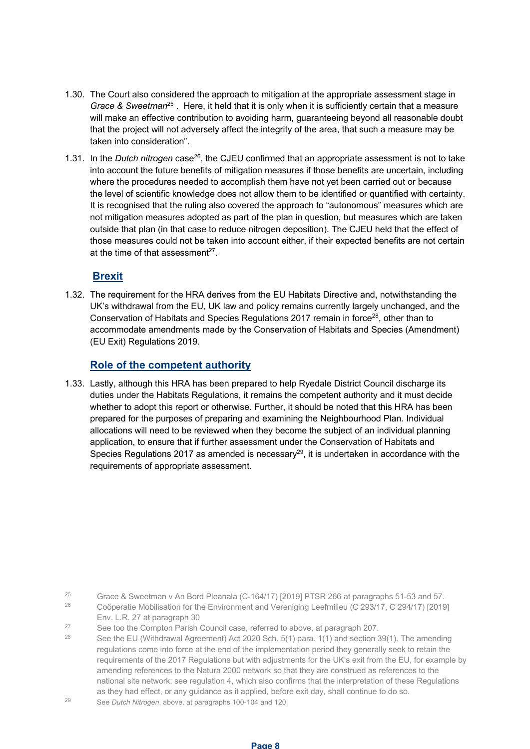1.30. The Court also considered the approach to mitigation at the appropriate assessment stage in *Grace & Sweetman*[25] . Here, it held that it is only when it is sufficiently certain that a measure will make an effective contribution to avoiding harm, guaranteeing beyond all reasonable doubt that the project will not adversely affect the integrity of the area, that such a measure may be taken into consideration".

1.31. In the *Dutch nitrogen* case[26], the CJEU confirmed that an appropriate assessment is not to take into account the future benefits of mitigation measures if those benefits are uncertain, including where the procedures needed to accomplish them have not yet been carried out or because the level of scientific knowledge does not allow them to be identified or quantified with certainty. It is recognised that the ruling also covered the approach to "autonomous" measures which are not mitigation measures adopted as part of the plan in question, but measures which are taken outside that plan (in that case to reduce nitrogen deposition). The CJEU held that the effect of those measures could not be taken into account either, if their expected benefits are not certain at the time of that assessment[27].

## Brexit

1.32. The requirement for the HRA derives from the EU Habitats Directive and, notwithstanding the UK's withdrawal from the EU, UK law and policy remains currently largely unchanged, and the Conservation of Habitats and Species Regulations 2017 remain in force[28], other than to accommodate amendments made by the Conservation of Habitats and Species (Amendment) (EU Exit) Regulations 2019.

## Role of the competent authority

1.33. Lastly, although this HRA has been prepared to help Ryedale District Council discharge its duties under the Habitats Regulations, it remains the competent authority and it must decide whether to adopt this report or otherwise. Further, it should be noted that this HRA has been prepared for the purposes of preparing and examining the Neighbourhood Plan. Individual allocations will need to be reviewed when they become the subject of an individual planning application, to ensure that if further assessment under the Conservation of Habitats and Species Regulations 2017 as amended is necessary[29], it is undertaken in accordance with the requirements of appropriate assessment.

---

[25] Grace & Sweetman v An Bord Pleanala (C-164/17) [2019] PTSR 266 at paragraphs 51-53 and 57.

[26] Coöperatie Mobilisation for the Environment and Vereniging Leefmilieu (C 293/17, C 294/17) [2019] Env. L.R. 27 at paragraph 30

[27] See too the Compton Parish Council case, referred to above, at paragraph 207.

[28] See the EU (Withdrawal Agreement) Act 2020 Sch. 5(1) para. 1(1) and section 39(1). The amending regulations come into force at the end of the implementation period they generally seek to retain the requirements of the 2017 Regulations but with adjustments for the UK's exit from the EU, for example by amending references to the Natura 2000 network so that they are construed as references to the national site network: see regulation 4, which also confirms that the interpretation of these Regulations as they had effect, or any guidance as it applied, before exit day, shall continue to do so.

[29] See *Dutch Nitrogen*, above, at paragraphs 100-104 and 120.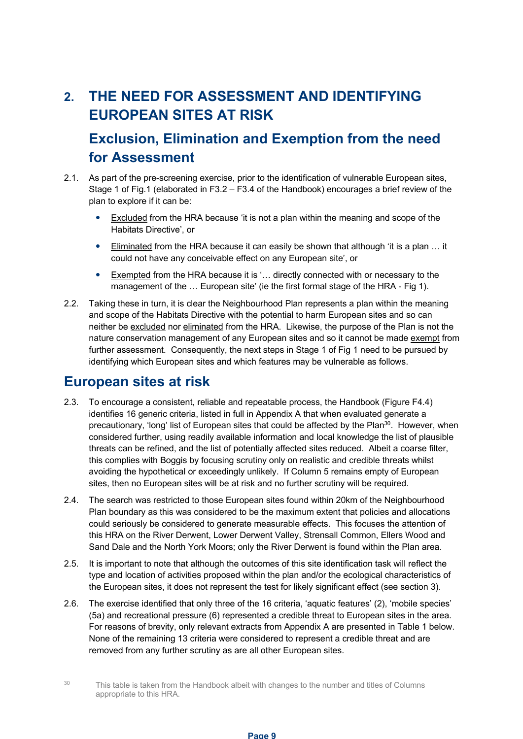# 2. THE NEED FOR ASSESSMENT AND IDENTIFYING EUROPEAN SITES AT RISK

## Exclusion, Elimination and Exemption from the need for Assessment

2.1. As part of the pre-screening exercise, prior to the identification of vulnerable European sites, Stage 1 of Fig.1 (elaborated in F3.2 – F3.4 of the Handbook) encourages a brief review of the plan to explore if it can be:

- Excluded from the HRA because 'it is not a plan within the meaning and scope of the Habitats Directive', or
- Eliminated from the HRA because it can easily be shown that although 'it is a plan … it could not have any conceivable effect on any European site', or
- Exempted from the HRA because it is '… directly connected with or necessary to the management of the … European site' (ie the first formal stage of the HRA - Fig 1).

2.2. Taking these in turn, it is clear the Neighbourhood Plan represents a plan within the meaning and scope of the Habitats Directive with the potential to harm European sites and so can neither be excluded nor eliminated from the HRA. Likewise, the purpose of the Plan is not the nature conservation management of any European sites and so it cannot be made exempt from further assessment. Consequently, the next steps in Stage 1 of Fig 1 need to be pursued by identifying which European sites and which features may be vulnerable as follows.

## European sites at risk

2.3. To encourage a consistent, reliable and repeatable process, the Handbook (Figure F4.4) identifies 16 generic criteria, listed in full in Appendix A that when evaluated generate a precautionary, 'long' list of European sites that could be affected by the Plan[30]. However, when considered further, using readily available information and local knowledge the list of plausible threats can be refined, and the list of potentially affected sites reduced. Albeit a coarse filter, this complies with Boggis by focusing scrutiny only on realistic and credible threats whilst avoiding the hypothetical or exceedingly unlikely. If Column 5 remains empty of European sites, then no European sites will be at risk and no further scrutiny will be required.

2.4. The search was restricted to those European sites found within 20km of the Neighbourhood Plan boundary as this was considered to be the maximum extent that policies and allocations could seriously be considered to generate measurable effects. This focuses the attention of this HRA on the River Derwent, Lower Derwent Valley, Strensall Common, Ellers Wood and Sand Dale and the North York Moors; only the River Derwent is found within the Plan area.

2.5. It is important to note that although the outcomes of this site identification task will reflect the type and location of activities proposed within the plan and/or the ecological characteristics of the European sites, it does not represent the test for likely significant effect (see section 3).

2.6. The exercise identified that only three of the 16 criteria, 'aquatic features' (2), 'mobile species' (5a) and recreational pressure (6) represented a credible threat to European sites in the area. For reasons of brevity, only relevant extracts from Appendix A are presented in Table 1 below. None of the remaining 13 criteria were considered to represent a credible threat and are removed from any further scrutiny as are all other European sites.

[30] This table is taken from the Handbook albeit with changes to the number and titles of Columns appropriate to this HRA.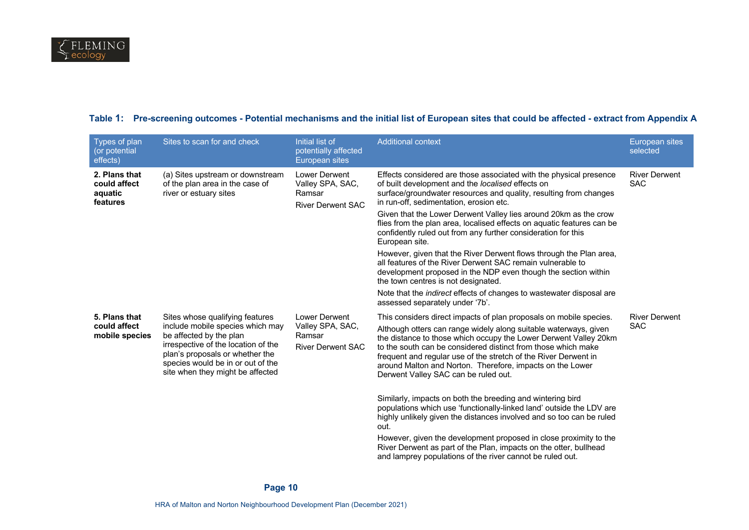**Table 1: Pre-screening outcomes - Potential mechanisms and the initial list of European sites that could be affected - extract from Appendix A**

| Types of plan (or potential effects) | Sites to scan for and check | Initial list of potentially affected European sites | Additional context | European sites selected |
|---|---|---|---|---|
| **2. Plans that could affect aquatic features** | (a) Sites upstream or downstream of the plan area in the case of river or estuary sites | Lower Derwent Valley SPA, SAC, Ramsar<br><br>River Derwent SAC | Effects considered are those associated with the physical presence of built development and the *localised* effects on surface/groundwater resources and quality, resulting from changes in run-off, sedimentation, erosion etc.<br><br>Given that the Lower Derwent Valley lies around 20km as the crow flies from the plan area, localised effects on aquatic features can be confidently ruled out from any further consideration for this European site.<br><br>However, given that the River Derwent flows through the Plan area, all features of the River Derwent SAC remain vulnerable to development proposed in the NDP even though the section within the town centres is not designated.<br><br>Note that the *indirect* effects of changes to wastewater disposal are assessed separately under '7b'. | River Derwent SAC |
| **5. Plans that could affect mobile species** | Sites whose qualifying features include mobile species which may be affected by the plan irrespective of the location of the plan's proposals or whether the species would be in or out of the site when they might be affected | Lower Derwent Valley SPA, SAC, Ramsar<br><br>River Derwent SAC | This considers direct impacts of plan proposals on mobile species.<br><br>Although otters can range widely along suitable waterways, given the distance to those which occupy the Lower Derwent Valley 20km to the south can be considered distinct from those which make frequent and regular use of the stretch of the River Derwent in around Malton and Norton. Therefore, impacts on the Lower Derwent Valley SAC can be ruled out.<br><br>Similarly, impacts on both the breeding and wintering bird populations which use 'functionally-linked land' outside the LDV are highly unlikely given the distances involved and so too can be ruled out.<br><br>However, given the development proposed in close proximity to the River Derwent as part of the Plan, impacts on the otter, bullhead and lamprey populations of the river cannot be ruled out. | River Derwent SAC |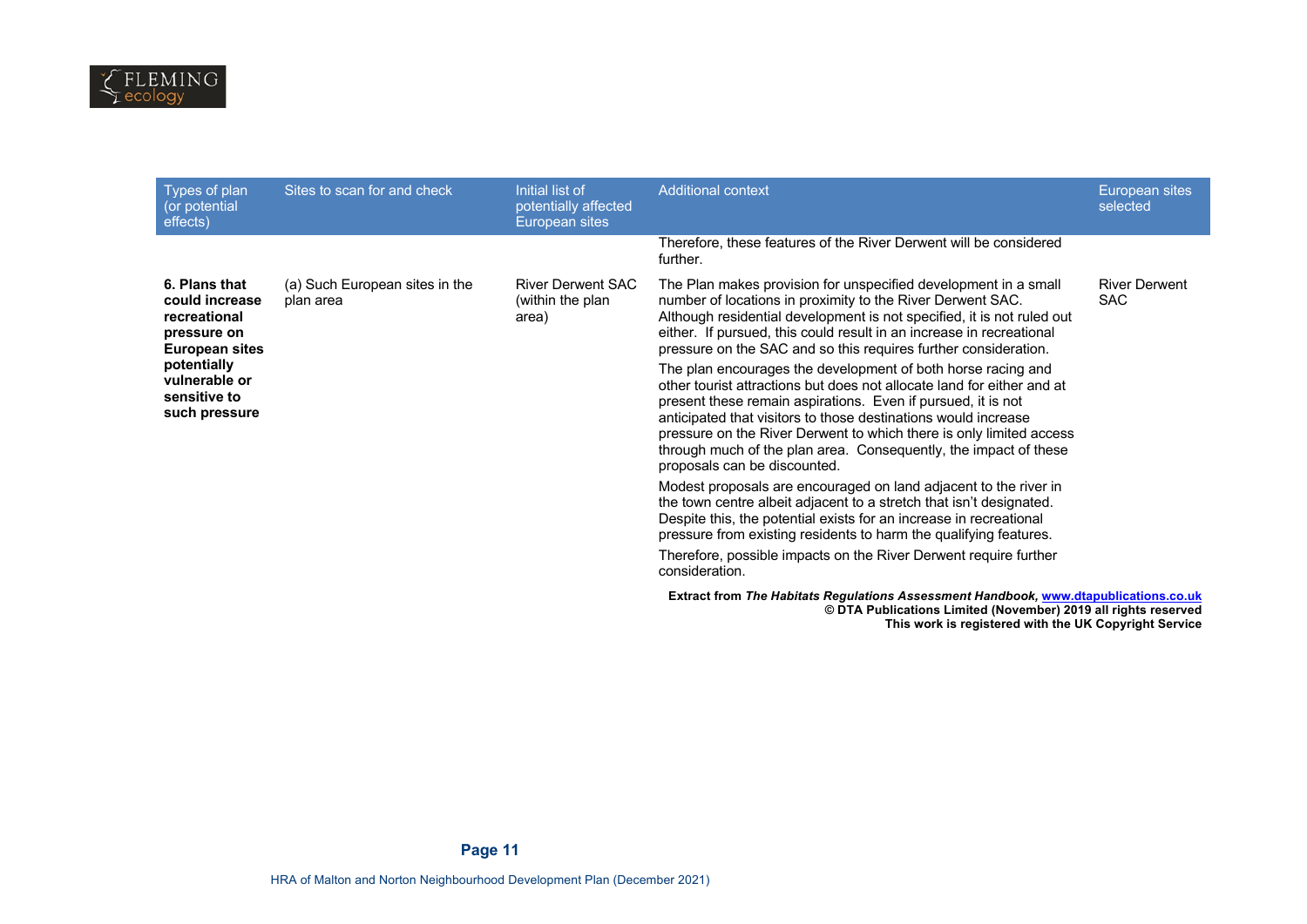| Types of plan (or potential effects) | Sites to scan for and check | Initial list of potentially affected European sites | Additional context | European sites selected |
|---|---|---|---|---|
| | | | Therefore, these features of the River Derwent will be considered further. | |
| **6. Plans that could increase recreational pressure on European sites potentially vulnerable or sensitive to such pressure** | (a) Such European sites in the plan area | River Derwent SAC (within the plan area) | The Plan makes provision for unspecified development in a small number of locations in proximity to the River Derwent SAC. Although residential development is not specified, it is not ruled out either. If pursued, this could result in an increase in recreational pressure on the SAC and so this requires further consideration.<br><br>The plan encourages the development of both horse racing and other tourist attractions but does not allocate land for either and at present these remain aspirations. Even if pursued, it is not anticipated that visitors to those destinations would increase pressure on the River Derwent to which there is only limited access through much of the plan area. Consequently, the impact of these proposals can be discounted.<br><br>Modest proposals are encouraged on land adjacent to the river in the town centre albeit adjacent to a stretch that isn't designated. Despite this, the potential exists for an increase in recreational pressure from existing residents to harm the qualifying features.<br><br>Therefore, possible impacts on the River Derwent require further consideration. | River Derwent SAC |

**Extract from *The Habitats Regulations Assessment Handbook*, [www.dtapublications.co.uk](http://www.dtapublications.co.uk)**
**© DTA Publications Limited (November) 2019 all rights reserved**
**This work is registered with the UK Copyright Service**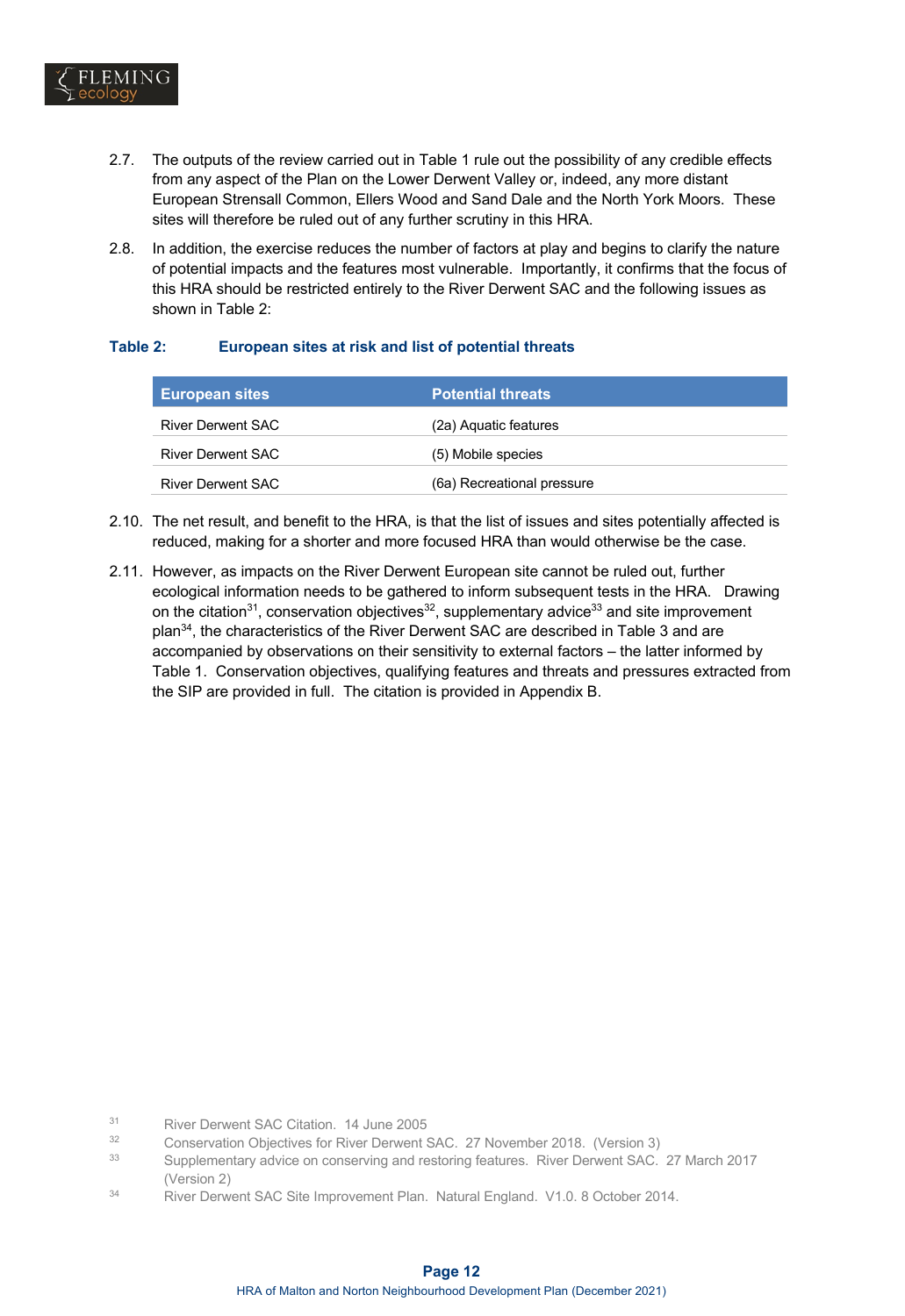2.7. The outputs of the review carried out in Table 1 rule out the possibility of any credible effects from any aspect of the Plan on the Lower Derwent Valley or, indeed, any more distant European Strensall Common, Ellers Wood and Sand Dale and the North York Moors. These sites will therefore be ruled out of any further scrutiny in this HRA.

2.8. In addition, the exercise reduces the number of factors at play and begins to clarify the nature of potential impacts and the features most vulnerable. Importantly, it confirms that the focus of this HRA should be restricted entirely to the River Derwent SAC and the following issues as shown in Table 2:

**Table 2: European sites at risk and list of potential threats**

| European sites | Potential threats |
|---|---|
| River Derwent SAC | (2a) Aquatic features |
| River Derwent SAC | (5) Mobile species |
| River Derwent SAC | (6a) Recreational pressure |

2.10. The net result, and benefit to the HRA, is that the list of issues and sites potentially affected is reduced, making for a shorter and more focused HRA than would otherwise be the case.

2.11. However, as impacts on the River Derwent European site cannot be ruled out, further ecological information needs to be gathered to inform subsequent tests in the HRA. Drawing on the citation[31], conservation objectives[32], supplementary advice[33] and site improvement plan[34], the characteristics of the River Derwent SAC are described in Table 3 and are accompanied by observations on their sensitivity to external factors – the latter informed by Table 1. Conservation objectives, qualifying features and threats and pressures extracted from the SIP are provided in full. The citation is provided in Appendix B.

[31] River Derwent SAC Citation. 14 June 2005

[32] Conservation Objectives for River Derwent SAC. 27 November 2018. (Version 3)

[33] Supplementary advice on conserving and restoring features. River Derwent SAC. 27 March 2017 (Version 2)

[34] River Derwent SAC Site Improvement Plan. Natural England. V1.0. 8 October 2014.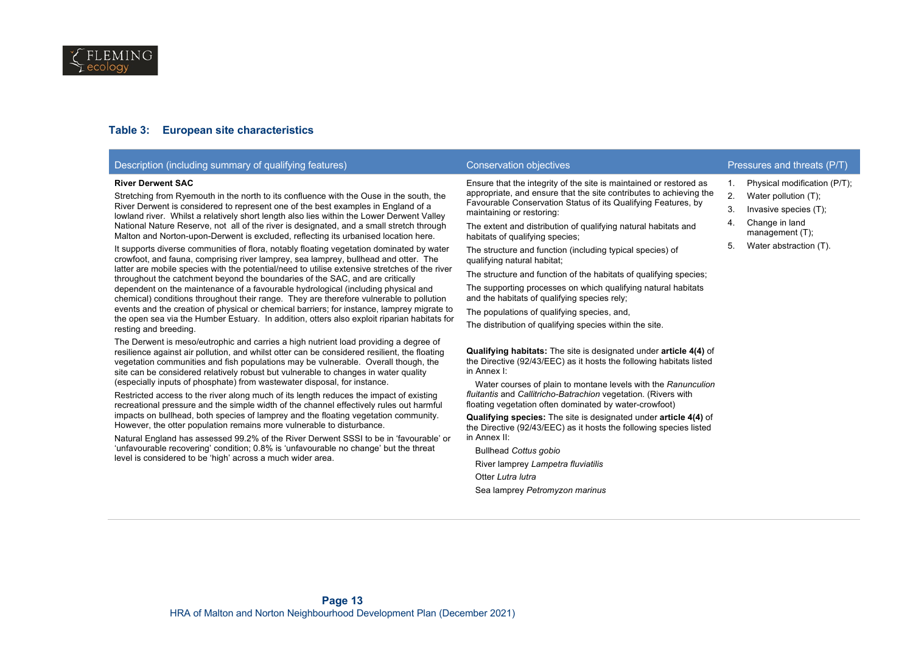### Table 3: European site characteristics

| Description (including summary of qualifying features) | Conservation objectives | Pressures and threats (P/T) |
|---|---|---|
| **River Derwent SAC**<br><br>Stretching from Ryemouth in the north to its confluence with the Ouse in the south, the River Derwent is considered to represent one of the best examples in England of a lowland river. Whilst a relatively short length also lies within the Lower Derwent Valley National Nature Reserve, not all of the river is designated, and a small stretch through Malton and Norton-upon-Derwent is excluded, reflecting its urbanised location here.<br><br>It supports diverse communities of flora, notably floating vegetation dominated by water crowfoot, and fauna, comprising river lamprey, sea lamprey, bullhead and otter. The latter are mobile species with the potential/need to utilise extensive stretches of the river throughout the catchment beyond the boundaries of the SAC, and are critically dependent on the maintenance of a favourable hydrological (including physical and chemical) conditions throughout their range. They are therefore vulnerable to pollution events and the creation of physical or chemical barriers; for instance, lamprey migrate to the open sea via the Humber Estuary. In addition, otters also exploit riparian habitats for resting and breeding.<br><br>The Derwent is meso/eutrophic and carries a high nutrient load providing a degree of resilience against air pollution, and whilst otter can be considered resilient, the floating vegetation communities and fish populations may be vulnerable. Overall though, the site can be considered relatively robust but vulnerable to changes in water quality (especially inputs of phosphate) from wastewater disposal, for instance.<br><br>Restricted access to the river along much of its length reduces the impact of existing recreational pressure and the simple width of the channel effectively rules out harmful impacts on bullhead, both species of lamprey and the floating vegetation community. However, the otter population remains more vulnerable to disturbance.<br><br>Natural England has assessed 99.2% of the River Derwent SSSI to be in 'favourable' or 'unfavourable recovering' condition; 0.8% is 'unfavourable no change' but the threat level is considered to be 'high' across a much wider area. | Ensure that the integrity of the site is maintained or restored as appropriate, and ensure that the site contributes to achieving the Favourable Conservation Status of its Qualifying Features, by maintaining or restoring:<br><br>The extent and distribution of qualifying natural habitats and habitats of qualifying species;<br><br>The structure and function (including typical species) of qualifying natural habitat;<br><br>The structure and function of the habitats of qualifying species;<br><br>The supporting processes on which qualifying natural habitats and the habitats of qualifying species rely;<br><br>The populations of qualifying species, and,<br><br>The distribution of qualifying species within the site.<br><br>**Qualifying habitats:** The site is designated under **article 4(4)** of the Directive (92/43/EEC) as it hosts the following habitats listed in Annex I:<br><br>Water courses of plain to montane levels with the *Ranunculion fluitantis* and *Callitricho-Batrachion* vegetation. (Rivers with floating vegetation often dominated by water-crowfoot)<br><br>**Qualifying species:** The site is designated under **article 4(4)** of the Directive (92/43/EEC) as it hosts the following species listed in Annex II:<br><br>Bullhead *Cottus gobio*<br>River lamprey *Lampetra fluviatilis*<br>Otter *Lutra lutra*<br>Sea lamprey *Petromyzon marinus* | 1. Physical modification (P/T);<br>2. Water pollution (T);<br>3. Invasive species (T);<br>4. Change in land management (T);<br>5. Water abstraction (T). |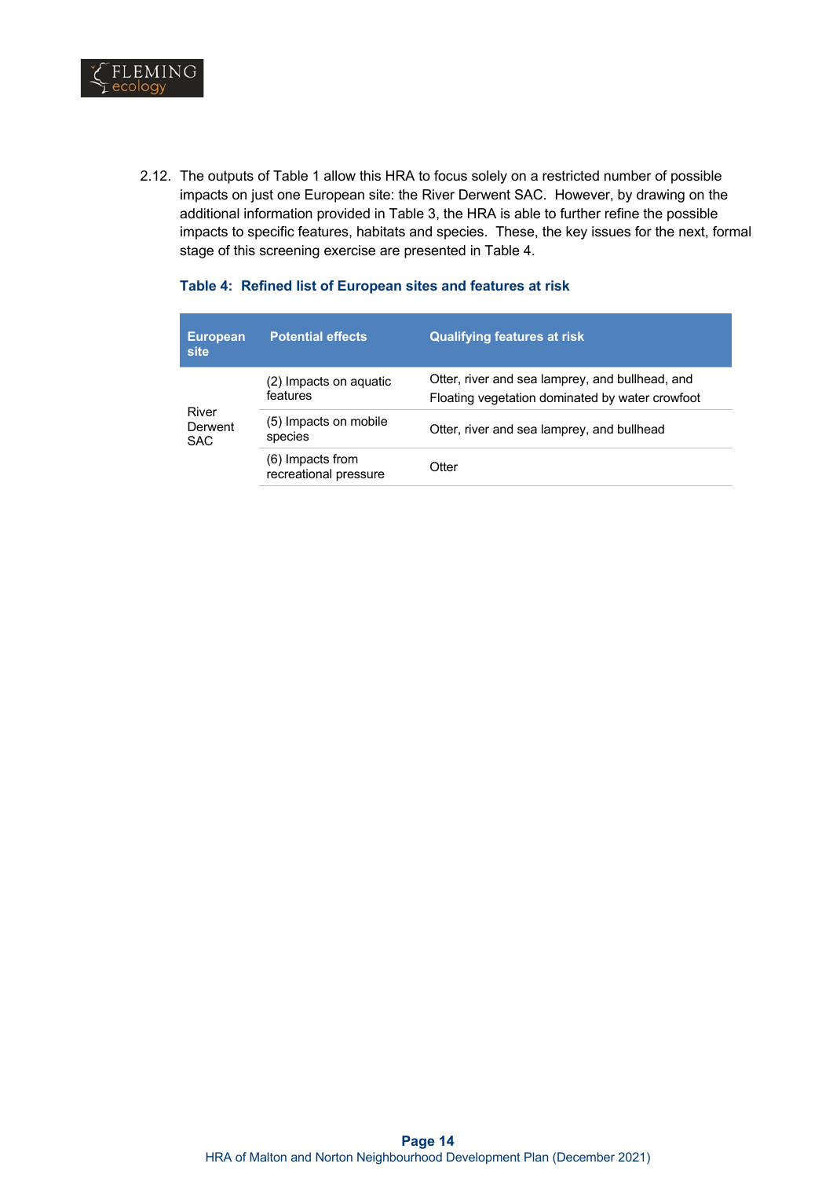2.12. The outputs of Table 1 allow this HRA to focus solely on a restricted number of possible impacts on just one European site: the River Derwent SAC. However, by drawing on the additional information provided in Table 3, the HRA is able to further refine the possible impacts to specific features, habitats and species. These, the key issues for the next, formal stage of this screening exercise are presented in Table 4.

**Table 4: Refined list of European sites and features at risk**

| European site | Potential effects | Qualifying features at risk |
|---|---|---|
| River Derwent SAC | (2) Impacts on aquatic features | Otter, river and sea lamprey, and bullhead, and Floating vegetation dominated by water crowfoot |
| | (5) Impacts on mobile species | Otter, river and sea lamprey, and bullhead |
| | (6) Impacts from recreational pressure | Otter |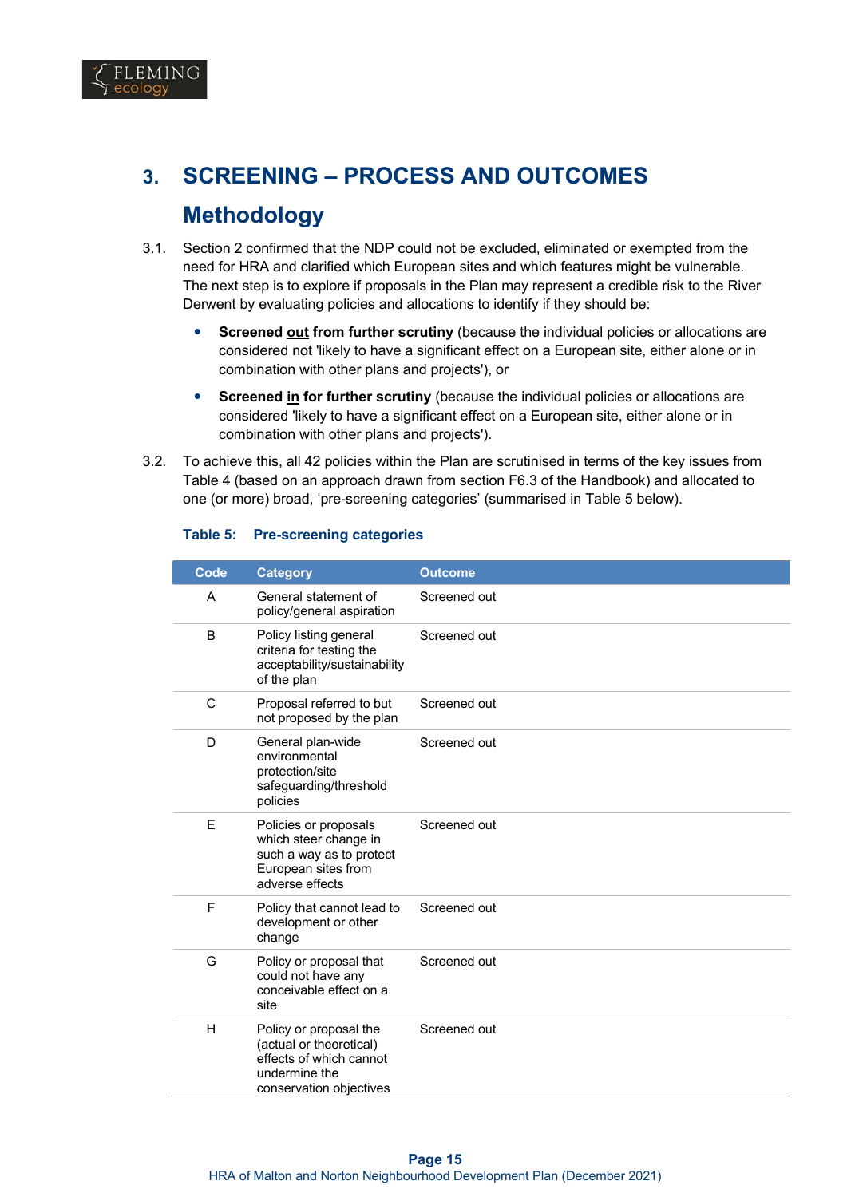# 3. SCREENING – PROCESS AND OUTCOMES

## Methodology

3.1. Section 2 confirmed that the NDP could not be excluded, eliminated or exempted from the need for HRA and clarified which European sites and which features might be vulnerable. The next step is to explore if proposals in the Plan may represent a credible risk to the River Derwent by evaluating policies and allocations to identify if they should be:

- **Screened <u>out</u> from further scrutiny** (because the individual policies or allocations are considered not 'likely to have a significant effect on a European site, either alone or in combination with other plans and projects'), or
- **Screened <u>in</u> for further scrutiny** (because the individual policies or allocations are considered 'likely to have a significant effect on a European site, either alone or in combination with other plans and projects').

3.2. To achieve this, all 42 policies within the Plan are scrutinised in terms of the key issues from Table 4 (based on an approach drawn from section F6.3 of the Handbook) and allocated to one (or more) broad, 'pre-screening categories' (summarised in Table 5 below).

**Table 5: Pre-screening categories**

| Code | Category | Outcome |
|---|---|---|
| A | General statement of policy/general aspiration | Screened out |
| B | Policy listing general criteria for testing the acceptability/sustainability of the plan | Screened out |
| C | Proposal referred to but not proposed by the plan | Screened out |
| D | General plan-wide environmental protection/site safeguarding/threshold policies | Screened out |
| E | Policies or proposals which steer change in such a way as to protect European sites from adverse effects | Screened out |
| F | Policy that cannot lead to development or other change | Screened out |
| G | Policy or proposal that could not have any conceivable effect on a site | Screened out |
| H | Policy or proposal the (actual or theoretical) effects of which cannot undermine the conservation objectives | Screened out |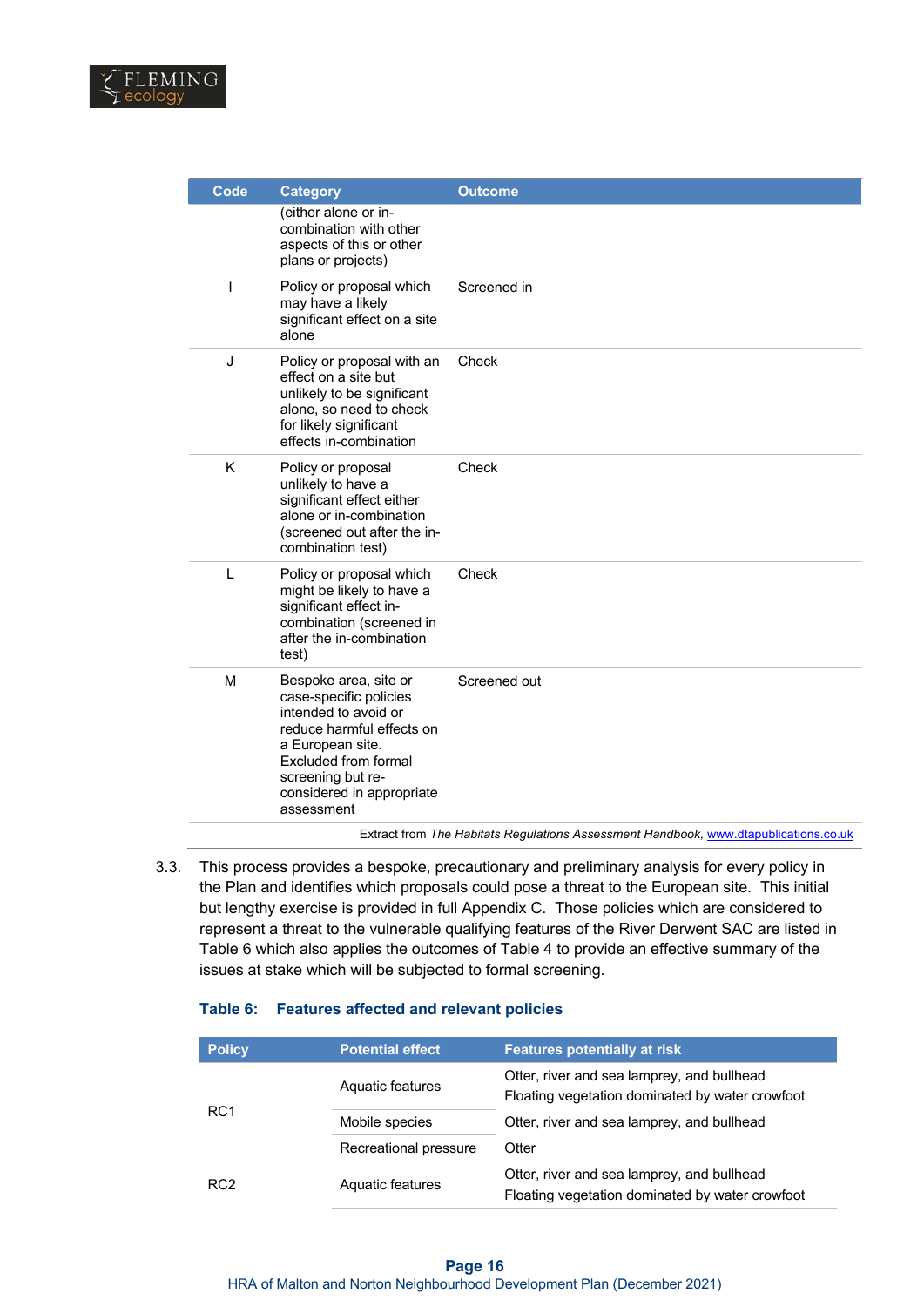| Code | Category | Outcome |
|---|---|---|
| | (either alone or in-combination with other aspects of this or other plans or projects) | |
| I | Policy or proposal which may have a likely significant effect on a site alone | Screened in |
| J | Policy or proposal with an effect on a site but unlikely to be significant alone, so need to check for likely significant effects in-combination | Check |
| K | Policy or proposal unlikely to have a significant effect either alone or in-combination (screened out after the in-combination test) | Check |
| L | Policy or proposal which might be likely to have a significant effect in-combination (screened in after the in-combination test) | Check |
| M | Bespoke area, site or case-specific policies intended to avoid or reduce harmful effects on a European site. Excluded from formal screening but re-considered in appropriate assessment | Screened out |

Extract from *The Habitats Regulations Assessment Handbook*, www.dtapublications.co.uk

3.3. This process provides a bespoke, precautionary and preliminary analysis for every policy in the Plan and identifies which proposals could pose a threat to the European site. This initial but lengthy exercise is provided in full Appendix C. Those policies which are considered to represent a threat to the vulnerable qualifying features of the River Derwent SAC are listed in Table 6 which also applies the outcomes of Table 4 to provide an effective summary of the issues at stake which will be subjected to formal screening.

### Table 6: Features affected and relevant policies

| Policy | Potential effect | Features potentially at risk |
|---|---|---|
| RC1 | Aquatic features | Otter, river and sea lamprey, and bullhead<br>Floating vegetation dominated by water crowfoot |
| | Mobile species | Otter, river and sea lamprey, and bullhead |
| | Recreational pressure | Otter |
| RC2 | Aquatic features | Otter, river and sea lamprey, and bullhead<br>Floating vegetation dominated by water crowfoot |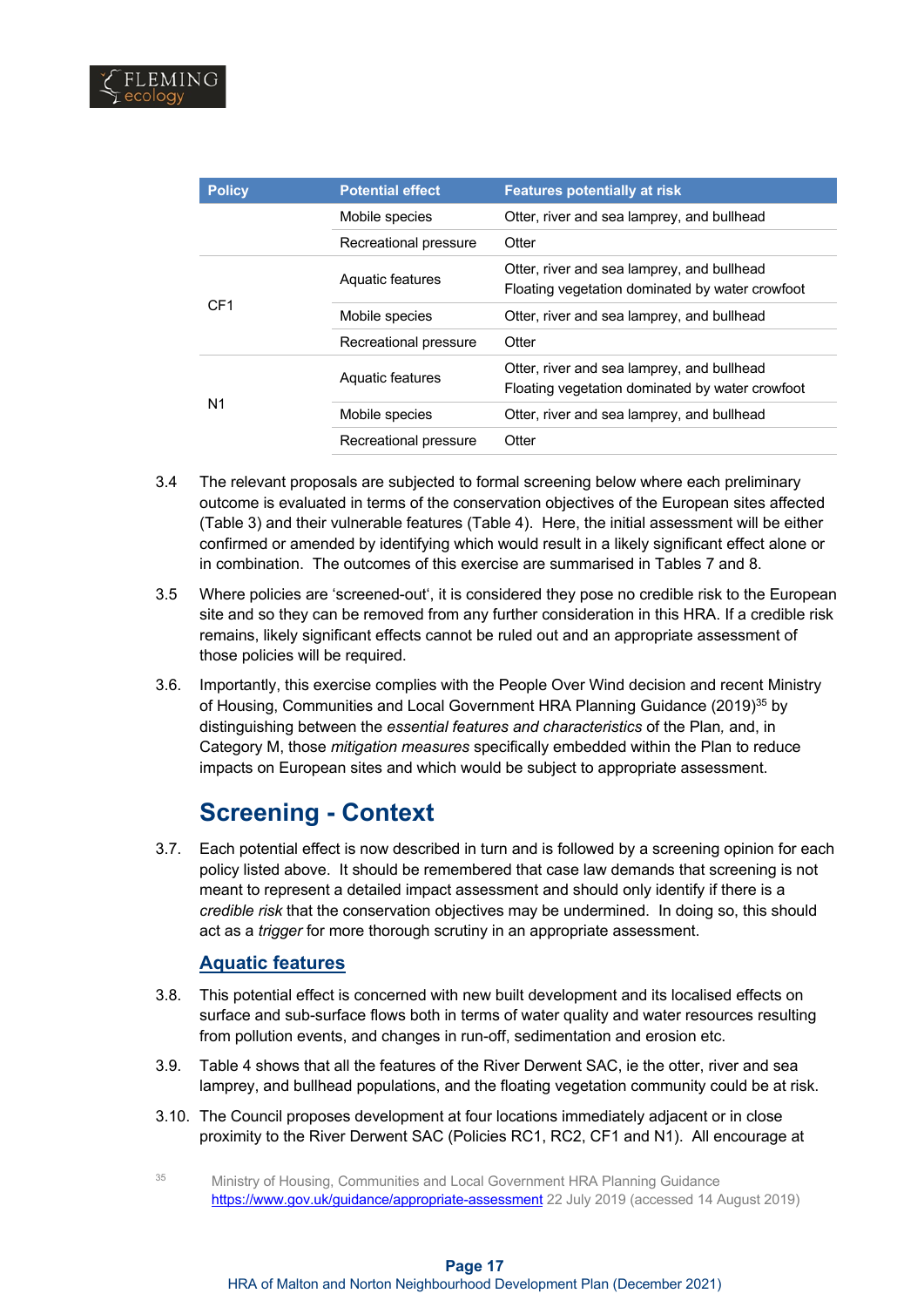| Policy | Potential effect | Features potentially at risk |
|---|---|---|
| | Mobile species | Otter, river and sea lamprey, and bullhead |
| | Recreational pressure | Otter |
| CF1 | Aquatic features | Otter, river and sea lamprey, and bullhead Floating vegetation dominated by water crowfoot |
| | Mobile species | Otter, river and sea lamprey, and bullhead |
| | Recreational pressure | Otter |
| N1 | Aquatic features | Otter, river and sea lamprey, and bullhead Floating vegetation dominated by water crowfoot |
| | Mobile species | Otter, river and sea lamprey, and bullhead |
| | Recreational pressure | Otter |

3.4 The relevant proposals are subjected to formal screening below where each preliminary outcome is evaluated in terms of the conservation objectives of the European sites affected (Table 3) and their vulnerable features (Table 4). Here, the initial assessment will be either confirmed or amended by identifying which would result in a likely significant effect alone or in combination. The outcomes of this exercise are summarised in Tables 7 and 8.

3.5 Where policies are 'screened-out', it is considered they pose no credible risk to the European site and so they can be removed from any further consideration in this HRA. If a credible risk remains, likely significant effects cannot be ruled out and an appropriate assessment of those policies will be required.

3.6. Importantly, this exercise complies with the People Over Wind decision and recent Ministry of Housing, Communities and Local Government HRA Planning Guidance (2019)[35] by distinguishing between the *essential features and characteristics* of the Plan, and, in Category M, those *mitigation measures* specifically embedded within the Plan to reduce impacts on European sites and which would be subject to appropriate assessment.

## Screening - Context

3.7. Each potential effect is now described in turn and is followed by a screening opinion for each policy listed above. It should be remembered that case law demands that screening is not meant to represent a detailed impact assessment and should only identify if there is a *credible risk* that the conservation objectives may be undermined. In doing so, this should act as a *trigger* for more thorough scrutiny in an appropriate assessment.

### Aquatic features

3.8. This potential effect is concerned with new built development and its localised effects on surface and sub-surface flows both in terms of water quality and water resources resulting from pollution events, and changes in run-off, sedimentation and erosion etc.

3.9. Table 4 shows that all the features of the River Derwent SAC, ie the otter, river and sea lamprey, and bullhead populations, and the floating vegetation community could be at risk.

3.10. The Council proposes development at four locations immediately adjacent or in close proximity to the River Derwent SAC (Policies RC1, RC2, CF1 and N1). All encourage at

[35] Ministry of Housing, Communities and Local Government HRA Planning Guidance https://www.gov.uk/guidance/appropriate-assessment 22 July 2019 (accessed 14 August 2019)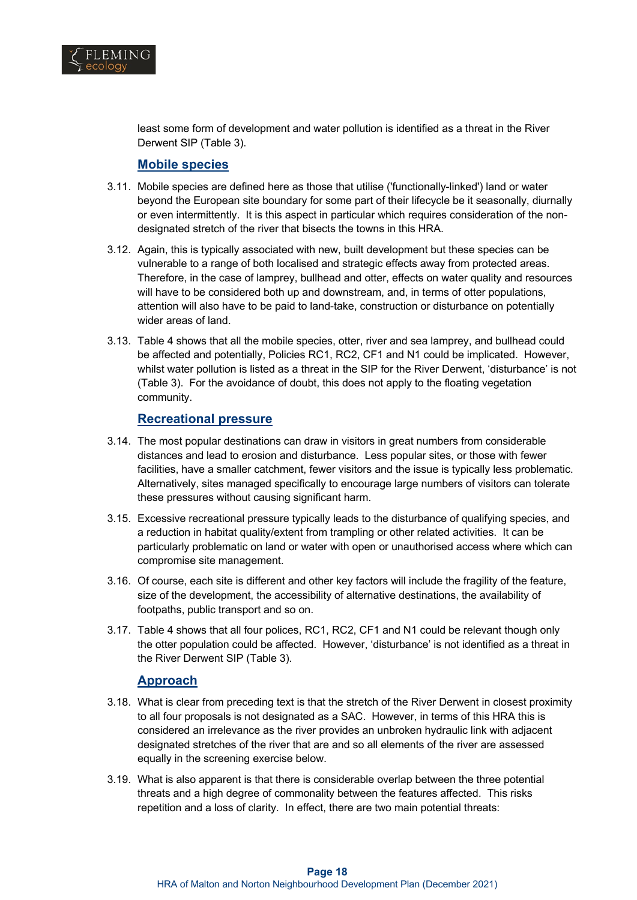least some form of development and water pollution is identified as a threat in the River Derwent SIP (Table 3).

### Mobile species

3.11. Mobile species are defined here as those that utilise ('functionally-linked') land or water beyond the European site boundary for some part of their lifecycle be it seasonally, diurnally or even intermittently. It is this aspect in particular which requires consideration of the non-designated stretch of the river that bisects the towns in this HRA.

3.12. Again, this is typically associated with new, built development but these species can be vulnerable to a range of both localised and strategic effects away from protected areas. Therefore, in the case of lamprey, bullhead and otter, effects on water quality and resources will have to be considered both up and downstream, and, in terms of otter populations, attention will also have to be paid to land-take, construction or disturbance on potentially wider areas of land.

3.13. Table 4 shows that all the mobile species, otter, river and sea lamprey, and bullhead could be affected and potentially, Policies RC1, RC2, CF1 and N1 could be implicated. However, whilst water pollution is listed as a threat in the SIP for the River Derwent, 'disturbance' is not (Table 3). For the avoidance of doubt, this does not apply to the floating vegetation community.

### Recreational pressure

3.14. The most popular destinations can draw in visitors in great numbers from considerable distances and lead to erosion and disturbance. Less popular sites, or those with fewer facilities, have a smaller catchment, fewer visitors and the issue is typically less problematic. Alternatively, sites managed specifically to encourage large numbers of visitors can tolerate these pressures without causing significant harm.

3.15. Excessive recreational pressure typically leads to the disturbance of qualifying species, and a reduction in habitat quality/extent from trampling or other related activities. It can be particularly problematic on land or water with open or unauthorised access where which can compromise site management.

3.16. Of course, each site is different and other key factors will include the fragility of the feature, size of the development, the accessibility of alternative destinations, the availability of footpaths, public transport and so on.

3.17. Table 4 shows that all four polices, RC1, RC2, CF1 and N1 could be relevant though only the otter population could be affected. However, 'disturbance' is not identified as a threat in the River Derwent SIP (Table 3).

### Approach

3.18. What is clear from preceding text is that the stretch of the River Derwent in closest proximity to all four proposals is not designated as a SAC. However, in terms of this HRA this is considered an irrelevance as the river provides an unbroken hydraulic link with adjacent designated stretches of the river that are and so all elements of the river are assessed equally in the screening exercise below.

3.19. What is also apparent is that there is considerable overlap between the three potential threats and a high degree of commonality between the features affected. This risks repetition and a loss of clarity. In effect, there are two main potential threats: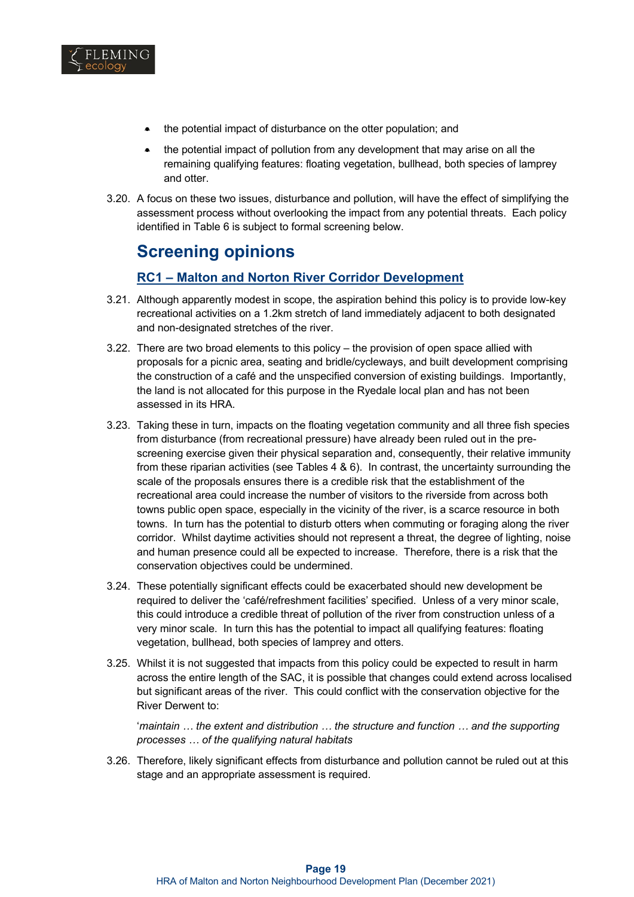- the potential impact of disturbance on the otter population; and
- the potential impact of pollution from any development that may arise on all the remaining qualifying features: floating vegetation, bullhead, both species of lamprey and otter.

3.20. A focus on these two issues, disturbance and pollution, will have the effect of simplifying the assessment process without overlooking the impact from any potential threats. Each policy identified in Table 6 is subject to formal screening below.

## Screening opinions

### RC1 – Malton and Norton River Corridor Development

3.21. Although apparently modest in scope, the aspiration behind this policy is to provide low-key recreational activities on a 1.2km stretch of land immediately adjacent to both designated and non-designated stretches of the river.

3.22. There are two broad elements to this policy – the provision of open space allied with proposals for a picnic area, seating and bridle/cycleways, and built development comprising the construction of a café and the unspecified conversion of existing buildings. Importantly, the land is not allocated for this purpose in the Ryedale local plan and has not been assessed in its HRA.

3.23. Taking these in turn, impacts on the floating vegetation community and all three fish species from disturbance (from recreational pressure) have already been ruled out in the pre-screening exercise given their physical separation and, consequently, their relative immunity from these riparian activities (see Tables 4 & 6). In contrast, the uncertainty surrounding the scale of the proposals ensures there is a credible risk that the establishment of the recreational area could increase the number of visitors to the riverside from across both towns public open space, especially in the vicinity of the river, is a scarce resource in both towns. In turn has the potential to disturb otters when commuting or foraging along the river corridor. Whilst daytime activities should not represent a threat, the degree of lighting, noise and human presence could all be expected to increase. Therefore, there is a risk that the conservation objectives could be undermined.

3.24. These potentially significant effects could be exacerbated should new development be required to deliver the 'café/refreshment facilities' specified. Unless of a very minor scale, this could introduce a credible threat of pollution of the river from construction unless of a very minor scale. In turn this has the potential to impact all qualifying features: floating vegetation, bullhead, both species of lamprey and otters.

3.25. Whilst it is not suggested that impacts from this policy could be expected to result in harm across the entire length of the SAC, it is possible that changes could extend across localised but significant areas of the river. This could conflict with the conservation objective for the River Derwent to:

'*maintain … the extent and distribution … the structure and function … and the supporting processes … of the qualifying natural habitats*

3.26. Therefore, likely significant effects from disturbance and pollution cannot be ruled out at this stage and an appropriate assessment is required.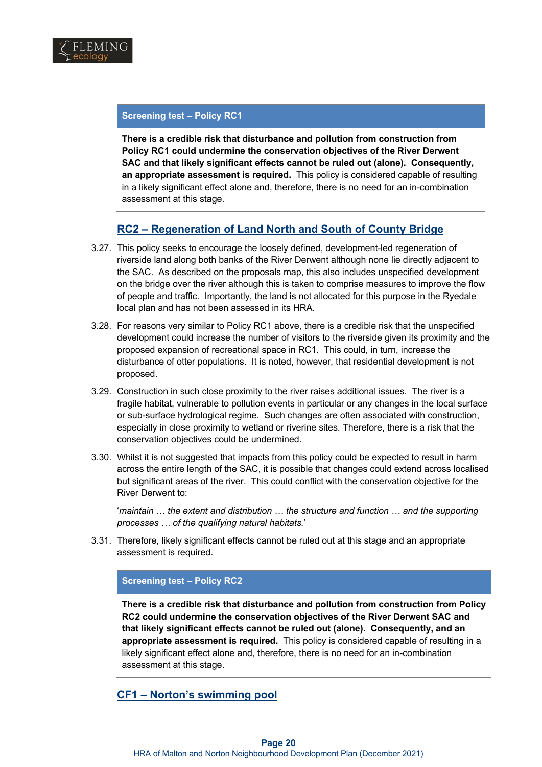**Screening test – Policy RC1**

**There is a credible risk that disturbance and pollution from construction from Policy RC1 could undermine the conservation objectives of the River Derwent SAC and that likely significant effects cannot be ruled out (alone). Consequently, an appropriate assessment is required.** This policy is considered capable of resulting in a likely significant effect alone and, therefore, there is no need for an in-combination assessment at this stage.

## RC2 – Regeneration of Land North and South of County Bridge

3.27. This policy seeks to encourage the loosely defined, development-led regeneration of riverside land along both banks of the River Derwent although none lie directly adjacent to the SAC. As described on the proposals map, this also includes unspecified development on the bridge over the river although this is taken to comprise measures to improve the flow of people and traffic. Importantly, the land is not allocated for this purpose in the Ryedale local plan and has not been assessed in its HRA.

3.28. For reasons very similar to Policy RC1 above, there is a credible risk that the unspecified development could increase the number of visitors to the riverside given its proximity and the proposed expansion of recreational space in RC1. This could, in turn, increase the disturbance of otter populations. It is noted, however, that residential development is not proposed.

3.29. Construction in such close proximity to the river raises additional issues. The river is a fragile habitat, vulnerable to pollution events in particular or any changes in the local surface or sub-surface hydrological regime. Such changes are often associated with construction, especially in close proximity to wetland or riverine sites. Therefore, there is a risk that the conservation objectives could be undermined.

3.30. Whilst it is not suggested that impacts from this policy could be expected to result in harm across the entire length of the SAC, it is possible that changes could extend across localised but significant areas of the river. This could conflict with the conservation objective for the River Derwent to:

'*maintain … the extent and distribution … the structure and function … and the supporting processes … of the qualifying natural habitats.*'

3.31. Therefore, likely significant effects cannot be ruled out at this stage and an appropriate assessment is required.

**Screening test – Policy RC2**

**There is a credible risk that disturbance and pollution from construction from Policy RC2 could undermine the conservation objectives of the River Derwent SAC and that likely significant effects cannot be ruled out (alone). Consequently, and an appropriate assessment is required.** This policy is considered capable of resulting in a likely significant effect alone and, therefore, there is no need for an in-combination assessment at this stage.

## CF1 – Norton's swimming pool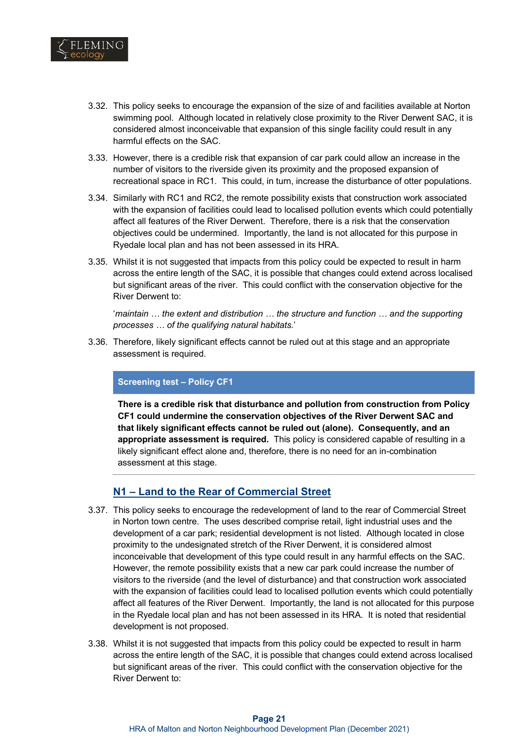3.32. This policy seeks to encourage the expansion of the size of and facilities available at Norton swimming pool. Although located in relatively close proximity to the River Derwent SAC, it is considered almost inconceivable that expansion of this single facility could result in any harmful effects on the SAC.

3.33. However, there is a credible risk that expansion of car park could allow an increase in the number of visitors to the riverside given its proximity and the proposed expansion of recreational space in RC1. This could, in turn, increase the disturbance of otter populations.

3.34. Similarly with RC1 and RC2, the remote possibility exists that construction work associated with the expansion of facilities could lead to localised pollution events which could potentially affect all features of the River Derwent. Therefore, there is a risk that the conservation objectives could be undermined. Importantly, the land is not allocated for this purpose in Ryedale local plan and has not been assessed in its HRA.

3.35. Whilst it is not suggested that impacts from this policy could be expected to result in harm across the entire length of the SAC, it is possible that changes could extend across localised but significant areas of the river. This could conflict with the conservation objective for the River Derwent to:

'*maintain … the extent and distribution … the structure and function … and the supporting processes … of the qualifying natural habitats.*'

3.36. Therefore, likely significant effects cannot be ruled out at this stage and an appropriate assessment is required.

| Screening test – Policy CF1 |
|---|
| **There is a credible risk that disturbance and pollution from construction from Policy CF1 could undermine the conservation objectives of the River Derwent SAC and that likely significant effects cannot be ruled out (alone). Consequently, and an appropriate assessment is required.** This policy is considered capable of resulting in a likely significant effect alone and, therefore, there is no need for an in-combination assessment at this stage. |

## N1 – Land to the Rear of Commercial Street

3.37. This policy seeks to encourage the redevelopment of land to the rear of Commercial Street in Norton town centre. The uses described comprise retail, light industrial uses and the development of a car park; residential development is not listed. Although located in close proximity to the undesignated stretch of the River Derwent, it is considered almost inconceivable that development of this type could result in any harmful effects on the SAC. However, the remote possibility exists that a new car park could increase the number of visitors to the riverside (and the level of disturbance) and that construction work associated with the expansion of facilities could lead to localised pollution events which could potentially affect all features of the River Derwent. Importantly, the land is not allocated for this purpose in the Ryedale local plan and has not been assessed in its HRA. It is noted that residential development is not proposed.

3.38. Whilst it is not suggested that impacts from this policy could be expected to result in harm across the entire length of the SAC, it is possible that changes could extend across localised but significant areas of the river. This could conflict with the conservation objective for the River Derwent to: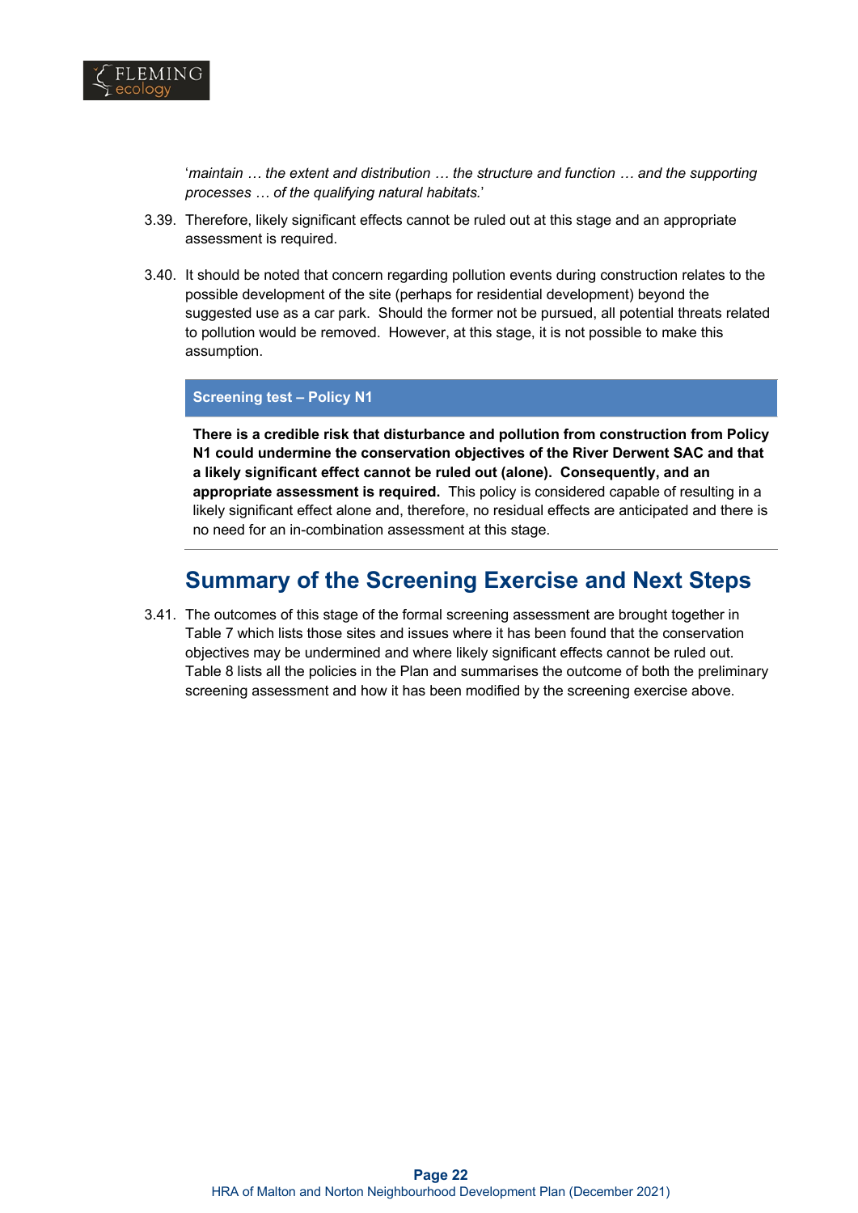'*maintain … the extent and distribution … the structure and function … and the supporting processes … of the qualifying natural habitats.*'

3.39. Therefore, likely significant effects cannot be ruled out at this stage and an appropriate assessment is required.

3.40. It should be noted that concern regarding pollution events during construction relates to the possible development of the site (perhaps for residential development) beyond the suggested use as a car park. Should the former not be pursued, all potential threats related to pollution would be removed. However, at this stage, it is not possible to make this assumption.

**Screening test – Policy N1**

**There is a credible risk that disturbance and pollution from construction from Policy N1 could undermine the conservation objectives of the River Derwent SAC and that a likely significant effect cannot be ruled out (alone). Consequently, and an appropriate assessment is required.** This policy is considered capable of resulting in a likely significant effect alone and, therefore, no residual effects are anticipated and there is no need for an in-combination assessment at this stage.

## Summary of the Screening Exercise and Next Steps

3.41. The outcomes of this stage of the formal screening assessment are brought together in Table 7 which lists those sites and issues where it has been found that the conservation objectives may be undermined and where likely significant effects cannot be ruled out. Table 8 lists all the policies in the Plan and summarises the outcome of both the preliminary screening assessment and how it has been modified by the screening exercise above.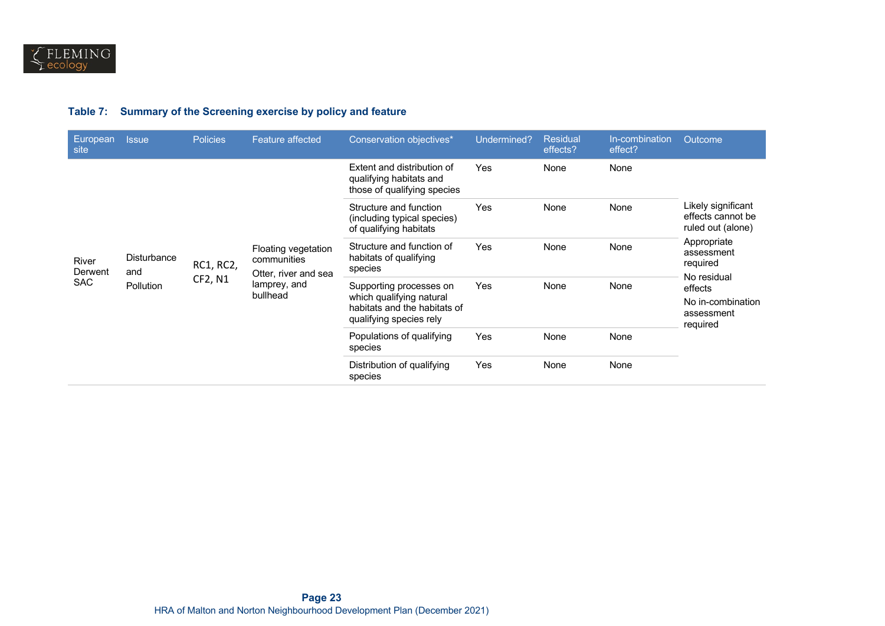**Table 7: Summary of the Screening exercise by policy and feature**

| European site | Issue | Policies | Feature affected | Conservation objectives* | Undermined? | Residual effects? | In-combination effect? | Outcome |
|---|---|---|---|---|---|---|---|---|
| River Derwent SAC | Disturbance and Pollution | RC1, RC2, CF2, N1 | Floating vegetation communities<br>Otter, river and sea lamprey, and bullhead | Extent and distribution of qualifying habitats and those of qualifying species | Yes | None | None | Likely significant effects cannot be ruled out (alone)<br>Appropriate assessment required<br>No residual effects<br>No in-combination assessment required |
| | | | | Structure and function (including typical species) of qualifying habitats | Yes | None | None | |
| | | | | Structure and function of habitats of qualifying species | Yes | None | None | |
| | | | | Supporting processes on which qualifying natural habitats and the habitats of qualifying species rely | Yes | None | None | |
| | | | | Populations of qualifying species | Yes | None | None | |
| | | | | Distribution of qualifying species | Yes | None | None | |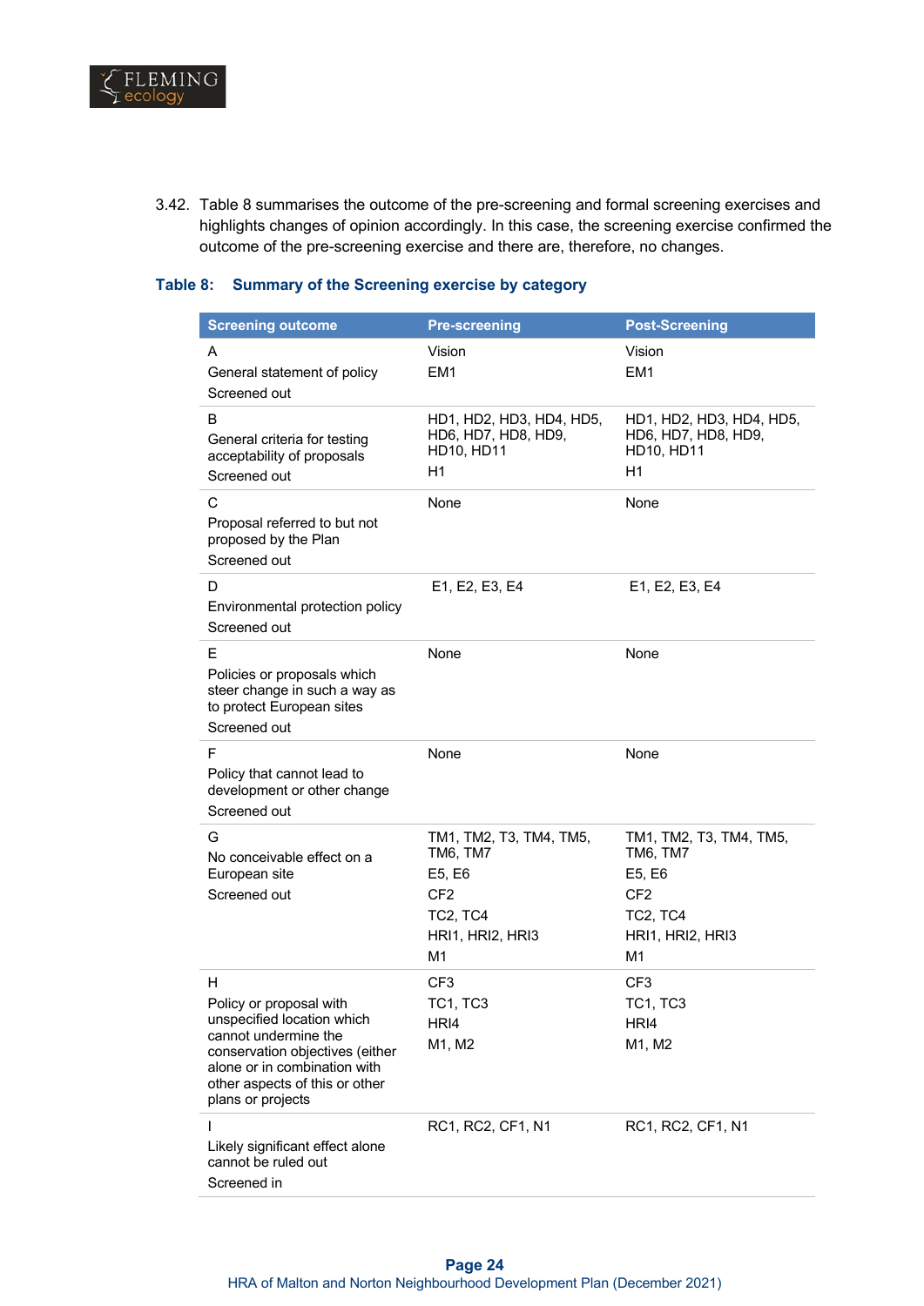3.42. Table 8 summarises the outcome of the pre-screening and formal screening exercises and highlights changes of opinion accordingly. In this case, the screening exercise confirmed the outcome of the pre-screening exercise and there are, therefore, no changes.

**Table 8: Summary of the Screening exercise by category**

| Screening outcome | Pre-screening | Post-Screening |
|---|---|---|
| A<br>General statement of policy<br>Screened out | Vision<br>EM1 | Vision<br>EM1 |
| B<br>General criteria for testing acceptability of proposals<br>Screened out | HD1, HD2, HD3, HD4, HD5, HD6, HD7, HD8, HD9, HD10, HD11<br>H1 | HD1, HD2, HD3, HD4, HD5, HD6, HD7, HD8, HD9, HD10, HD11<br>H1 |
| C<br>Proposal referred to but not proposed by the Plan<br>Screened out | None | None |
| D<br>Environmental protection policy<br>Screened out | E1, E2, E3, E4 | E1, E2, E3, E4 |
| E<br>Policies or proposals which steer change in such a way as to protect European sites<br>Screened out | None | None |
| F<br>Policy that cannot lead to development or other change<br>Screened out | None | None |
| G<br>No conceivable effect on a European site<br>Screened out | TM1, TM2, T3, TM4, TM5, TM6, TM7<br>E5, E6<br>CF2<br>TC2, TC4<br>HRI1, HRI2, HRI3<br>M1 | TM1, TM2, T3, TM4, TM5, TM6, TM7<br>E5, E6<br>CF2<br>TC2, TC4<br>HRI1, HRI2, HRI3<br>M1 |
| H<br>Policy or proposal with unspecified location which cannot undermine the conservation objectives (either alone or in combination with other aspects of this or other plans or projects | CF3<br>TC1, TC3<br>HRI4<br>M1, M2 | CF3<br>TC1, TC3<br>HRI4<br>M1, M2 |
| I<br>Likely significant effect alone cannot be ruled out<br>Screened in | RC1, RC2, CF1, N1 | RC1, RC2, CF1, N1 |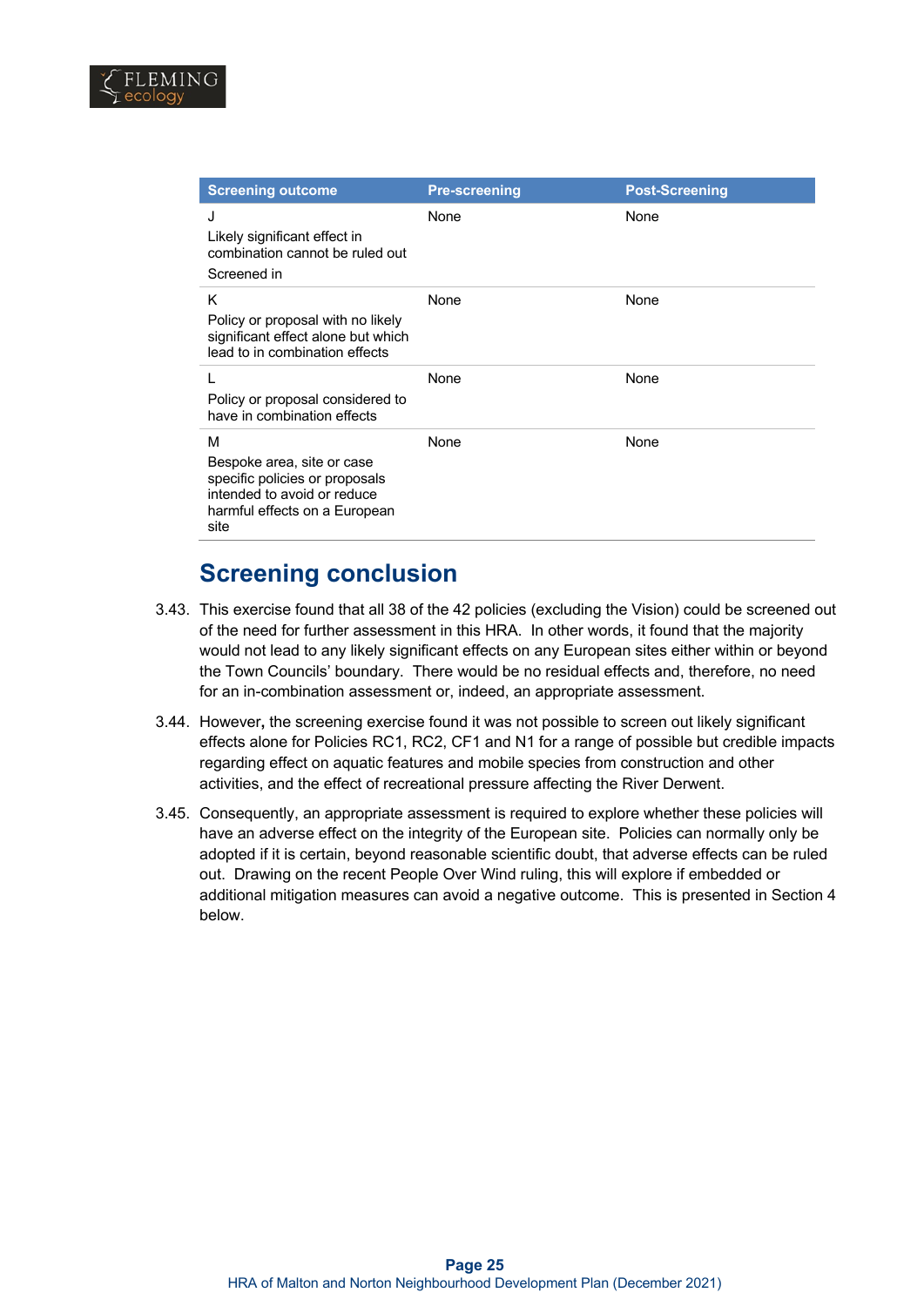| Screening outcome | Pre-screening | Post-Screening |
|---|---|---|
| J<br>Likely significant effect in combination cannot be ruled out<br>Screened in | None | None |
| K<br>Policy or proposal with no likely significant effect alone but which lead to in combination effects | None | None |
| L<br>Policy or proposal considered to have in combination effects | None | None |
| M<br>Bespoke area, site or case specific policies or proposals intended to avoid or reduce harmful effects on a European site | None | None |

## Screening conclusion

3.43. This exercise found that all 38 of the 42 policies (excluding the Vision) could be screened out of the need for further assessment in this HRA. In other words, it found that the majority would not lead to any likely significant effects on any European sites either within or beyond the Town Councils' boundary. There would be no residual effects and, therefore, no need for an in-combination assessment or, indeed, an appropriate assessment.

3.44. However**,** the screening exercise found it was not possible to screen out likely significant effects alone for Policies RC1, RC2, CF1 and N1 for a range of possible but credible impacts regarding effect on aquatic features and mobile species from construction and other activities, and the effect of recreational pressure affecting the River Derwent.

3.45. Consequently, an appropriate assessment is required to explore whether these policies will have an adverse effect on the integrity of the European site. Policies can normally only be adopted if it is certain, beyond reasonable scientific doubt, that adverse effects can be ruled out. Drawing on the recent People Over Wind ruling, this will explore if embedded or additional mitigation measures can avoid a negative outcome. This is presented in Section 4 below.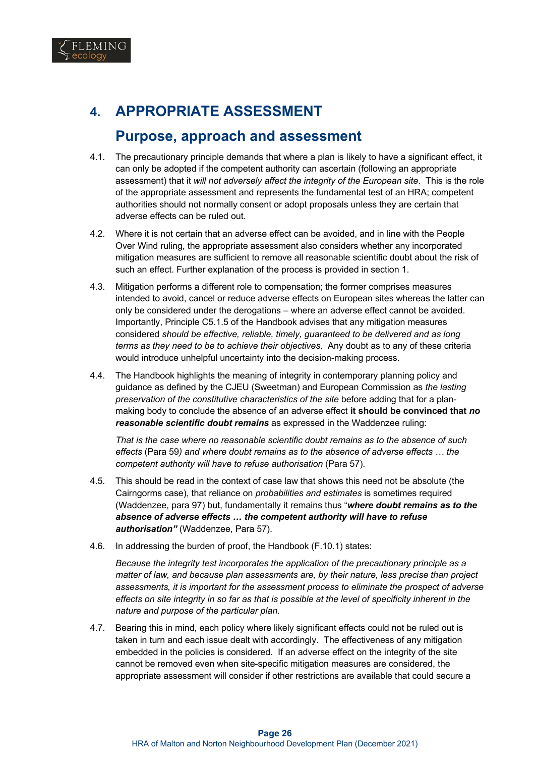# 4. APPROPRIATE ASSESSMENT

## Purpose, approach and assessment

4.1. The precautionary principle demands that where a plan is likely to have a significant effect, it can only be adopted if the competent authority can ascertain (following an appropriate assessment) that it *will not adversely affect the integrity of the European site*. This is the role of the appropriate assessment and represents the fundamental test of an HRA; competent authorities should not normally consent or adopt proposals unless they are certain that adverse effects can be ruled out.

4.2. Where it is not certain that an adverse effect can be avoided, and in line with the People Over Wind ruling, the appropriate assessment also considers whether any incorporated mitigation measures are sufficient to remove all reasonable scientific doubt about the risk of such an effect. Further explanation of the process is provided in section 1.

4.3. Mitigation performs a different role to compensation; the former comprises measures intended to avoid, cancel or reduce adverse effects on European sites whereas the latter can only be considered under the derogations – where an adverse effect cannot be avoided. Importantly, Principle C5.1.5 of the Handbook advises that any mitigation measures considered *should be effective, reliable, timely, guaranteed to be delivered and as long terms as they need to be to achieve their objectives*. Any doubt as to any of these criteria would introduce unhelpful uncertainty into the decision-making process.

4.4. The Handbook highlights the meaning of integrity in contemporary planning policy and guidance as defined by the CJEU (Sweetman) and European Commission as *the lasting preservation of the constitutive characteristics of the site* before adding that for a plan-making body to conclude the absence of an adverse effect **it should be convinced that *no reasonable scientific doubt remains*** as expressed in the Waddenzee ruling:

*That is the case where no reasonable scientific doubt remains as to the absence of such effects* (Para 59*) and where doubt remains as to the absence of adverse effects … the competent authority will have to refuse authorisation* (Para 57).

4.5. This should be read in the context of case law that shows this need not be absolute (the Cairngorms case), that reliance on *probabilities and estimates* is sometimes required (Waddenzee, para 97) but, fundamentally it remains thus "***where doubt remains as to the absence of adverse effects … the competent authority will have to refuse authorisation"*** (Waddenzee, Para 57).

4.6. In addressing the burden of proof, the Handbook (F.10.1) states:

*Because the integrity test incorporates the application of the precautionary principle as a matter of law, and because plan assessments are, by their nature, less precise than project assessments, it is important for the assessment process to eliminate the prospect of adverse effects on site integrity in so far as that is possible at the level of specificity inherent in the nature and purpose of the particular plan.*

4.7. Bearing this in mind, each policy where likely significant effects could not be ruled out is taken in turn and each issue dealt with accordingly. The effectiveness of any mitigation embedded in the policies is considered. If an adverse effect on the integrity of the site cannot be removed even when site-specific mitigation measures are considered, the appropriate assessment will consider if other restrictions are available that could secure a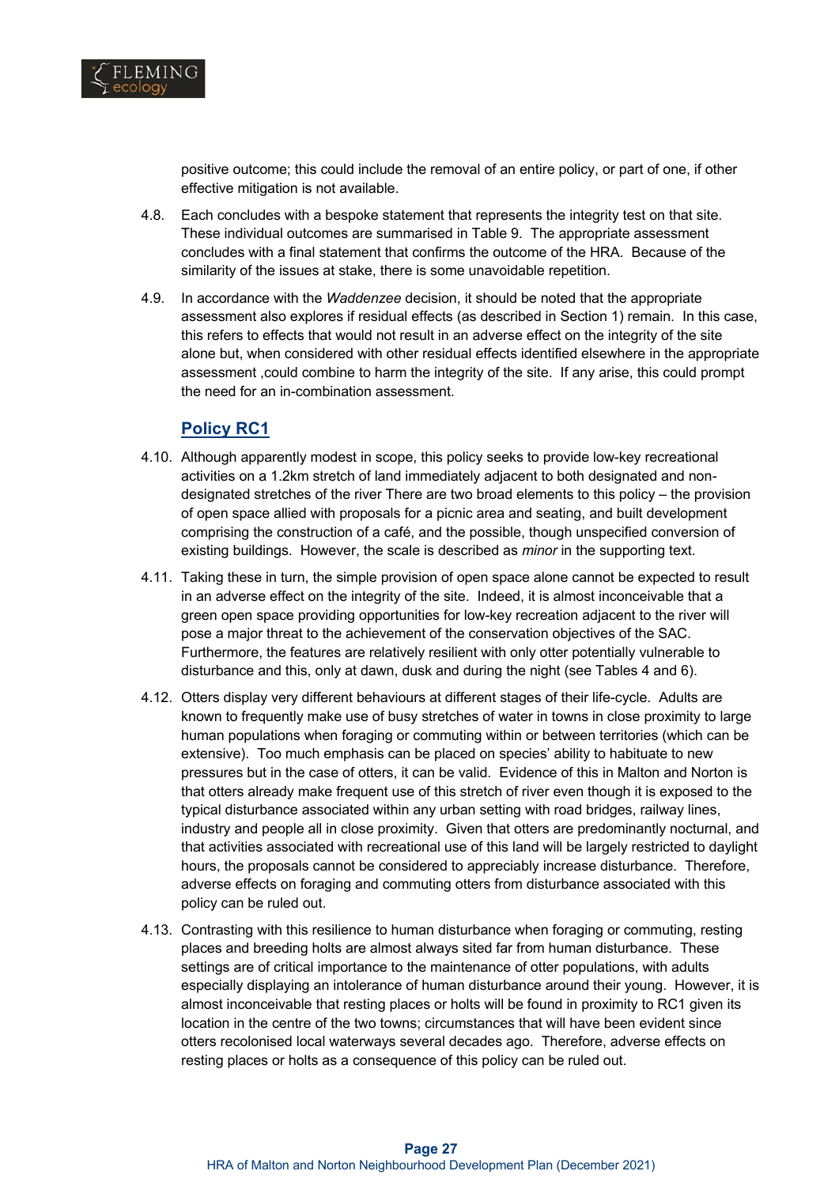positive outcome; this could include the removal of an entire policy, or part of one, if other effective mitigation is not available.

4.8. Each concludes with a bespoke statement that represents the integrity test on that site. These individual outcomes are summarised in Table 9. The appropriate assessment concludes with a final statement that confirms the outcome of the HRA. Because of the similarity of the issues at stake, there is some unavoidable repetition.

4.9. In accordance with the *Waddenzee* decision, it should be noted that the appropriate assessment also explores if residual effects (as described in Section 1) remain. In this case, this refers to effects that would not result in an adverse effect on the integrity of the site alone but, when considered with other residual effects identified elsewhere in the appropriate assessment ,could combine to harm the integrity of the site. If any arise, this could prompt the need for an in-combination assessment.

## Policy RC1

4.10. Although apparently modest in scope, this policy seeks to provide low-key recreational activities on a 1.2km stretch of land immediately adjacent to both designated and non-designated stretches of the river There are two broad elements to this policy – the provision of open space allied with proposals for a picnic area and seating, and built development comprising the construction of a café, and the possible, though unspecified conversion of existing buildings. However, the scale is described as *minor* in the supporting text.

4.11. Taking these in turn, the simple provision of open space alone cannot be expected to result in an adverse effect on the integrity of the site. Indeed, it is almost inconceivable that a green open space providing opportunities for low-key recreation adjacent to the river will pose a major threat to the achievement of the conservation objectives of the SAC. Furthermore, the features are relatively resilient with only otter potentially vulnerable to disturbance and this, only at dawn, dusk and during the night (see Tables 4 and 6).

4.12. Otters display very different behaviours at different stages of their life-cycle. Adults are known to frequently make use of busy stretches of water in towns in close proximity to large human populations when foraging or commuting within or between territories (which can be extensive). Too much emphasis can be placed on species' ability to habituate to new pressures but in the case of otters, it can be valid. Evidence of this in Malton and Norton is that otters already make frequent use of this stretch of river even though it is exposed to the typical disturbance associated within any urban setting with road bridges, railway lines, industry and people all in close proximity. Given that otters are predominantly nocturnal, and that activities associated with recreational use of this land will be largely restricted to daylight hours, the proposals cannot be considered to appreciably increase disturbance. Therefore, adverse effects on foraging and commuting otters from disturbance associated with this policy can be ruled out.

4.13. Contrasting with this resilience to human disturbance when foraging or commuting, resting places and breeding holts are almost always sited far from human disturbance. These settings are of critical importance to the maintenance of otter populations, with adults especially displaying an intolerance of human disturbance around their young. However, it is almost inconceivable that resting places or holts will be found in proximity to RC1 given its location in the centre of the two towns; circumstances that will have been evident since otters recolonised local waterways several decades ago. Therefore, adverse effects on resting places or holts as a consequence of this policy can be ruled out.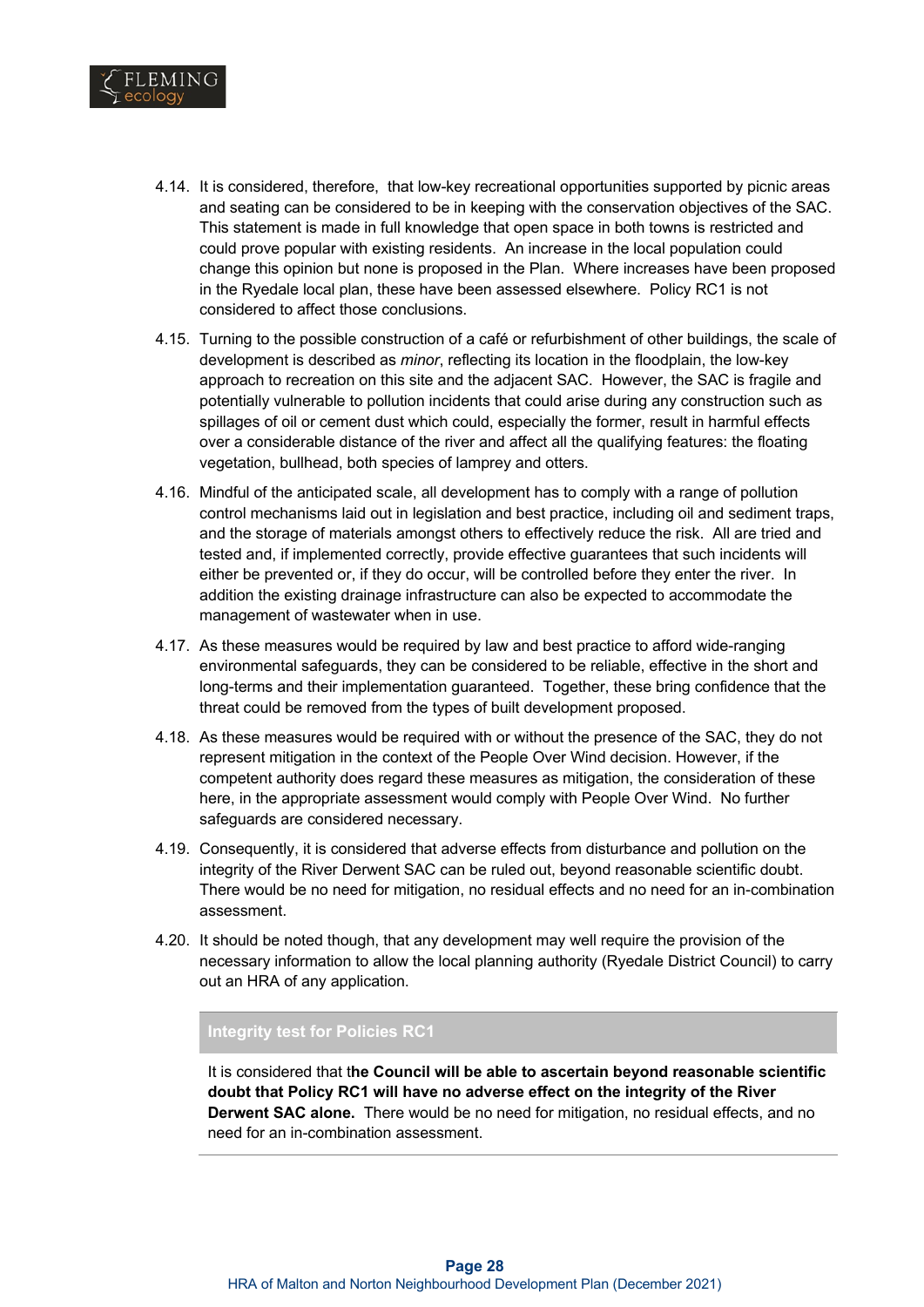4.14. It is considered, therefore, that low-key recreational opportunities supported by picnic areas and seating can be considered to be in keeping with the conservation objectives of the SAC. This statement is made in full knowledge that open space in both towns is restricted and could prove popular with existing residents. An increase in the local population could change this opinion but none is proposed in the Plan. Where increases have been proposed in the Ryedale local plan, these have been assessed elsewhere. Policy RC1 is not considered to affect those conclusions.

4.15. Turning to the possible construction of a café or refurbishment of other buildings, the scale of development is described as *minor*, reflecting its location in the floodplain, the low-key approach to recreation on this site and the adjacent SAC. However, the SAC is fragile and potentially vulnerable to pollution incidents that could arise during any construction such as spillages of oil or cement dust which could, especially the former, result in harmful effects over a considerable distance of the river and affect all the qualifying features: the floating vegetation, bullhead, both species of lamprey and otters.

4.16. Mindful of the anticipated scale, all development has to comply with a range of pollution control mechanisms laid out in legislation and best practice, including oil and sediment traps, and the storage of materials amongst others to effectively reduce the risk. All are tried and tested and, if implemented correctly, provide effective guarantees that such incidents will either be prevented or, if they do occur, will be controlled before they enter the river. In addition the existing drainage infrastructure can also be expected to accommodate the management of wastewater when in use.

4.17. As these measures would be required by law and best practice to afford wide-ranging environmental safeguards, they can be considered to be reliable, effective in the short and long-terms and their implementation guaranteed. Together, these bring confidence that the threat could be removed from the types of built development proposed.

4.18. As these measures would be required with or without the presence of the SAC, they do not represent mitigation in the context of the People Over Wind decision. However, if the competent authority does regard these measures as mitigation, the consideration of these here, in the appropriate assessment would comply with People Over Wind. No further safeguards are considered necessary.

4.19. Consequently, it is considered that adverse effects from disturbance and pollution on the integrity of the River Derwent SAC can be ruled out, beyond reasonable scientific doubt. There would be no need for mitigation, no residual effects and no need for an in-combination assessment.

4.20. It should be noted though, that any development may well require the provision of the necessary information to allow the local planning authority (Ryedale District Council) to carry out an HRA of any application.

**Integrity test for Policies RC1**

It is considered that t**he Council will be able to ascertain beyond reasonable scientific doubt that Policy RC1 will have no adverse effect on the integrity of the River Derwent SAC alone.** There would be no need for mitigation, no residual effects, and no need for an in-combination assessment.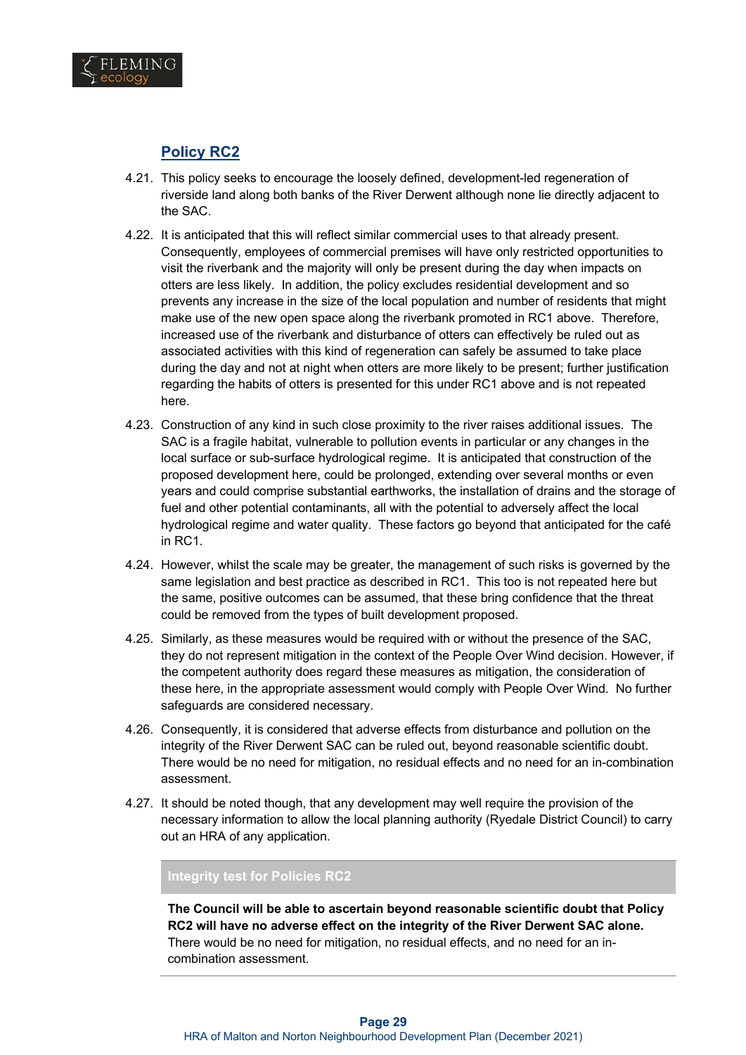### Policy RC2

4.21. This policy seeks to encourage the loosely defined, development-led regeneration of riverside land along both banks of the River Derwent although none lie directly adjacent to the SAC.

4.22. It is anticipated that this will reflect similar commercial uses to that already present. Consequently, employees of commercial premises will have only restricted opportunities to visit the riverbank and the majority will only be present during the day when impacts on otters are less likely. In addition, the policy excludes residential development and so prevents any increase in the size of the local population and number of residents that might make use of the new open space along the riverbank promoted in RC1 above. Therefore, increased use of the riverbank and disturbance of otters can effectively be ruled out as associated activities with this kind of regeneration can safely be assumed to take place during the day and not at night when otters are more likely to be present; further justification regarding the habits of otters is presented for this under RC1 above and is not repeated here.

4.23. Construction of any kind in such close proximity to the river raises additional issues. The SAC is a fragile habitat, vulnerable to pollution events in particular or any changes in the local surface or sub-surface hydrological regime. It is anticipated that construction of the proposed development here, could be prolonged, extending over several months or even years and could comprise substantial earthworks, the installation of drains and the storage of fuel and other potential contaminants, all with the potential to adversely affect the local hydrological regime and water quality. These factors go beyond that anticipated for the café in RC1.

4.24. However, whilst the scale may be greater, the management of such risks is governed by the same legislation and best practice as described in RC1. This too is not repeated here but the same, positive outcomes can be assumed, that these bring confidence that the threat could be removed from the types of built development proposed.

4.25. Similarly, as these measures would be required with or without the presence of the SAC, they do not represent mitigation in the context of the People Over Wind decision. However, if the competent authority does regard these measures as mitigation, the consideration of these here, in the appropriate assessment would comply with People Over Wind. No further safeguards are considered necessary.

4.26. Consequently, it is considered that adverse effects from disturbance and pollution on the integrity of the River Derwent SAC can be ruled out, beyond reasonable scientific doubt. There would be no need for mitigation, no residual effects and no need for an in-combination assessment.

4.27. It should be noted though, that any development may well require the provision of the necessary information to allow the local planning authority (Ryedale District Council) to carry out an HRA of any application.

| Integrity test for Policies RC2 |
|---|
| **The Council will be able to ascertain beyond reasonable scientific doubt that Policy RC2 will have no adverse effect on the integrity of the River Derwent SAC alone.** There would be no need for mitigation, no residual effects, and no need for an in-combination assessment. |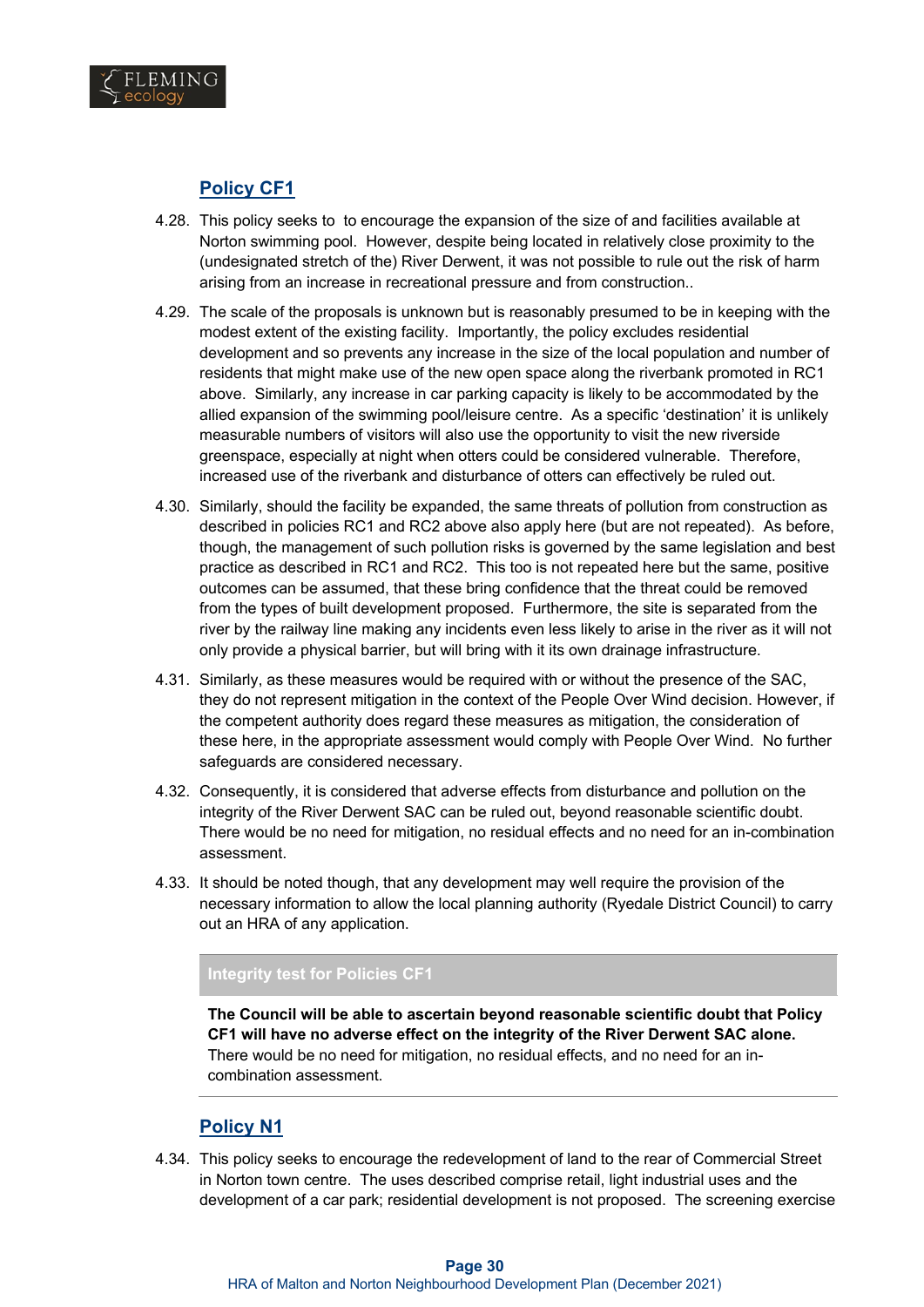## Policy CF1

4.28. This policy seeks to  to encourage the expansion of the size of and facilities available at Norton swimming pool.  However, despite being located in relatively close proximity to the (undesignated stretch of the) River Derwent, it was not possible to rule out the risk of harm arising from an increase in recreational pressure and from construction..

4.29. The scale of the proposals is unknown but is reasonably presumed to be in keeping with the modest extent of the existing facility.  Importantly, the policy excludes residential development and so prevents any increase in the size of the local population and number of residents that might make use of the new open space along the riverbank promoted in RC1 above.  Similarly, any increase in car parking capacity is likely to be accommodated by the allied expansion of the swimming pool/leisure centre.  As a specific 'destination' it is unlikely measurable numbers of visitors will also use the opportunity to visit the new riverside greenspace, especially at night when otters could be considered vulnerable.  Therefore, increased use of the riverbank and disturbance of otters can effectively be ruled out.

4.30. Similarly, should the facility be expanded, the same threats of pollution from construction as described in policies RC1 and RC2 above also apply here (but are not repeated).  As before, though, the management of such pollution risks is governed by the same legislation and best practice as described in RC1 and RC2.  This too is not repeated here but the same, positive outcomes can be assumed, that these bring confidence that the threat could be removed from the types of built development proposed.  Furthermore, the site is separated from the river by the railway line making any incidents even less likely to arise in the river as it will not only provide a physical barrier, but will bring with it its own drainage infrastructure.

4.31. Similarly, as these measures would be required with or without the presence of the SAC, they do not represent mitigation in the context of the People Over Wind decision. However, if the competent authority does regard these measures as mitigation, the consideration of these here, in the appropriate assessment would comply with People Over Wind.  No further safeguards are considered necessary.

4.32. Consequently, it is considered that adverse effects from disturbance and pollution on the integrity of the River Derwent SAC can be ruled out, beyond reasonable scientific doubt. There would be no need for mitigation, no residual effects and no need for an in-combination assessment.

4.33. It should be noted though, that any development may well require the provision of the necessary information to allow the local planning authority (Ryedale District Council) to carry out an HRA of any application.

| Integrity test for Policies CF1 |
|---|
| **The Council will be able to ascertain beyond reasonable scientific doubt that Policy CF1 will have no adverse effect on the integrity of the River Derwent SAC alone.** There would be no need for mitigation, no residual effects, and no need for an in-combination assessment. |

## Policy N1

4.34. This policy seeks to encourage the redevelopment of land to the rear of Commercial Street in Norton town centre.  The uses described comprise retail, light industrial uses and the development of a car park; residential development is not proposed.  The screening exercise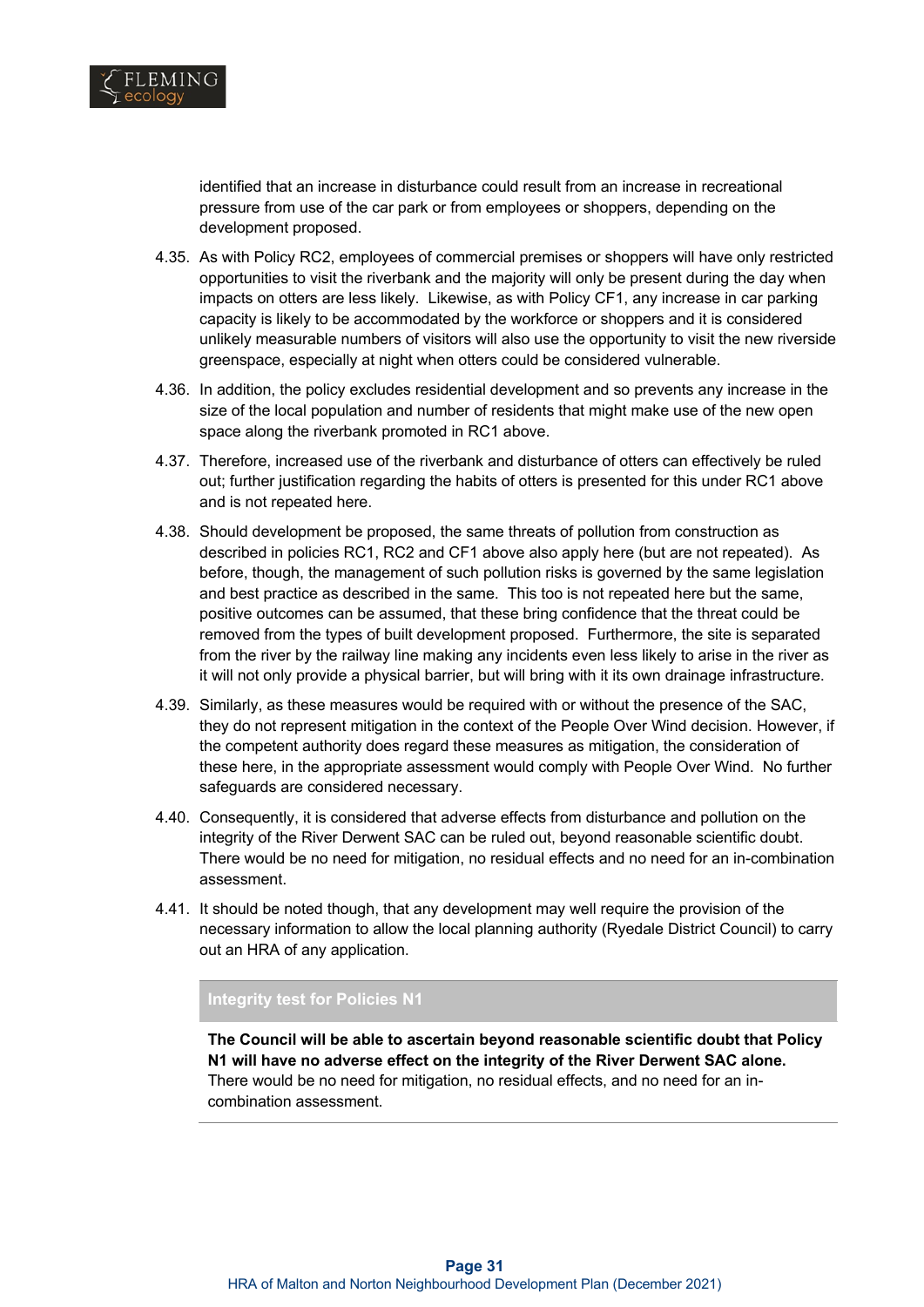identified that an increase in disturbance could result from an increase in recreational pressure from use of the car park or from employees or shoppers, depending on the development proposed.

4.35. As with Policy RC2, employees of commercial premises or shoppers will have only restricted opportunities to visit the riverbank and the majority will only be present during the day when impacts on otters are less likely. Likewise, as with Policy CF1, any increase in car parking capacity is likely to be accommodated by the workforce or shoppers and it is considered unlikely measurable numbers of visitors will also use the opportunity to visit the new riverside greenspace, especially at night when otters could be considered vulnerable.

4.36. In addition, the policy excludes residential development and so prevents any increase in the size of the local population and number of residents that might make use of the new open space along the riverbank promoted in RC1 above.

4.37. Therefore, increased use of the riverbank and disturbance of otters can effectively be ruled out; further justification regarding the habits of otters is presented for this under RC1 above and is not repeated here.

4.38. Should development be proposed, the same threats of pollution from construction as described in policies RC1, RC2 and CF1 above also apply here (but are not repeated). As before, though, the management of such pollution risks is governed by the same legislation and best practice as described in the same. This too is not repeated here but the same, positive outcomes can be assumed, that these bring confidence that the threat could be removed from the types of built development proposed. Furthermore, the site is separated from the river by the railway line making any incidents even less likely to arise in the river as it will not only provide a physical barrier, but will bring with it its own drainage infrastructure.

4.39. Similarly, as these measures would be required with or without the presence of the SAC, they do not represent mitigation in the context of the People Over Wind decision. However, if the competent authority does regard these measures as mitigation, the consideration of these here, in the appropriate assessment would comply with People Over Wind. No further safeguards are considered necessary.

4.40. Consequently, it is considered that adverse effects from disturbance and pollution on the integrity of the River Derwent SAC can be ruled out, beyond reasonable scientific doubt. There would be no need for mitigation, no residual effects and no need for an in-combination assessment.

4.41. It should be noted though, that any development may well require the provision of the necessary information to allow the local planning authority (Ryedale District Council) to carry out an HRA of any application.

**Integrity test for Policies N1**

**The Council will be able to ascertain beyond reasonable scientific doubt that Policy N1 will have no adverse effect on the integrity of the River Derwent SAC alone.** There would be no need for mitigation, no residual effects, and no need for an in-combination assessment.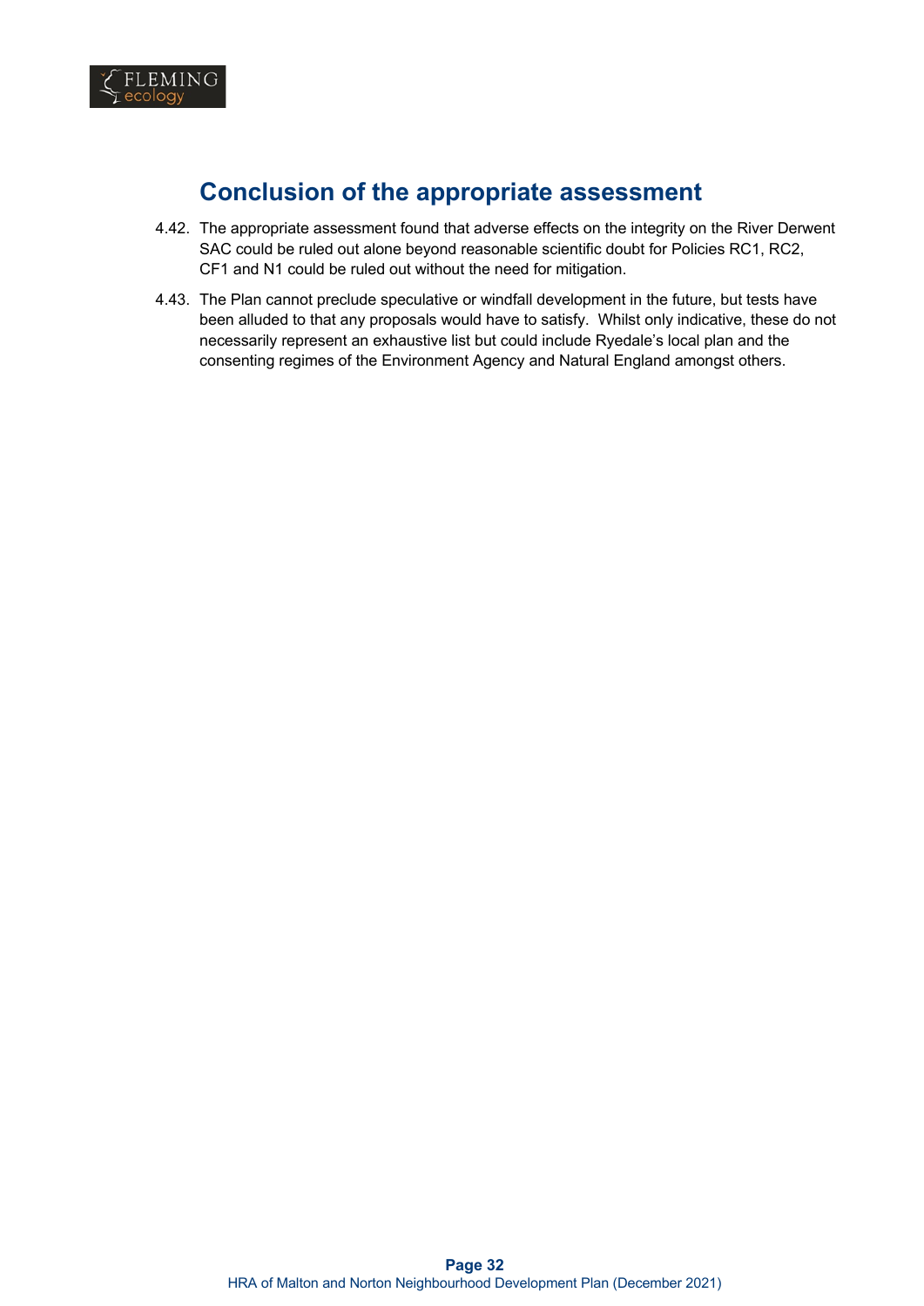## Conclusion of the appropriate assessment

4.42. The appropriate assessment found that adverse effects on the integrity on the River Derwent SAC could be ruled out alone beyond reasonable scientific doubt for Policies RC1, RC2, CF1 and N1 could be ruled out without the need for mitigation.

4.43. The Plan cannot preclude speculative or windfall development in the future, but tests have been alluded to that any proposals would have to satisfy. Whilst only indicative, these do not necessarily represent an exhaustive list but could include Ryedale's local plan and the consenting regimes of the Environment Agency and Natural England amongst others.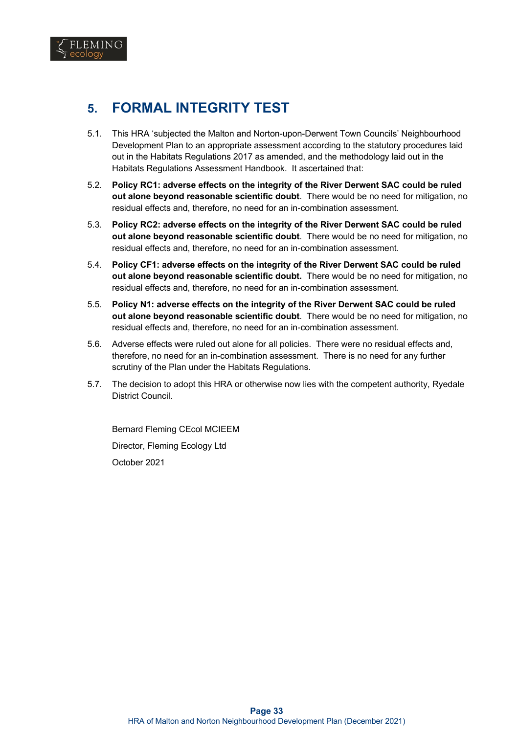# 5. FORMAL INTEGRITY TEST

5.1. This HRA 'subjected the Malton and Norton-upon-Derwent Town Councils' Neighbourhood Development Plan to an appropriate assessment according to the statutory procedures laid out in the Habitats Regulations 2017 as amended, and the methodology laid out in the Habitats Regulations Assessment Handbook. It ascertained that:

5.2. **Policy RC1: adverse effects on the integrity of the River Derwent SAC could be ruled out alone beyond reasonable scientific doubt**. There would be no need for mitigation, no residual effects and, therefore, no need for an in-combination assessment.

5.3. **Policy RC2: adverse effects on the integrity of the River Derwent SAC could be ruled out alone beyond reasonable scientific doubt**. There would be no need for mitigation, no residual effects and, therefore, no need for an in-combination assessment.

5.4. **Policy CF1: adverse effects on the integrity of the River Derwent SAC could be ruled out alone beyond reasonable scientific doubt.** There would be no need for mitigation, no residual effects and, therefore, no need for an in-combination assessment.

5.5. **Policy N1: adverse effects on the integrity of the River Derwent SAC could be ruled out alone beyond reasonable scientific doubt**. There would be no need for mitigation, no residual effects and, therefore, no need for an in-combination assessment.

5.6. Adverse effects were ruled out alone for all policies. There were no residual effects and, therefore, no need for an in-combination assessment. There is no need for any further scrutiny of the Plan under the Habitats Regulations.

5.7. The decision to adopt this HRA or otherwise now lies with the competent authority, Ryedale District Council.

Bernard Fleming CEcol MCIEEM

Director, Fleming Ecology Ltd

October 2021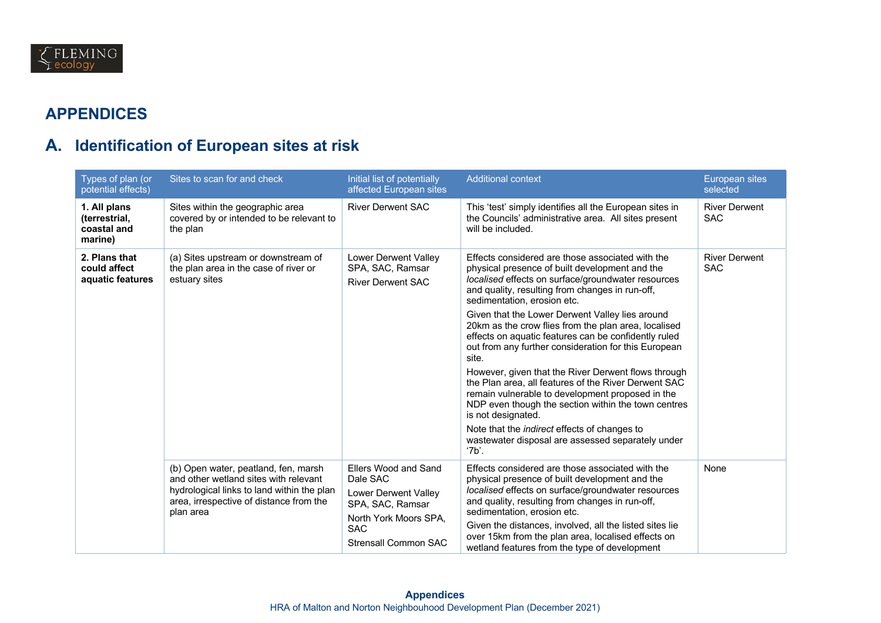# APPENDICES

## A. Identification of European sites at risk

| Types of plan (or potential effects) | Sites to scan for and check | Initial list of potentially affected European sites | Additional context | European sites selected |
|---|---|---|---|---|
| **1. All plans (terrestrial, coastal and marine)** | Sites within the geographic area covered by or intended to be relevant to the plan | River Derwent SAC | This 'test' simply identifies all the European sites in the Councils' administrative area. All sites present will be included. | River Derwent SAC |
| **2. Plans that could affect aquatic features** | (a) Sites upstream or downstream of the plan area in the case of river or estuary sites | Lower Derwent Valley SPA, SAC, Ramsar<br><br>River Derwent SAC | Effects considered are those associated with the physical presence of built development and the *localised* effects on surface/groundwater resources and quality, resulting from changes in run-off, sedimentation, erosion etc.<br><br>Given that the Lower Derwent Valley lies around 20km as the crow flies from the plan area, localised effects on aquatic features can be confidently ruled out from any further consideration for this European site.<br><br>However, given that the River Derwent flows through the Plan area, all features of the River Derwent SAC remain vulnerable to development proposed in the NDP even though the section within the town centres is not designated.<br><br>Note that the *indirect* effects of changes to wastewater disposal are assessed separately under '7b'. | River Derwent SAC |
| | (b) Open water, peatland, fen, marsh and other wetland sites with relevant hydrological links to land within the plan area, irrespective of distance from the plan area | Ellers Wood and Sand Dale SAC<br><br>Lower Derwent Valley SPA, SAC, Ramsar<br><br>North York Moors SPA, SAC<br><br>Strensall Common SAC | Effects considered are those associated with the physical presence of built development and the *localised* effects on surface/groundwater resources and quality, resulting from changes in run-off, sedimentation, erosion etc.<br><br>Given the distances, involved, all the listed sites lie over 15km from the plan area, localised effects on wetland features from the type of development | None |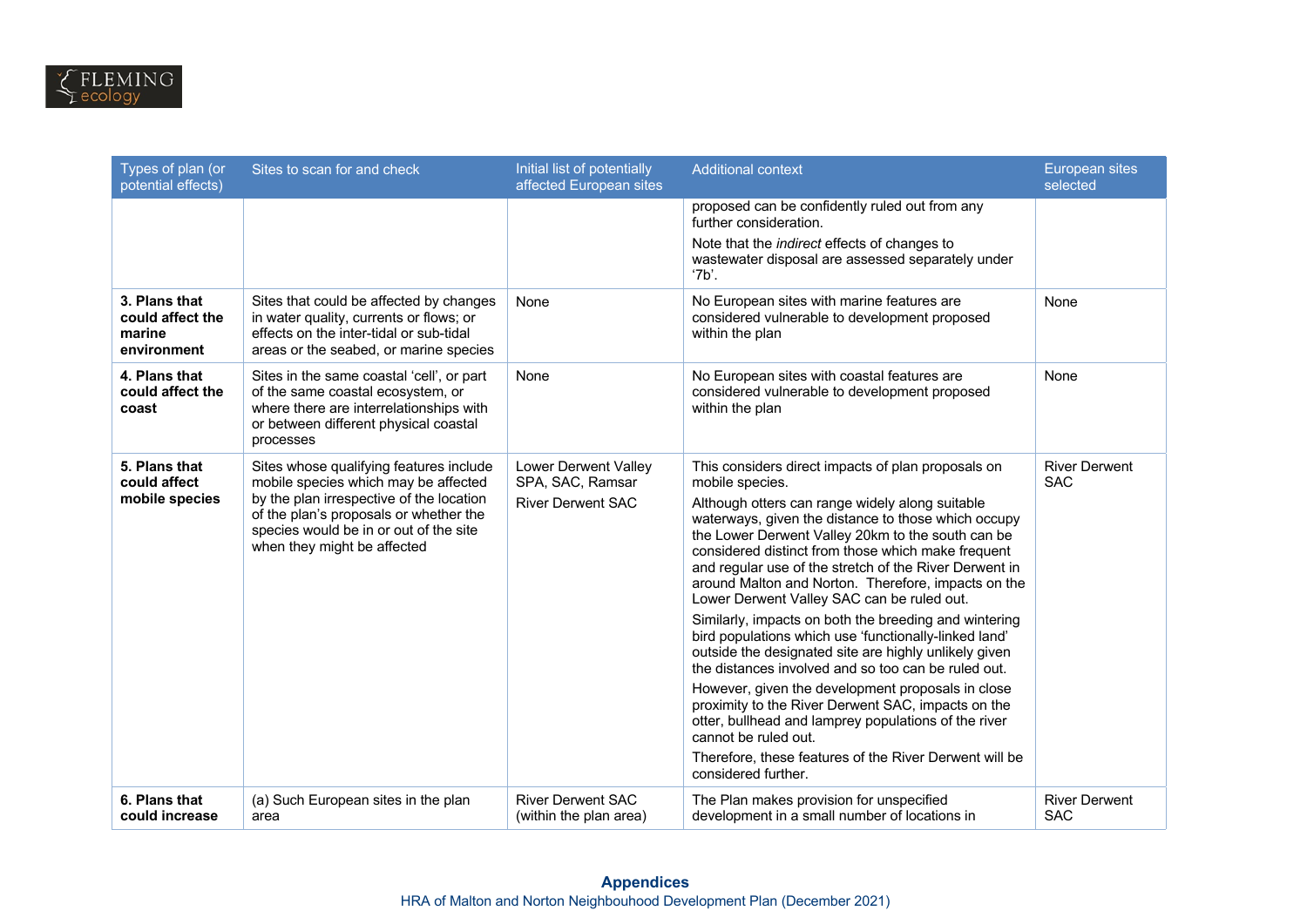| Types of plan (or potential effects) | Sites to scan for and check | Initial list of potentially affected European sites | Additional context | European sites selected |
|---|---|---|---|---|
| | | | proposed can be confidently ruled out from any further consideration.<br><br>Note that the *indirect* effects of changes to wastewater disposal are assessed separately under '7b'. | |
| **3. Plans that could affect the marine environment** | Sites that could be affected by changes in water quality, currents or flows; or effects on the inter-tidal or sub-tidal areas or the seabed, or marine species | None | No European sites with marine features are considered vulnerable to development proposed within the plan | None |
| **4. Plans that could affect the coast** | Sites in the same coastal 'cell', or part of the same coastal ecosystem, or where there are interrelationships with or between different physical coastal processes | None | No European sites with coastal features are considered vulnerable to development proposed within the plan | None |
| **5. Plans that could affect mobile species** | Sites whose qualifying features include mobile species which may be affected by the plan irrespective of the location of the plan's proposals or whether the species would be in or out of the site when they might be affected | Lower Derwent Valley SPA, SAC, Ramsar<br><br>River Derwent SAC | This considers direct impacts of plan proposals on mobile species.<br><br>Although otters can range widely along suitable waterways, given the distance to those which occupy the Lower Derwent Valley 20km to the south can be considered distinct from those which make frequent and regular use of the stretch of the River Derwent in around Malton and Norton. Therefore, impacts on the Lower Derwent Valley SAC can be ruled out.<br><br>Similarly, impacts on both the breeding and wintering bird populations which use 'functionally-linked land' outside the designated site are highly unlikely given the distances involved and so too can be ruled out.<br><br>However, given the development proposals in close proximity to the River Derwent SAC, impacts on the otter, bullhead and lamprey populations of the river cannot be ruled out.<br><br>Therefore, these features of the River Derwent will be considered further. | River Derwent SAC |
| **6. Plans that could increase** | (a) Such European sites in the plan area | River Derwent SAC (within the plan area) | The Plan makes provision for unspecified development in a small number of locations in | River Derwent SAC |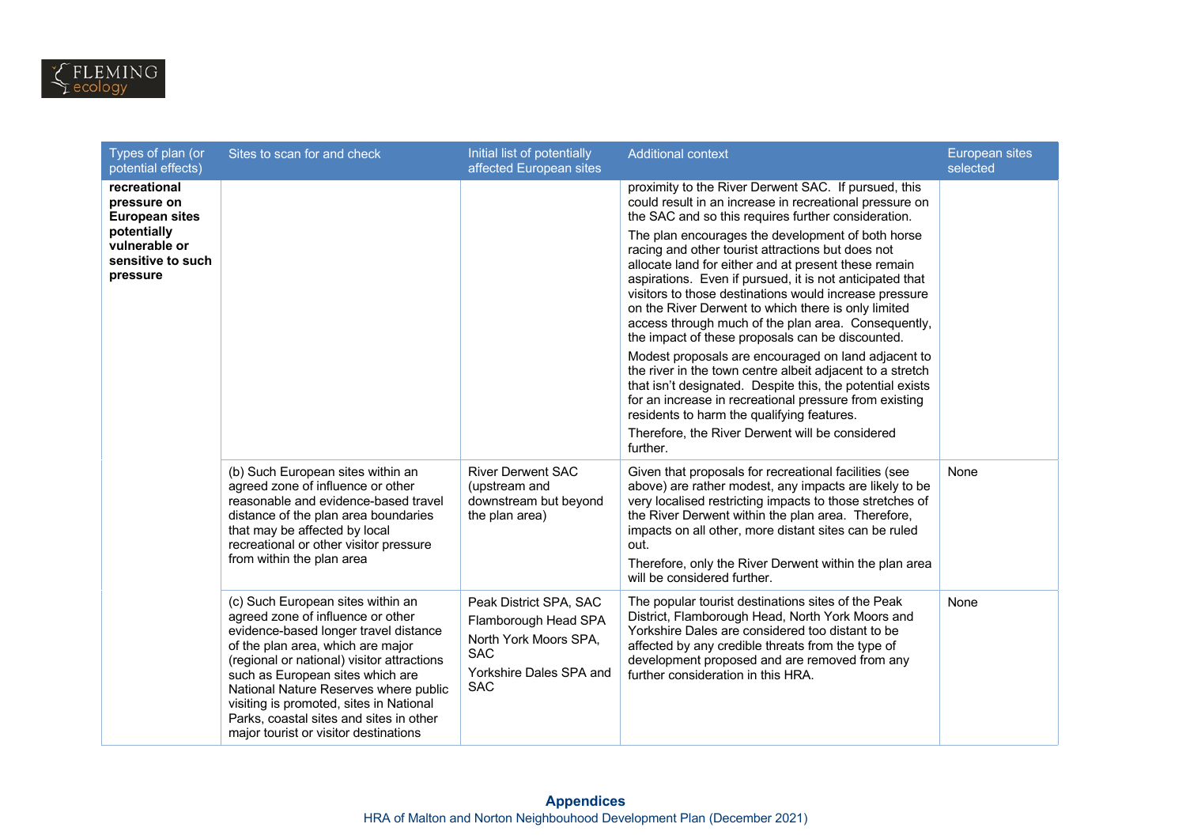| Types of plan (or potential effects) | Sites to scan for and check | Initial list of potentially affected European sites | Additional context | European sites selected |
|---|---|---|---|---|
| **recreational pressure on European sites potentially vulnerable or sensitive to such pressure** | | | proximity to the River Derwent SAC. If pursued, this could result in an increase in recreational pressure on the SAC and so this requires further consideration.<br><br>The plan encourages the development of both horse racing and other tourist attractions but does not allocate land for either and at present these remain aspirations. Even if pursued, it is not anticipated that visitors to those destinations would increase pressure on the River Derwent to which there is only limited access through much of the plan area. Consequently, the impact of these proposals can be discounted.<br><br>Modest proposals are encouraged on land adjacent to the river in the town centre albeit adjacent to a stretch that isn't designated. Despite this, the potential exists for an increase in recreational pressure from existing residents to harm the qualifying features.<br><br>Therefore, the River Derwent will be considered further. | |
| | (b) Such European sites within an agreed zone of influence or other reasonable and evidence-based travel distance of the plan area boundaries that may be affected by local recreational or other visitor pressure from within the plan area | River Derwent SAC (upstream and downstream but beyond the plan area) | Given that proposals for recreational facilities (see above) are rather modest, any impacts are likely to be very localised restricting impacts to those stretches of the River Derwent within the plan area. Therefore, impacts on all other, more distant sites can be ruled out.<br><br>Therefore, only the River Derwent within the plan area will be considered further. | None |
| | (c) Such European sites within an agreed zone of influence or other evidence-based longer travel distance of the plan area, which are major (regional or national) visitor attractions such as European sites which are National Nature Reserves where public visiting is promoted, sites in National Parks, coastal sites and sites in other major tourist or visitor destinations | Peak District SPA, SAC<br><br>Flamborough Head SPA<br><br>North York Moors SPA, SAC<br><br>Yorkshire Dales SPA and SAC | The popular tourist destinations sites of the Peak District, Flamborough Head, North York Moors and Yorkshire Dales are considered too distant to be affected by any credible threats from the type of development proposed and are removed from any further consideration in this HRA. | None |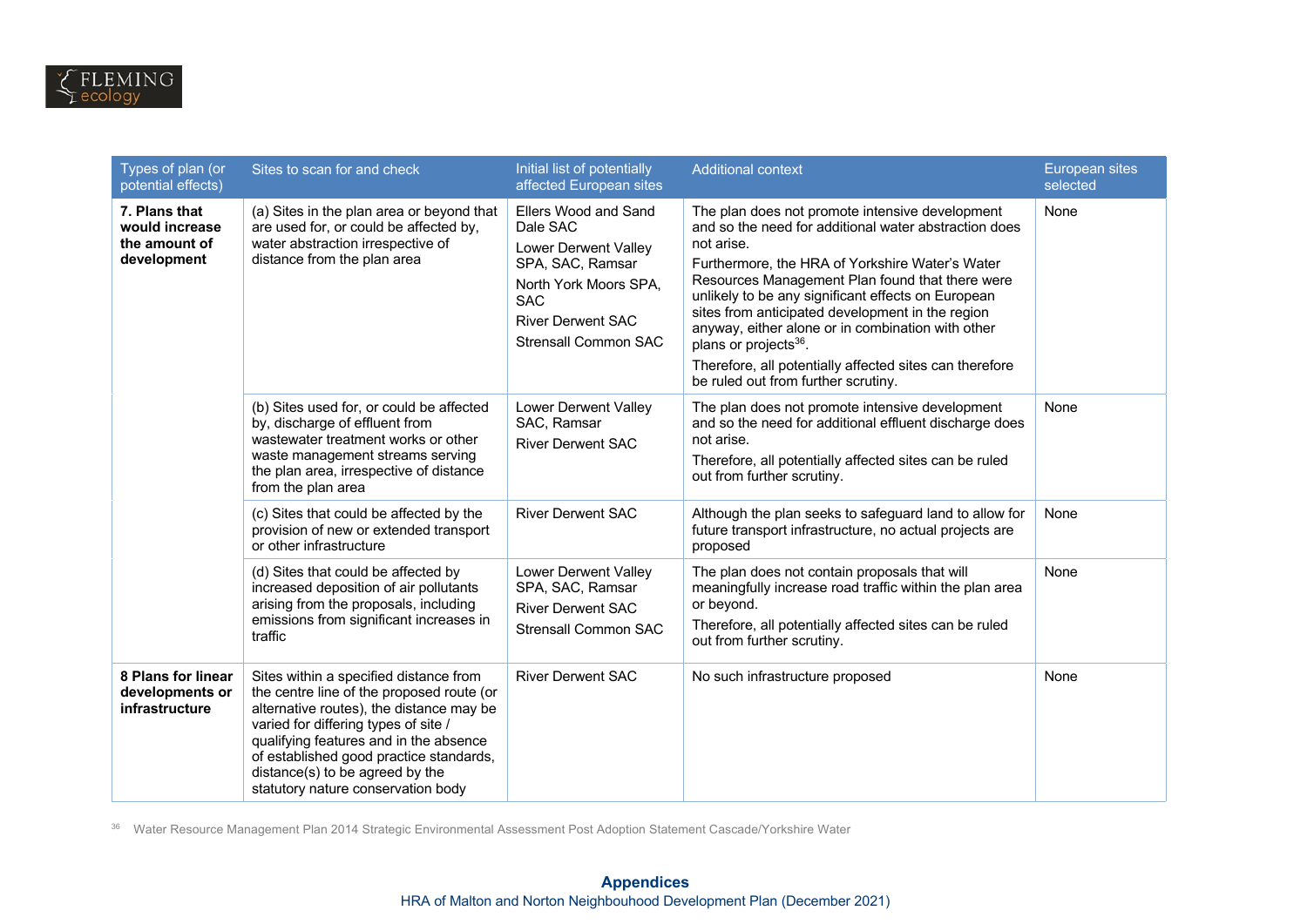| Types of plan (or potential effects) | Sites to scan for and check | Initial list of potentially affected European sites | Additional context | European sites selected |
|---|---|---|---|---|
| **7. Plans that would increase the amount of development** | (a) Sites in the plan area or beyond that are used for, or could be affected by, water abstraction irrespective of distance from the plan area | Ellers Wood and Sand Dale SAC<br>Lower Derwent Valley SPA, SAC, Ramsar<br>North York Moors SPA, SAC<br>River Derwent SAC<br>Strensall Common SAC | The plan does not promote intensive development and so the need for additional water abstraction does not arise.<br>Furthermore, the HRA of Yorkshire Water's Water Resources Management Plan found that there were unlikely to be any significant effects on European sites from anticipated development in the region anyway, either alone or in combination with other plans or projects[36].<br>Therefore, all potentially affected sites can therefore be ruled out from further scrutiny. | None |
| | (b) Sites used for, or could be affected by, discharge of effluent from wastewater treatment works or other waste management streams serving the plan area, irrespective of distance from the plan area | Lower Derwent Valley SAC, Ramsar<br>River Derwent SAC | The plan does not promote intensive development and so the need for additional effluent discharge does not arise.<br>Therefore, all potentially affected sites can be ruled out from further scrutiny. | None |
| | (c) Sites that could be affected by the provision of new or extended transport or other infrastructure | River Derwent SAC | Although the plan seeks to safeguard land to allow for future transport infrastructure, no actual projects are proposed | None |
| | (d) Sites that could be affected by increased deposition of air pollutants arising from the proposals, including emissions from significant increases in traffic | Lower Derwent Valley SPA, SAC, Ramsar<br>River Derwent SAC<br>Strensall Common SAC | The plan does not contain proposals that will meaningfully increase road traffic within the plan area or beyond.<br>Therefore, all potentially affected sites can be ruled out from further scrutiny. | None |
| **8 Plans for linear developments or infrastructure** | Sites within a specified distance from the centre line of the proposed route (or alternative routes), the distance may be varied for differing types of site / qualifying features and in the absence of established good practice standards, distance(s) to be agreed by the statutory nature conservation body | River Derwent SAC | No such infrastructure proposed | None |

[36] Water Resource Management Plan 2014 Strategic Environmental Assessment Post Adoption Statement Cascade/Yorkshire Water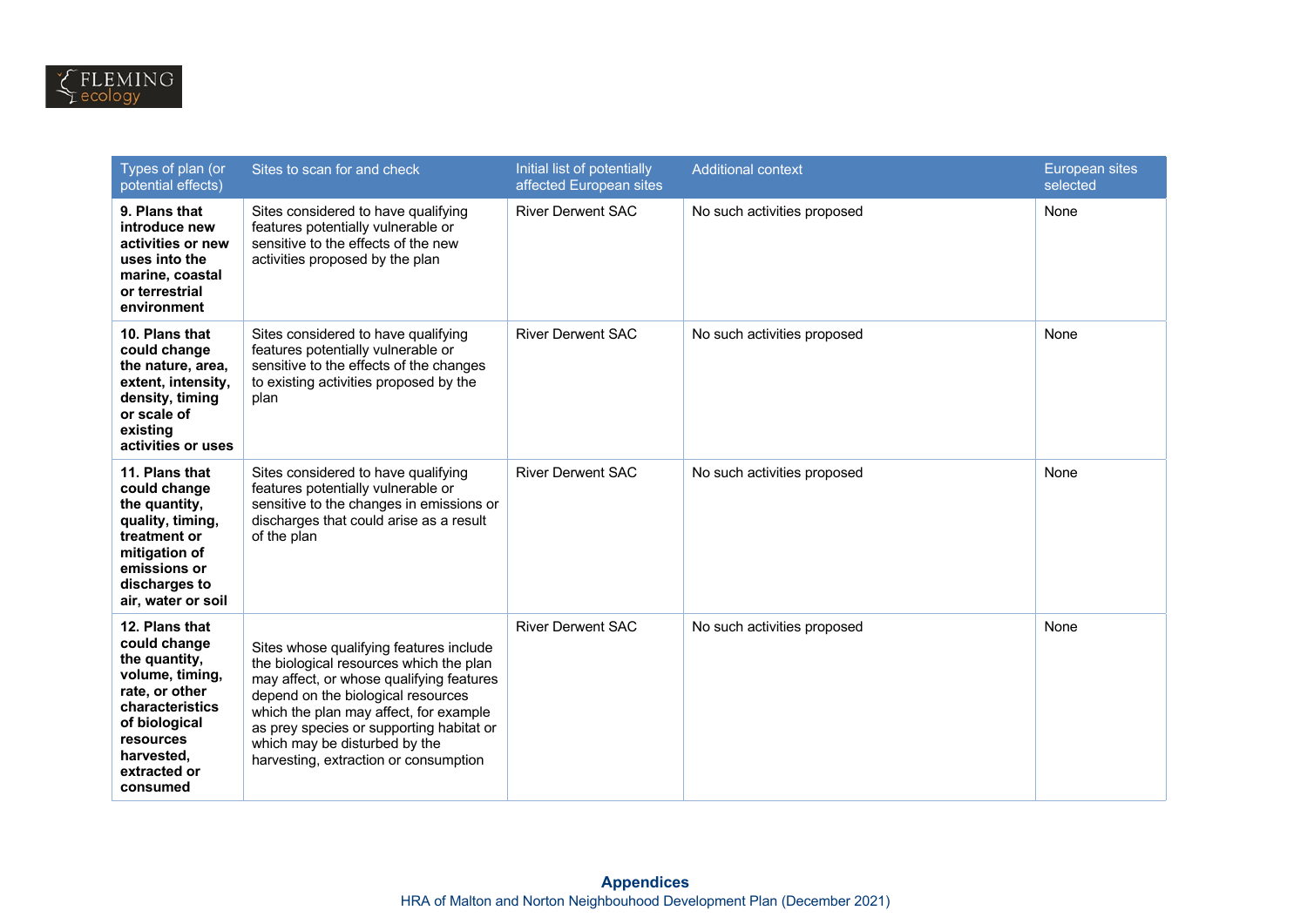| Types of plan (or potential effects) | Sites to scan for and check | Initial list of potentially affected European sites | Additional context | European sites selected |
|---|---|---|---|---|
| **9. Plans that introduce new activities or new uses into the marine, coastal or terrestrial environment** | Sites considered to have qualifying features potentially vulnerable or sensitive to the effects of the new activities proposed by the plan | River Derwent SAC | No such activities proposed | None |
| **10. Plans that could change the nature, area, extent, intensity, density, timing or scale of existing activities or uses** | Sites considered to have qualifying features potentially vulnerable or sensitive to the effects of the changes to existing activities proposed by the plan | River Derwent SAC | No such activities proposed | None |
| **11. Plans that could change the quantity, quality, timing, treatment or mitigation of emissions or discharges to air, water or soil** | Sites considered to have qualifying features potentially vulnerable or sensitive to the changes in emissions or discharges that could arise as a result of the plan | River Derwent SAC | No such activities proposed | None |
| **12. Plans that could change the quantity, volume, timing, rate, or other characteristics of biological resources harvested, extracted or consumed** | Sites whose qualifying features include the biological resources which the plan may affect, or whose qualifying features depend on the biological resources which the plan may affect, for example as prey species or supporting habitat or which may be disturbed by the harvesting, extraction or consumption | River Derwent SAC | No such activities proposed | None |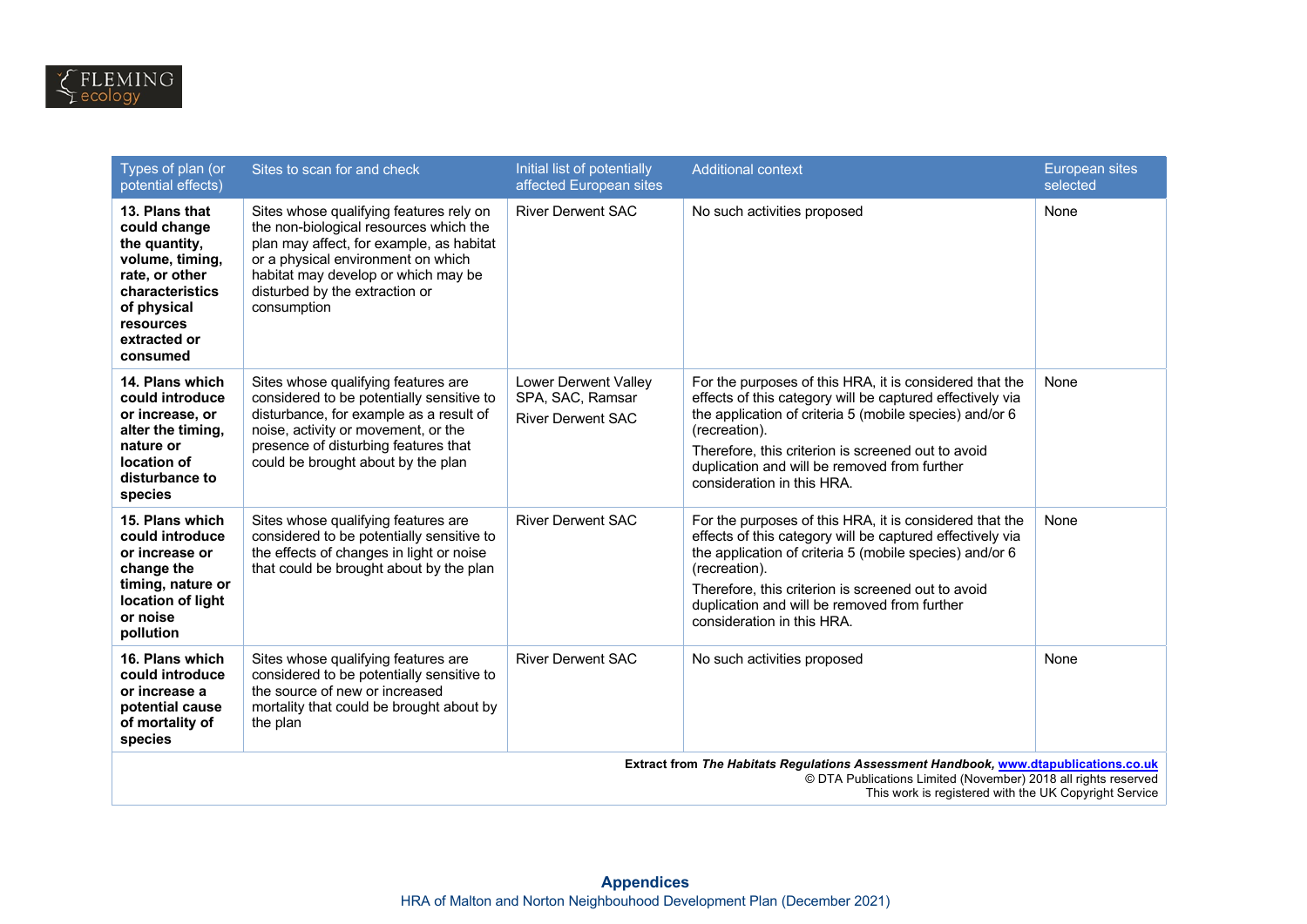| Types of plan (or potential effects) | Sites to scan for and check | Initial list of potentially affected European sites | Additional context | European sites selected |
|---|---|---|---|---|
| **13. Plans that could change the quantity, volume, timing, rate, or other characteristics of physical resources extracted or consumed** | Sites whose qualifying features rely on the non-biological resources which the plan may affect, for example, as habitat or a physical environment on which habitat may develop or which may be disturbed by the extraction or consumption | River Derwent SAC | No such activities proposed | None |
| **14. Plans which could introduce or increase, or alter the timing, nature or location of disturbance to species** | Sites whose qualifying features are considered to be potentially sensitive to disturbance, for example as a result of noise, activity or movement, or the presence of disturbing features that could be brought about by the plan | Lower Derwent Valley SPA, SAC, Ramsar<br>River Derwent SAC | For the purposes of this HRA, it is considered that the effects of this category will be captured effectively via the application of criteria 5 (mobile species) and/or 6 (recreation).<br>Therefore, this criterion is screened out to avoid duplication and will be removed from further consideration in this HRA. | None |
| **15. Plans which could introduce or increase or change the timing, nature or location of light or noise pollution** | Sites whose qualifying features are considered to be potentially sensitive to the effects of changes in light or noise that could be brought about by the plan | River Derwent SAC | For the purposes of this HRA, it is considered that the effects of this category will be captured effectively via the application of criteria 5 (mobile species) and/or 6 (recreation).<br>Therefore, this criterion is screened out to avoid duplication and will be removed from further consideration in this HRA. | None |
| **16. Plans which could introduce or increase a potential cause of mortality of species** | Sites whose qualifying features are considered to be potentially sensitive to the source of new or increased mortality that could be brought about by the plan | River Derwent SAC | No such activities proposed | None |

**Extract from** ***The Habitats Regulations Assessment Handbook,*** **www.dtapublications.co.uk**
© DTA Publications Limited (November) 2018 all rights reserved
This work is registered with the UK Copyright Service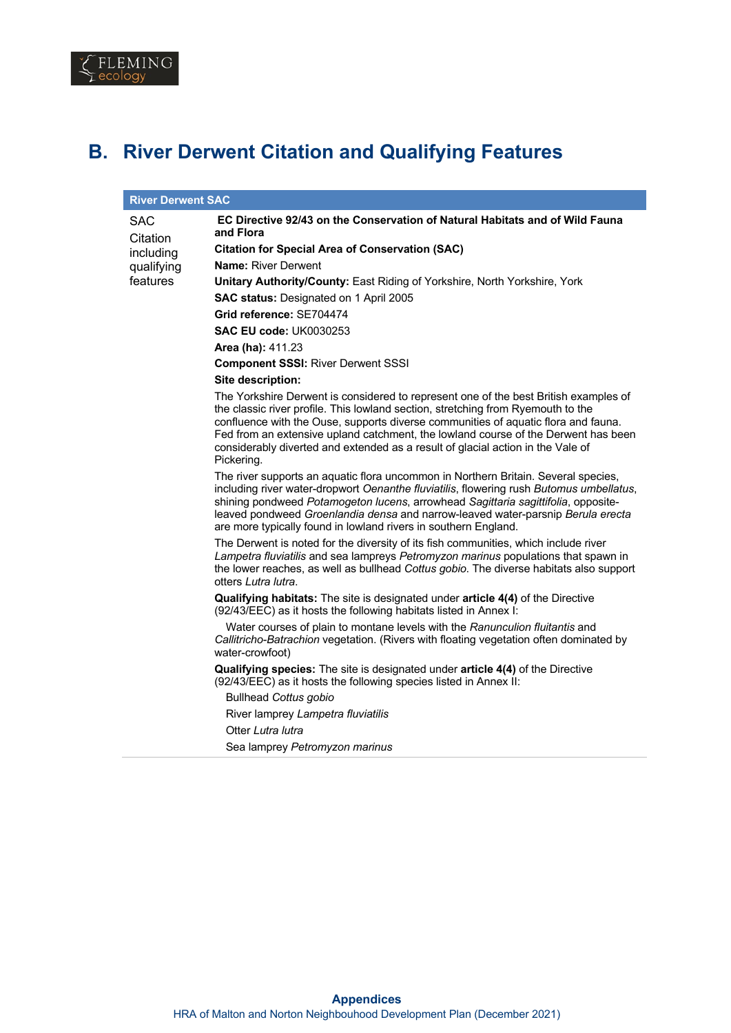# B. River Derwent Citation and Qualifying Features

| River Derwent SAC | |
|---|---|
| SAC Citation including qualifying features | **EC Directive 92/43 on the Conservation of Natural Habitats and of Wild Fauna and Flora**<br><br>**Citation for Special Area of Conservation (SAC)**<br><br>**Name:** River Derwent<br><br>**Unitary Authority/County:** East Riding of Yorkshire, North Yorkshire, York<br><br>**SAC status:** Designated on 1 April 2005<br><br>**Grid reference:** SE704474<br><br>**SAC EU code:** UK0030253<br><br>**Area (ha):** 411.23<br><br>**Component SSSI:** River Derwent SSSI<br><br>**Site description:**<br><br>The Yorkshire Derwent is considered to represent one of the best British examples of the classic river profile. This lowland section, stretching from Ryemouth to the confluence with the Ouse, supports diverse communities of aquatic flora and fauna. Fed from an extensive upland catchment, the lowland course of the Derwent has been considerably diverted and extended as a result of glacial action in the Vale of Pickering.<br><br>The river supports an aquatic flora uncommon in Northern Britain. Several species, including river water-dropwort *Oenanthe fluviatilis*, flowering rush *Butomus umbellatus*, shining pondweed *Potamogeton lucens*, arrowhead *Sagittaria sagittifolia*, opposite-leaved pondweed *Groenlandia densa* and narrow-leaved water-parsnip *Berula erecta* are more typically found in lowland rivers in southern England.<br><br>The Derwent is noted for the diversity of its fish communities, which include river *Lampetra fluviatilis* and sea lampreys *Petromyzon marinus* populations that spawn in the lower reaches, as well as bullhead *Cottus gobio*. The diverse habitats also support otters *Lutra lutra*.<br><br>**Qualifying habitats:** The site is designated under **article 4(4)** of the Directive (92/43/EEC) as it hosts the following habitats listed in Annex I:<br><br>Water courses of plain to montane levels with the *Ranunculion fluitantis* and *Callitricho-Batrachion* vegetation. (Rivers with floating vegetation often dominated by water-crowfoot)<br><br>**Qualifying species:** The site is designated under **article 4(4)** of the Directive (92/43/EEC) as it hosts the following species listed in Annex II:<br><br>Bullhead *Cottus gobio*<br>River lamprey *Lampetra fluviatilis*<br>Otter *Lutra lutra*<br>Sea lamprey *Petromyzon marinus* |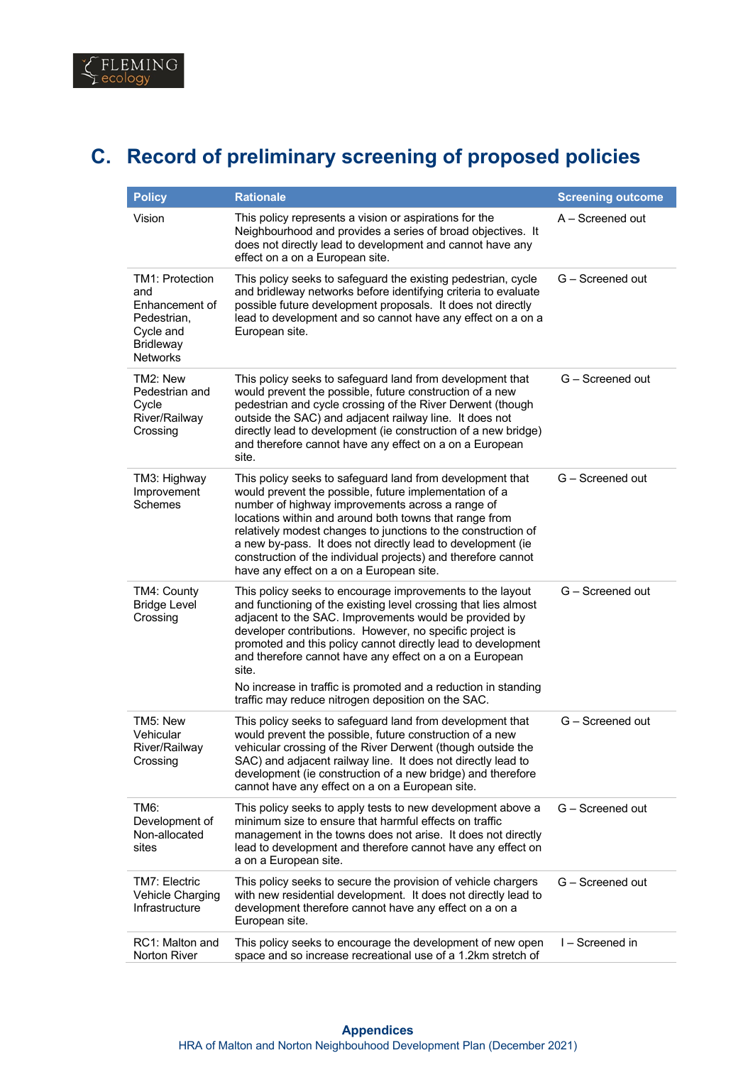# C. Record of preliminary screening of proposed policies

| Policy | Rationale | Screening outcome |
|---|---|---|
| Vision | This policy represents a vision or aspirations for the Neighbourhood and provides a series of broad objectives. It does not directly lead to development and cannot have any effect on a on a European site. | A – Screened out |
| TM1: Protection and Enhancement of Pedestrian, Cycle and Bridleway Networks | This policy seeks to safeguard the existing pedestrian, cycle and bridleway networks before identifying criteria to evaluate possible future development proposals. It does not directly lead to development and so cannot have any effect on a on a European site. | G – Screened out |
| TM2: New Pedestrian and Cycle River/Railway Crossing | This policy seeks to safeguard land from development that would prevent the possible, future construction of a new pedestrian and cycle crossing of the River Derwent (though outside the SAC) and adjacent railway line. It does not directly lead to development (ie construction of a new bridge) and therefore cannot have any effect on a on a European site. | G – Screened out |
| TM3: Highway Improvement Schemes | This policy seeks to safeguard land from development that would prevent the possible, future implementation of a number of highway improvements across a range of locations within and around both towns that range from relatively modest changes to junctions to the construction of a new by-pass. It does not directly lead to development (ie construction of the individual projects) and therefore cannot have any effect on a on a European site. | G – Screened out |
| TM4: County Bridge Level Crossing | This policy seeks to encourage improvements to the layout and functioning of the existing level crossing that lies almost adjacent to the SAC. Improvements would be provided by developer contributions. However, no specific project is promoted and this policy cannot directly lead to development and therefore cannot have any effect on a on a European site.<br><br>No increase in traffic is promoted and a reduction in standing traffic may reduce nitrogen deposition on the SAC. | G – Screened out |
| TM5: New Vehicular River/Railway Crossing | This policy seeks to safeguard land from development that would prevent the possible, future construction of a new vehicular crossing of the River Derwent (though outside the SAC) and adjacent railway line. It does not directly lead to development (ie construction of a new bridge) and therefore cannot have any effect on a on a European site. | G – Screened out |
| TM6: Development of Non-allocated sites | This policy seeks to apply tests to new development above a minimum size to ensure that harmful effects on traffic management in the towns does not arise. It does not directly lead to development and therefore cannot have any effect on a on a European site. | G – Screened out |
| TM7: Electric Vehicle Charging Infrastructure | This policy seeks to secure the provision of vehicle chargers with new residential development. It does not directly lead to development therefore cannot have any effect on a on a European site. | G – Screened out |
| RC1: Malton and Norton River | This policy seeks to encourage the development of new open space and so increase recreational use of a 1.2km stretch of | I – Screened in |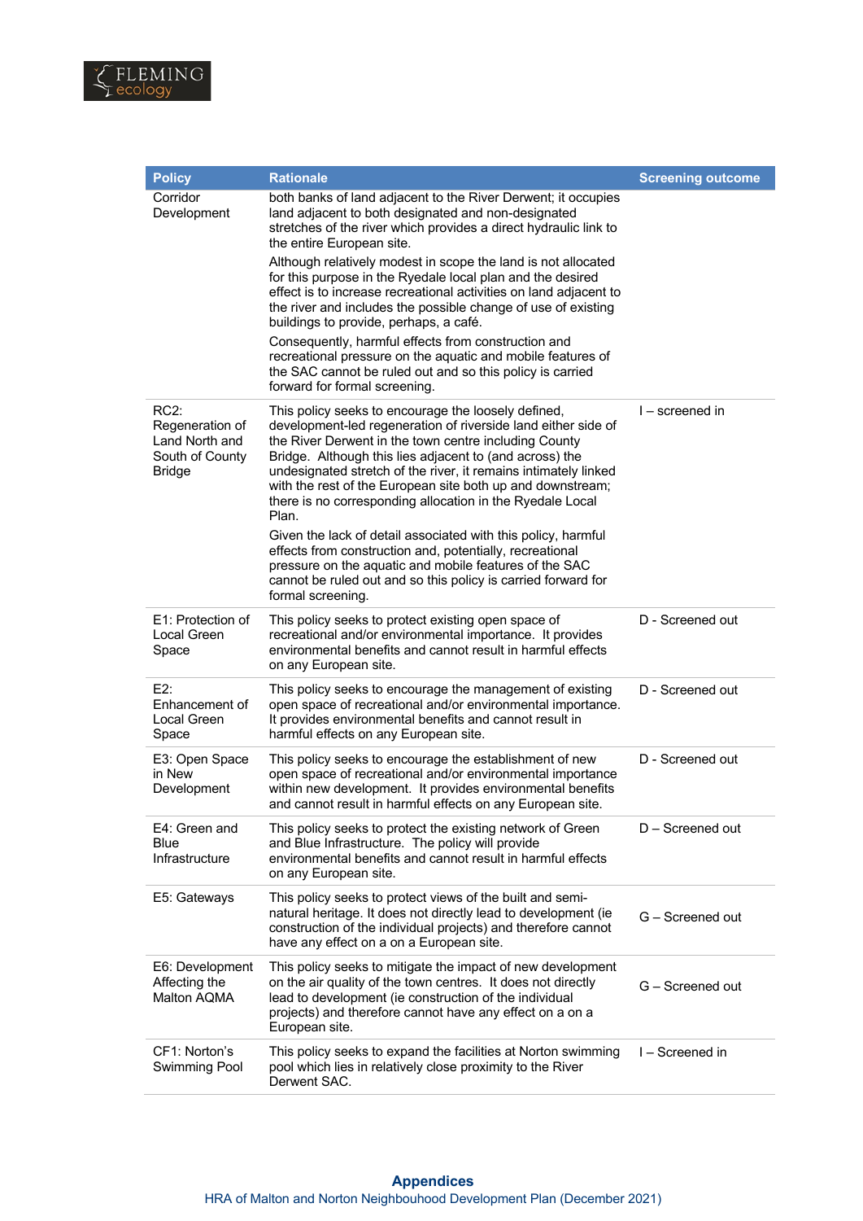| Policy | Rationale | Screening outcome |
|---|---|---|
| Corridor Development | both banks of land adjacent to the River Derwent; it occupies land adjacent to both designated and non-designated stretches of the river which provides a direct hydraulic link to the entire European site. Although relatively modest in scope the land is not allocated for this purpose in the Ryedale local plan and the desired effect is to increase recreational activities on land adjacent to the river and includes the possible change of use of existing buildings to provide, perhaps, a café. Consequently, harmful effects from construction and recreational pressure on the aquatic and mobile features of the SAC cannot be ruled out and so this policy is carried forward for formal screening. | |
| RC2: Regeneration of Land North and South of County Bridge | This policy seeks to encourage the loosely defined, development-led regeneration of riverside land either side of the River Derwent in the town centre including County Bridge. Although this lies adjacent to (and across) the undesignated stretch of the river, it remains intimately linked with the rest of the European site both up and downstream; there is no corresponding allocation in the Ryedale Local Plan. Given the lack of detail associated with this policy, harmful effects from construction and, potentially, recreational pressure on the aquatic and mobile features of the SAC cannot be ruled out and so this policy is carried forward for formal screening. | I – screened in |
| E1: Protection of Local Green Space | This policy seeks to protect existing open space of recreational and/or environmental importance. It provides environmental benefits and cannot result in harmful effects on any European site. | D - Screened out |
| E2: Enhancement of Local Green Space | This policy seeks to encourage the management of existing open space of recreational and/or environmental importance. It provides environmental benefits and cannot result in harmful effects on any European site. | D - Screened out |
| E3: Open Space in New Development | This policy seeks to encourage the establishment of new open space of recreational and/or environmental importance within new development. It provides environmental benefits and cannot result in harmful effects on any European site. | D - Screened out |
| E4: Green and Blue Infrastructure | This policy seeks to protect the existing network of Green and Blue Infrastructure. The policy will provide environmental benefits and cannot result in harmful effects on any European site. | D – Screened out |
| E5: Gateways | This policy seeks to protect views of the built and semi-natural heritage. It does not directly lead to development (ie construction of the individual projects) and therefore cannot have any effect on a on a European site. | G – Screened out |
| E6: Development Affecting the Malton AQMA | This policy seeks to mitigate the impact of new development on the air quality of the town centres. It does not directly lead to development (ie construction of the individual projects) and therefore cannot have any effect on a on a European site. | G – Screened out |
| CF1: Norton's Swimming Pool | This policy seeks to expand the facilities at Norton swimming pool which lies in relatively close proximity to the River Derwent SAC. | I – Screened in |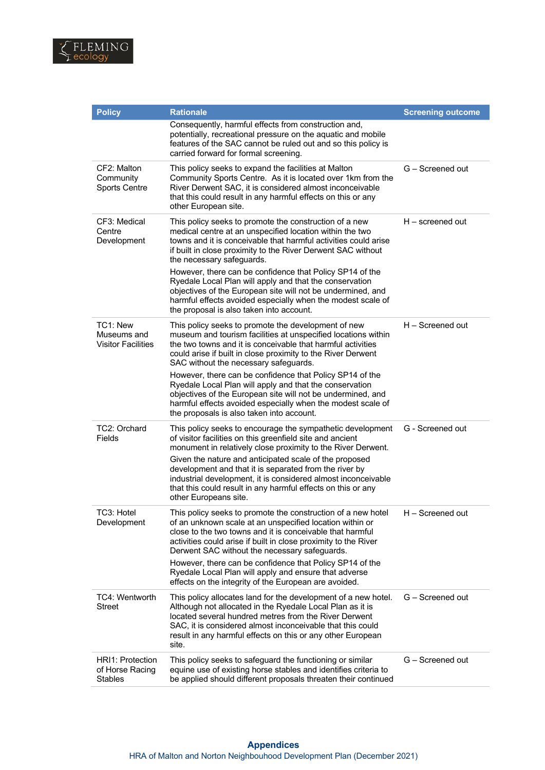| Policy | Rationale | Screening outcome |
|---|---|---|
| | Consequently, harmful effects from construction and, potentially, recreational pressure on the aquatic and mobile features of the SAC cannot be ruled out and so this policy is carried forward for formal screening. | |
| CF2: Malton Community Sports Centre | This policy seeks to expand the facilities at Malton Community Sports Centre. As it is located over 1km from the River Derwent SAC, it is considered almost inconceivable that this could result in any harmful effects on this or any other European site. | G – Screened out |
| CF3: Medical Centre Development | This policy seeks to promote the construction of a new medical centre at an unspecified location within the two towns and it is conceivable that harmful activities could arise if built in close proximity to the River Derwent SAC without the necessary safeguards.<br><br>However, there can be confidence that Policy SP14 of the Ryedale Local Plan will apply and that the conservation objectives of the European site will not be undermined, and harmful effects avoided especially when the modest scale of the proposal is also taken into account. | H – screened out |
| TC1: New Museums and Visitor Facilities | This policy seeks to promote the development of new museum and tourism facilities at unspecified locations within the two towns and it is conceivable that harmful activities could arise if built in close proximity to the River Derwent SAC without the necessary safeguards.<br><br>However, there can be confidence that Policy SP14 of the Ryedale Local Plan will apply and that the conservation objectives of the European site will not be undermined, and harmful effects avoided especially when the modest scale of the proposals is also taken into account. | H – Screened out |
| TC2: Orchard Fields | This policy seeks to encourage the sympathetic development of visitor facilities on this greenfield site and ancient monument in relatively close proximity to the River Derwent.<br><br>Given the nature and anticipated scale of the proposed development and that it is separated from the river by industrial development, it is considered almost inconceivable that this could result in any harmful effects on this or any other Europeans site. | G - Screened out |
| TC3: Hotel Development | This policy seeks to promote the construction of a new hotel of an unknown scale at an unspecified location within or close to the two towns and it is conceivable that harmful activities could arise if built in close proximity to the River Derwent SAC without the necessary safeguards.<br><br>However, there can be confidence that Policy SP14 of the Ryedale Local Plan will apply and ensure that adverse effects on the integrity of the European are avoided. | H – Screened out |
| TC4: Wentworth Street | This policy allocates land for the development of a new hotel. Although not allocated in the Ryedale Local Plan as it is located several hundred metres from the River Derwent SAC, it is considered almost inconceivable that this could result in any harmful effects on this or any other European site. | G – Screened out |
| HRI1: Protection of Horse Racing Stables | This policy seeks to safeguard the functioning or similar equine use of existing horse stables and identifies criteria to be applied should different proposals threaten their continued | G – Screened out |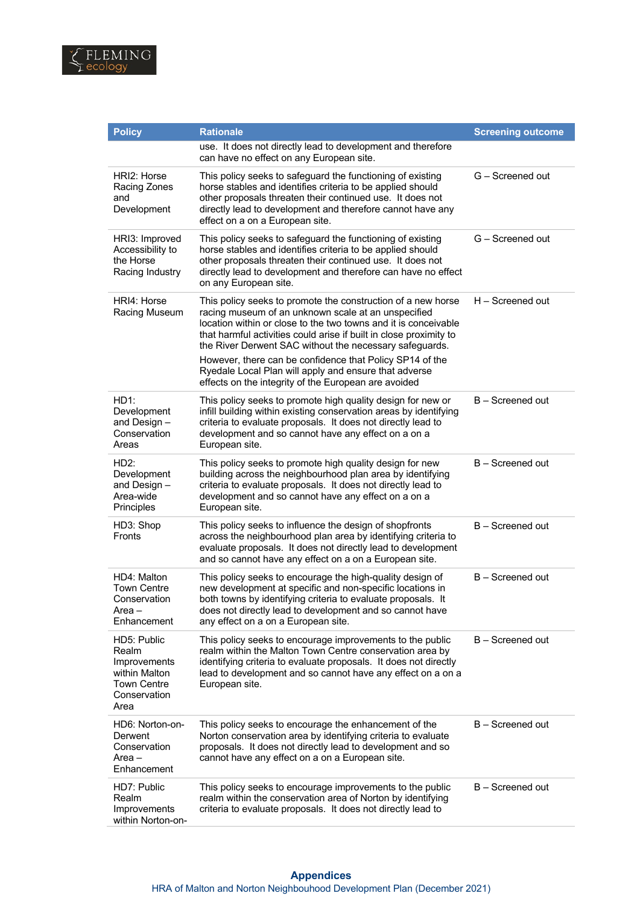| Policy | Rationale | Screening outcome |
|---|---|---|
| | use. It does not directly lead to development and therefore can have no effect on any European site. | |
| HRI2: Horse Racing Zones and Development | This policy seeks to safeguard the functioning of existing horse stables and identifies criteria to be applied should other proposals threaten their continued use. It does not directly lead to development and therefore cannot have any effect on a on a European site. | G – Screened out |
| HRI3: Improved Accessibility to the Horse Racing Industry | This policy seeks to safeguard the functioning of existing horse stables and identifies criteria to be applied should other proposals threaten their continued use. It does not directly lead to development and therefore can have no effect on any European site. | G – Screened out |
| HRI4: Horse Racing Museum | This policy seeks to promote the construction of a new horse racing museum of an unknown scale at an unspecified location within or close to the two towns and it is conceivable that harmful activities could arise if built in close proximity to the River Derwent SAC without the necessary safeguards. However, there can be confidence that Policy SP14 of the Ryedale Local Plan will apply and ensure that adverse effects on the integrity of the European are avoided | H – Screened out |
| HD1: Development and Design – Conservation Areas | This policy seeks to promote high quality design for new or infill building within existing conservation areas by identifying criteria to evaluate proposals. It does not directly lead to development and so cannot have any effect on a on a European site. | B – Screened out |
| HD2: Development and Design – Area-wide Principles | This policy seeks to promote high quality design for new building across the neighbourhood plan area by identifying criteria to evaluate proposals. It does not directly lead to development and so cannot have any effect on a on a European site. | B – Screened out |
| HD3: Shop Fronts | This policy seeks to influence the design of shopfronts across the neighbourhood plan area by identifying criteria to evaluate proposals. It does not directly lead to development and so cannot have any effect on a on a European site. | B – Screened out |
| HD4: Malton Town Centre Conservation Area – Enhancement | This policy seeks to encourage the high-quality design of new development at specific and non-specific locations in both towns by identifying criteria to evaluate proposals. It does not directly lead to development and so cannot have any effect on a on a European site. | B – Screened out |
| HD5: Public Realm Improvements within Malton Town Centre Conservation Area | This policy seeks to encourage improvements to the public realm within the Malton Town Centre conservation area by identifying criteria to evaluate proposals. It does not directly lead to development and so cannot have any effect on a on a European site. | B – Screened out |
| HD6: Norton-on-Derwent Conservation Area – Enhancement | This policy seeks to encourage the enhancement of the Norton conservation area by identifying criteria to evaluate proposals. It does not directly lead to development and so cannot have any effect on a on a European site. | B – Screened out |
| HD7: Public Realm Improvements within Norton-on- | This policy seeks to encourage improvements to the public realm within the conservation area of Norton by identifying criteria to evaluate proposals. It does not directly lead to | B – Screened out |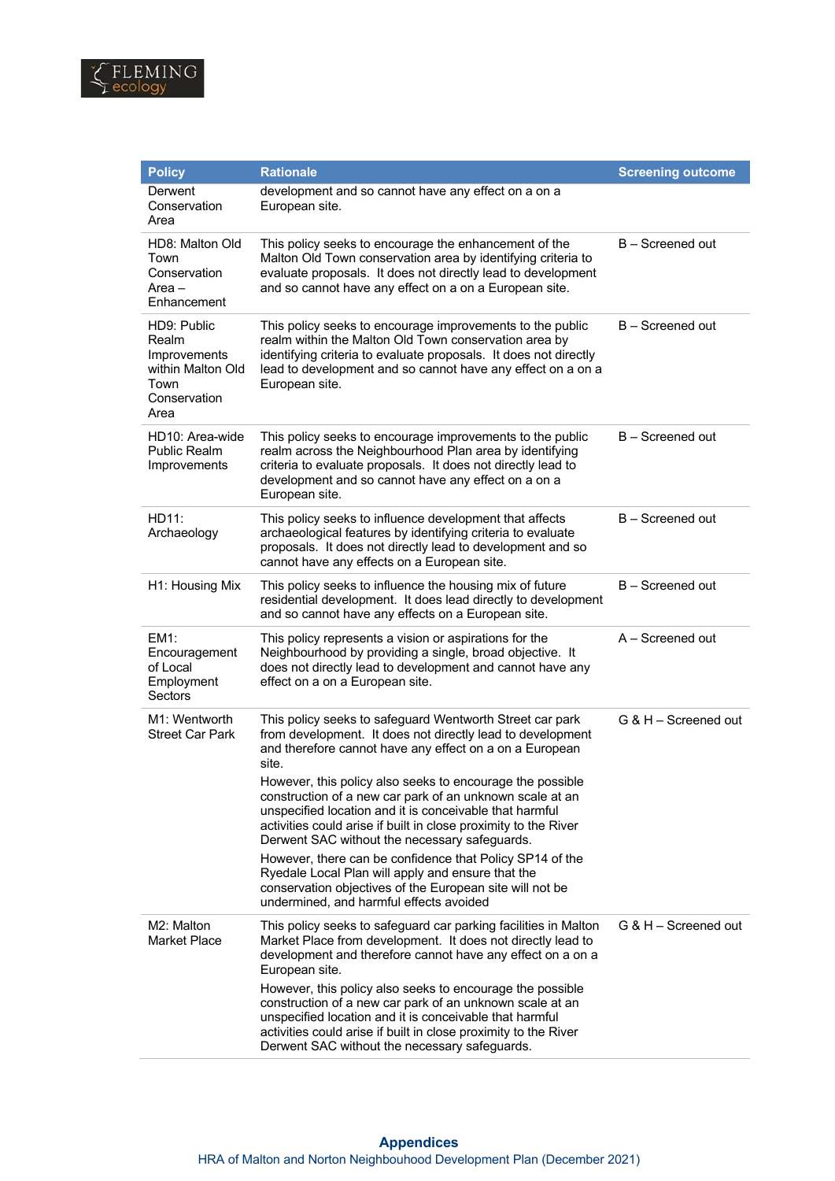| Policy | Rationale | Screening outcome |
|---|---|---|
| Derwent Conservation Area | development and so cannot have any effect on a on a European site. | |
| HD8: Malton Old Town Conservation Area – Enhancement | This policy seeks to encourage the enhancement of the Malton Old Town conservation area by identifying criteria to evaluate proposals. It does not directly lead to development and so cannot have any effect on a on a European site. | B – Screened out |
| HD9: Public Realm Improvements within Malton Old Town Conservation Area | This policy seeks to encourage improvements to the public realm within the Malton Old Town conservation area by identifying criteria to evaluate proposals. It does not directly lead to development and so cannot have any effect on a on a European site. | B – Screened out |
| HD10: Area-wide Public Realm Improvements | This policy seeks to encourage improvements to the public realm across the Neighbourhood Plan area by identifying criteria to evaluate proposals. It does not directly lead to development and so cannot have any effect on a on a European site. | B – Screened out |
| HD11: Archaeology | This policy seeks to influence development that affects archaeological features by identifying criteria to evaluate proposals. It does not directly lead to development and so cannot have any effects on a European site. | B – Screened out |
| H1: Housing Mix | This policy seeks to influence the housing mix of future residential development. It does lead directly to development and so cannot have any effects on a European site. | B – Screened out |
| EM1: Encouragement of Local Employment Sectors | This policy represents a vision or aspirations for the Neighbourhood by providing a single, broad objective. It does not directly lead to development and cannot have any effect on a on a European site. | A – Screened out |
| M1: Wentworth Street Car Park | This policy seeks to safeguard Wentworth Street car park from development. It does not directly lead to development and therefore cannot have any effect on a on a European site.<br><br>However, this policy also seeks to encourage the possible construction of a new car park of an unknown scale at an unspecified location and it is conceivable that harmful activities could arise if built in close proximity to the River Derwent SAC without the necessary safeguards.<br><br>However, there can be confidence that Policy SP14 of the Ryedale Local Plan will apply and ensure that the conservation objectives of the European site will not be undermined, and harmful effects avoided | G & H – Screened out |
| M2: Malton Market Place | This policy seeks to safeguard car parking facilities in Malton Market Place from development. It does not directly lead to development and therefore cannot have any effect on a on a European site.<br><br>However, this policy also seeks to encourage the possible construction of a new car park of an unknown scale at an unspecified location and it is conceivable that harmful activities could arise if built in close proximity to the River Derwent SAC without the necessary safeguards. | G & H – Screened out |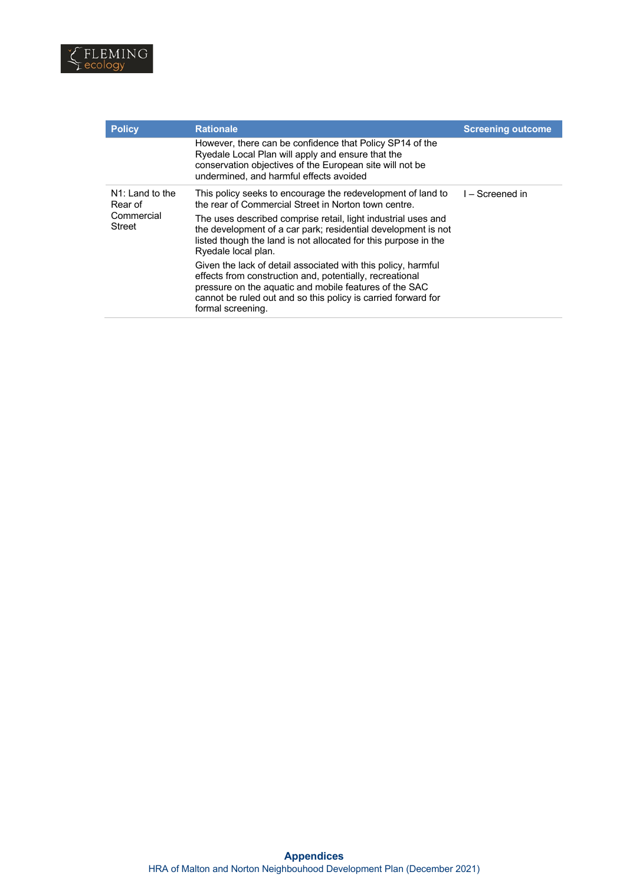| Policy | Rationale | Screening outcome |
|---|---|---|
| | However, there can be confidence that Policy SP14 of the Ryedale Local Plan will apply and ensure that the conservation objectives of the European site will not be undermined, and harmful effects avoided | |
| N1: Land to the Rear of Commercial Street | This policy seeks to encourage the redevelopment of land to the rear of Commercial Street in Norton town centre.<br><br>The uses described comprise retail, light industrial uses and the development of a car park; residential development is not listed though the land is not allocated for this purpose in the Ryedale local plan.<br><br>Given the lack of detail associated with this policy, harmful effects from construction and, potentially, recreational pressure on the aquatic and mobile features of the SAC cannot be ruled out and so this policy is carried forward for formal screening. | I – Screened in |